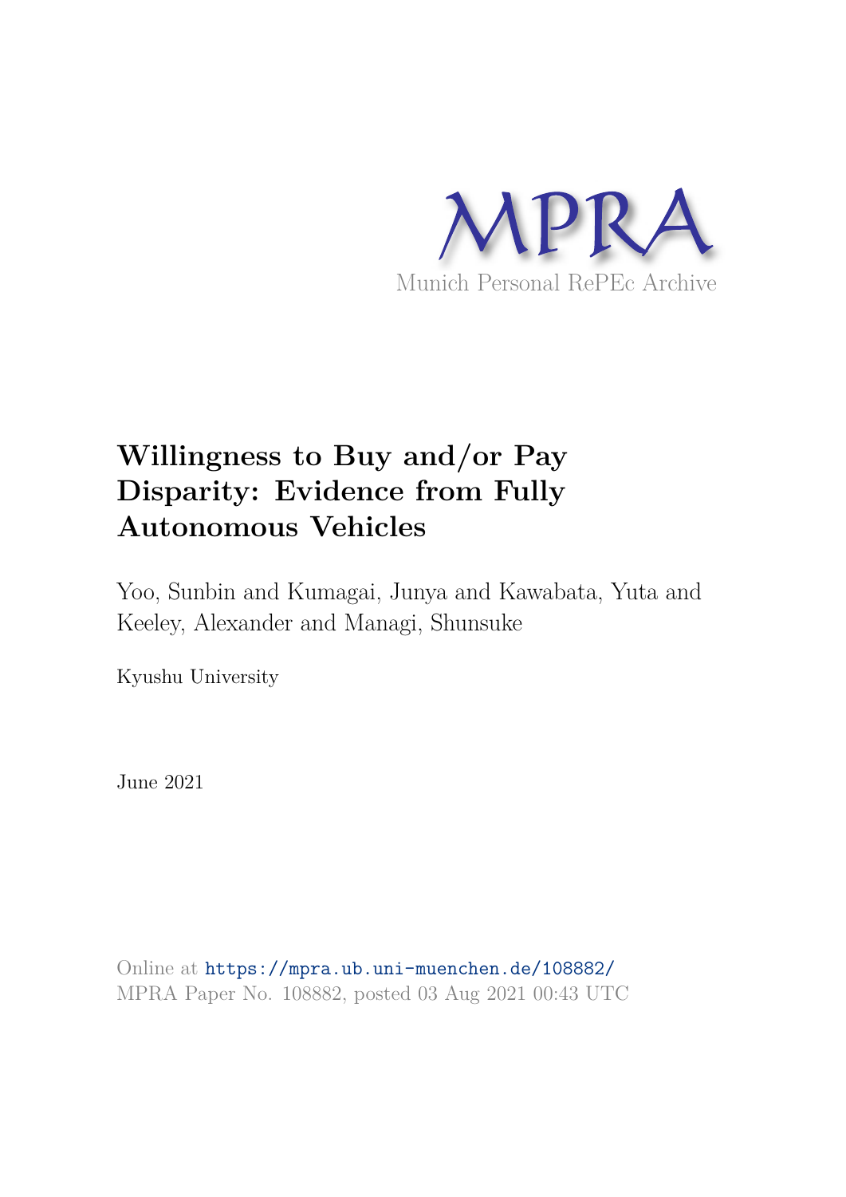MPRA

Munich Personal RePEc Archive

# Willingness to Buy and/or Pay Disparity: Evidence from Fully Autonomous Vehicles

Yoo, Sunbin and Kumagai, Junya and Kawabata, Yuta and Keeley, Alexander and Managi, Shunsuke

Kyushu University

June 2021

Online at https://mpra.ub.uni-muenchen.de/108882/
MPRA Paper No. 108882, posted 03 Aug 2021 00:43 UTC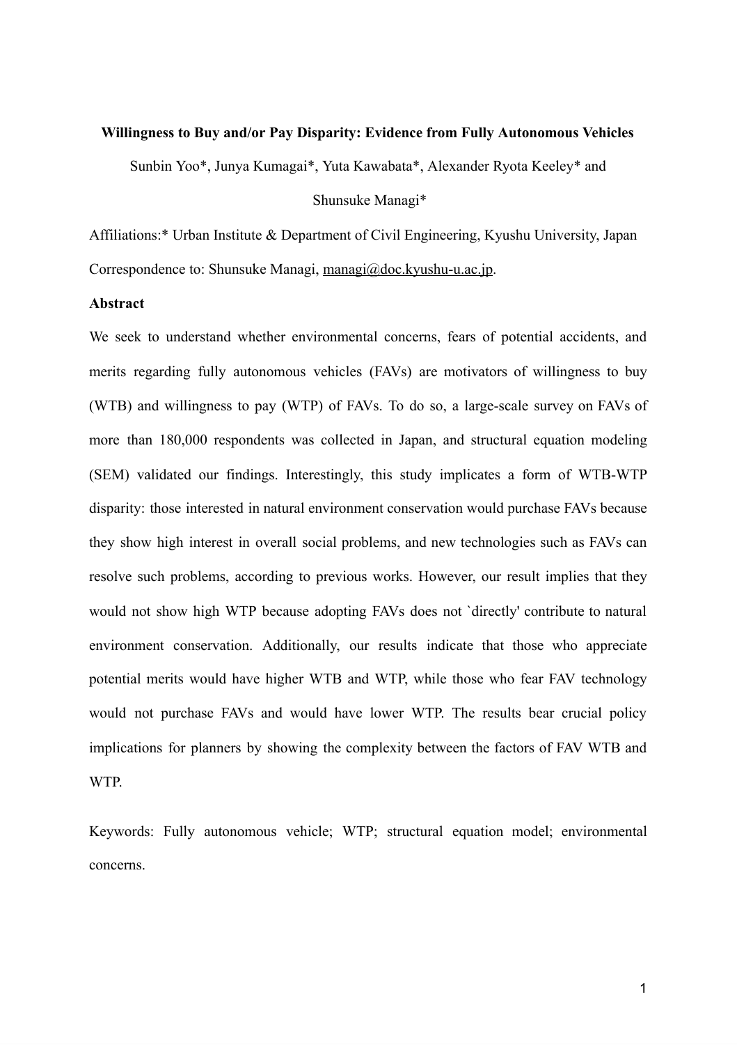**Willingness to Buy and/or Pay Disparity: Evidence from Fully Autonomous Vehicles**

Sunbin Yoo*, Junya Kumagai*, Yuta Kawabata*, Alexander Ryota Keeley* and Shunsuke Managi*

Affiliations:* Urban Institute & Department of Civil Engineering, Kyushu University, Japan

Correspondence to: Shunsuke Managi, managi@doc.kyushu-u.ac.jp.

**Abstract**

We seek to understand whether environmental concerns, fears of potential accidents, and merits regarding fully autonomous vehicles (FAVs) are motivators of willingness to buy (WTB) and willingness to pay (WTP) of FAVs. To do so, a large-scale survey on FAVs of more than 180,000 respondents was collected in Japan, and structural equation modeling (SEM) validated our findings. Interestingly, this study implicates a form of WTB-WTP disparity: those interested in natural environment conservation would purchase FAVs because they show high interest in overall social problems, and new technologies such as FAVs can resolve such problems, according to previous works. However, our result implies that they would not show high WTP because adopting FAVs does not `directly' contribute to natural environment conservation. Additionally, our results indicate that those who appreciate potential merits would have higher WTB and WTP, while those who fear FAV technology would not purchase FAVs and would have lower WTP. The results bear crucial policy implications for planners by showing the complexity between the factors of FAV WTB and WTP.

Keywords: Fully autonomous vehicle; WTP; structural equation model; environmental concerns.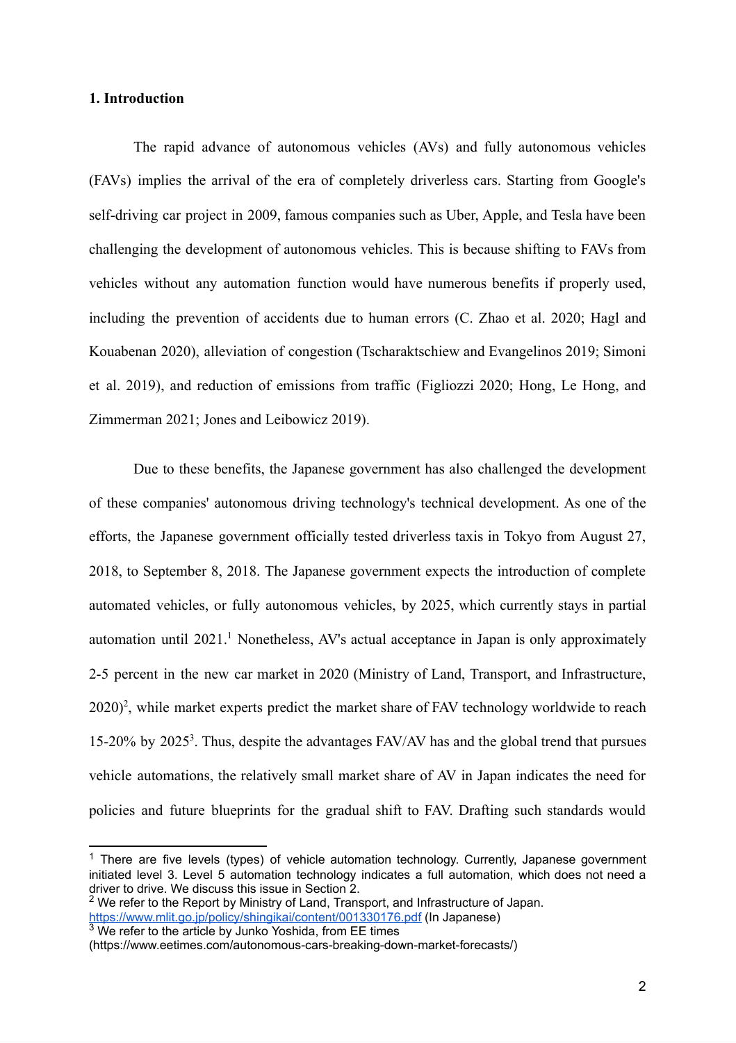## 1. Introduction

The rapid advance of autonomous vehicles (AVs) and fully autonomous vehicles (FAVs) implies the arrival of the era of completely driverless cars. Starting from Google's self-driving car project in 2009, famous companies such as Uber, Apple, and Tesla have been challenging the development of autonomous vehicles. This is because shifting to FAVs from vehicles without any automation function would have numerous benefits if properly used, including the prevention of accidents due to human errors (C. Zhao et al. 2020; Hagl and Kouabenan 2020), alleviation of congestion (Tscharaktschiew and Evangelinos 2019; Simoni et al. 2019), and reduction of emissions from traffic (Figliozzi 2020; Hong, Le Hong, and Zimmerman 2021; Jones and Leibowicz 2019).

Due to these benefits, the Japanese government has also challenged the development of these companies' autonomous driving technology's technical development. As one of the efforts, the Japanese government officially tested driverless taxis in Tokyo from August 27, 2018, to September 8, 2018. The Japanese government expects the introduction of complete automated vehicles, or fully autonomous vehicles, by 2025, which currently stays in partial automation until 2021.[1] Nonetheless, AV's actual acceptance in Japan is only approximately 2-5 percent in the new car market in 2020 (Ministry of Land, Transport, and Infrastructure, 2020)[2], while market experts predict the market share of FAV technology worldwide to reach 15-20% by 2025[3]. Thus, despite the advantages FAV/AV has and the global trend that pursues vehicle automations, the relatively small market share of AV in Japan indicates the need for policies and future blueprints for the gradual shift to FAV. Drafting such standards would

---

[1] There are five levels (types) of vehicle automation technology. Currently, Japanese government initiated level 3. Level 5 automation technology indicates a full automation, which does not need a driver to drive. We discuss this issue in Section 2.

[2] We refer to the Report by Ministry of Land, Transport, and Infrastructure of Japan. https://www.mlit.go.jp/policy/shingikai/content/001330176.pdf (In Japanese)

[3] We refer to the article by Junko Yoshida, from EE times (https://www.eetimes.com/autonomous-cars-breaking-down-market-forecasts/)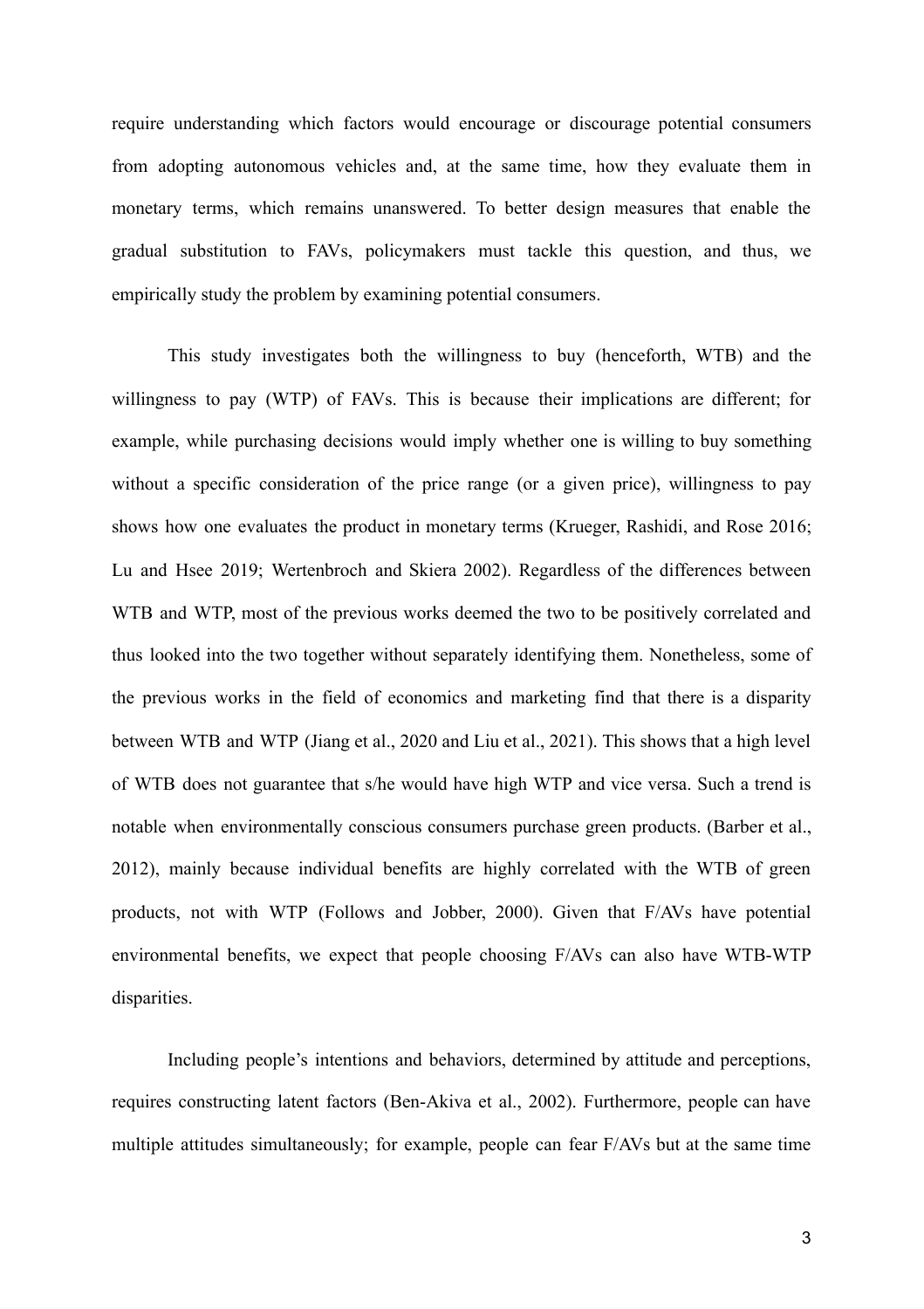require understanding which factors would encourage or discourage potential consumers from adopting autonomous vehicles and, at the same time, how they evaluate them in monetary terms, which remains unanswered. To better design measures that enable the gradual substitution to FAVs, policymakers must tackle this question, and thus, we empirically study the problem by examining potential consumers.

This study investigates both the willingness to buy (henceforth, WTB) and the willingness to pay (WTP) of FAVs. This is because their implications are different; for example, while purchasing decisions would imply whether one is willing to buy something without a specific consideration of the price range (or a given price), willingness to pay shows how one evaluates the product in monetary terms (Krueger, Rashidi, and Rose 2016; Lu and Hsee 2019; Wertenbroch and Skiera 2002). Regardless of the differences between WTB and WTP, most of the previous works deemed the two to be positively correlated and thus looked into the two together without separately identifying them. Nonetheless, some of the previous works in the field of economics and marketing find that there is a disparity between WTB and WTP (Jiang et al., 2020 and Liu et al., 2021). This shows that a high level of WTB does not guarantee that s/he would have high WTP and vice versa. Such a trend is notable when environmentally conscious consumers purchase green products. (Barber et al., 2012), mainly because individual benefits are highly correlated with the WTB of green products, not with WTP (Follows and Jobber, 2000). Given that F/AVs have potential environmental benefits, we expect that people choosing F/AVs can also have WTB-WTP disparities.

Including people's intentions and behaviors, determined by attitude and perceptions, requires constructing latent factors (Ben-Akiva et al., 2002). Furthermore, people can have multiple attitudes simultaneously; for example, people can fear F/AVs but at the same time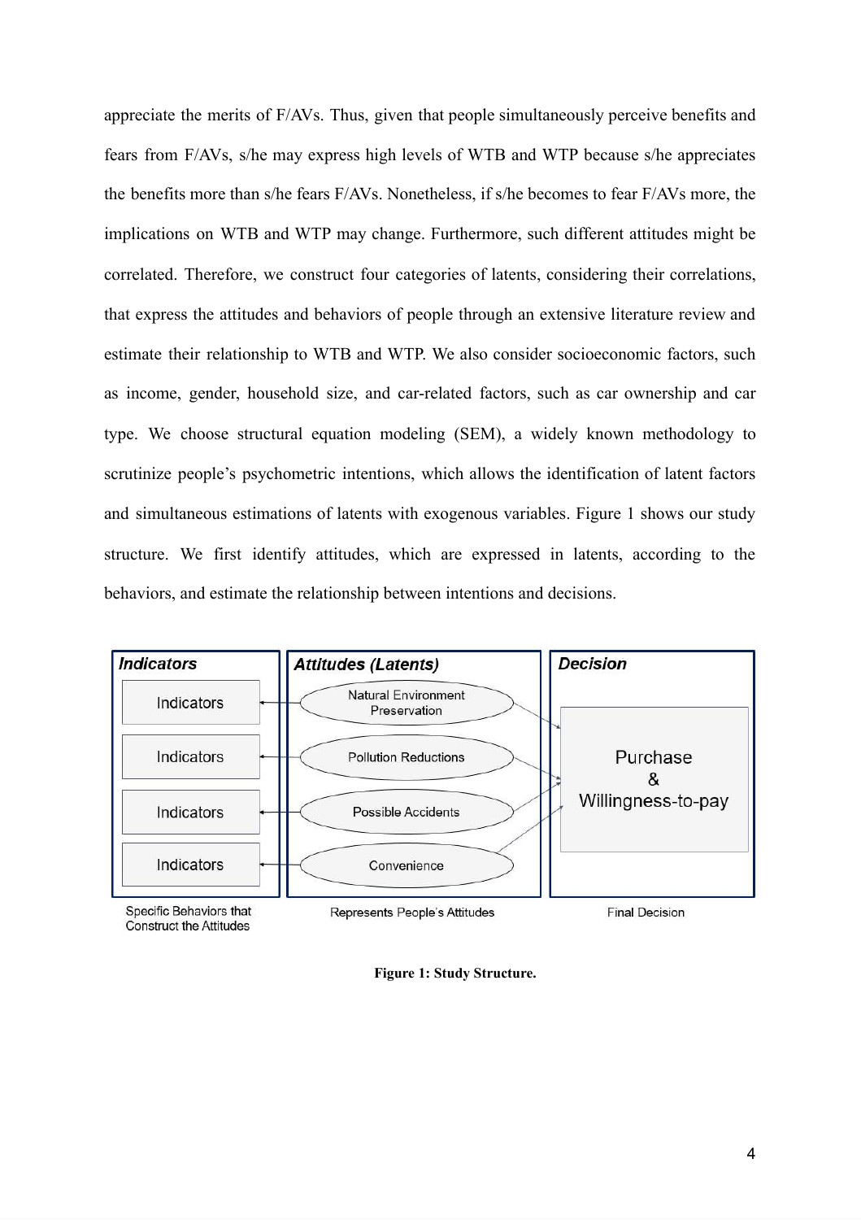appreciate the merits of F/AVs. Thus, given that people simultaneously perceive benefits and fears from F/AVs, s/he may express high levels of WTB and WTP because s/he appreciates the benefits more than s/he fears F/AVs. Nonetheless, if s/he becomes to fear F/AVs more, the implications on WTB and WTP may change. Furthermore, such different attitudes might be correlated. Therefore, we construct four categories of latents, considering their correlations, that express the attitudes and behaviors of people through an extensive literature review and estimate their relationship to WTB and WTP. We also consider socioeconomic factors, such as income, gender, household size, and car-related factors, such as car ownership and car type. We choose structural equation modeling (SEM), a widely known methodology to scrutinize people's psychometric intentions, which allows the identification of latent factors and simultaneous estimations of latents with exogenous variables. Figure 1 shows our study structure. We first identify attitudes, which are expressed in latents, according to the behaviors, and estimate the relationship between intentions and decisions.

**Figure 1: Study Structure.**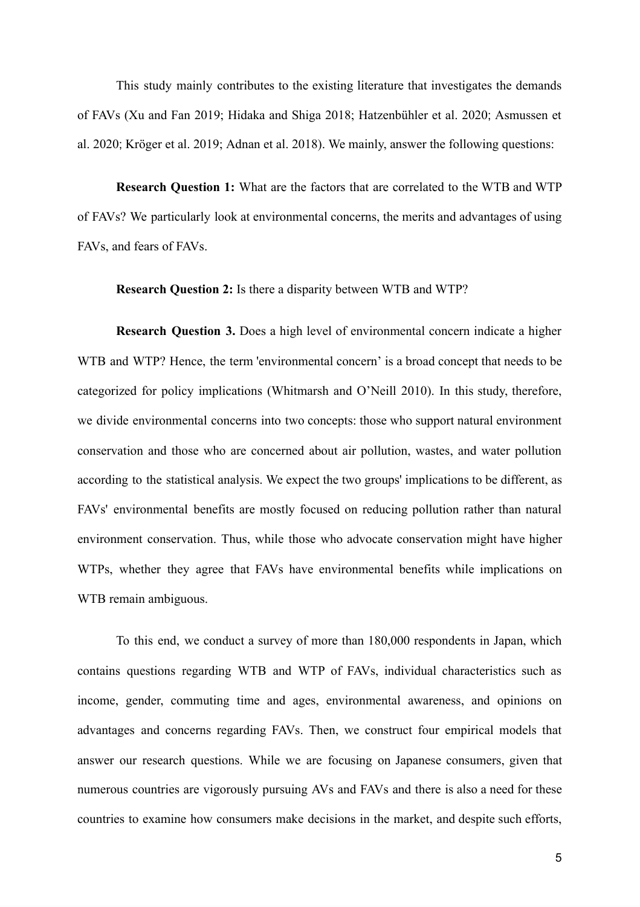This study mainly contributes to the existing literature that investigates the demands of FAVs (Xu and Fan 2019; Hidaka and Shiga 2018; Hatzenbühler et al. 2020; Asmussen et al. 2020; Kröger et al. 2019; Adnan et al. 2018). We mainly, answer the following questions:

**Research Question 1:** What are the factors that are correlated to the WTB and WTP of FAVs? We particularly look at environmental concerns, the merits and advantages of using FAVs, and fears of FAVs.

**Research Question 2:** Is there a disparity between WTB and WTP?

**Research Question 3.** Does a high level of environmental concern indicate a higher WTB and WTP? Hence, the term 'environmental concern' is a broad concept that needs to be categorized for policy implications (Whitmarsh and O'Neill 2010). In this study, therefore, we divide environmental concerns into two concepts: those who support natural environment conservation and those who are concerned about air pollution, wastes, and water pollution according to the statistical analysis. We expect the two groups' implications to be different, as FAVs' environmental benefits are mostly focused on reducing pollution rather than natural environment conservation. Thus, while those who advocate conservation might have higher WTPs, whether they agree that FAVs have environmental benefits while implications on WTB remain ambiguous.

To this end, we conduct a survey of more than 180,000 respondents in Japan, which contains questions regarding WTB and WTP of FAVs, individual characteristics such as income, gender, commuting time and ages, environmental awareness, and opinions on advantages and concerns regarding FAVs. Then, we construct four empirical models that answer our research questions. While we are focusing on Japanese consumers, given that numerous countries are vigorously pursuing AVs and FAVs and there is also a need for these countries to examine how consumers make decisions in the market, and despite such efforts,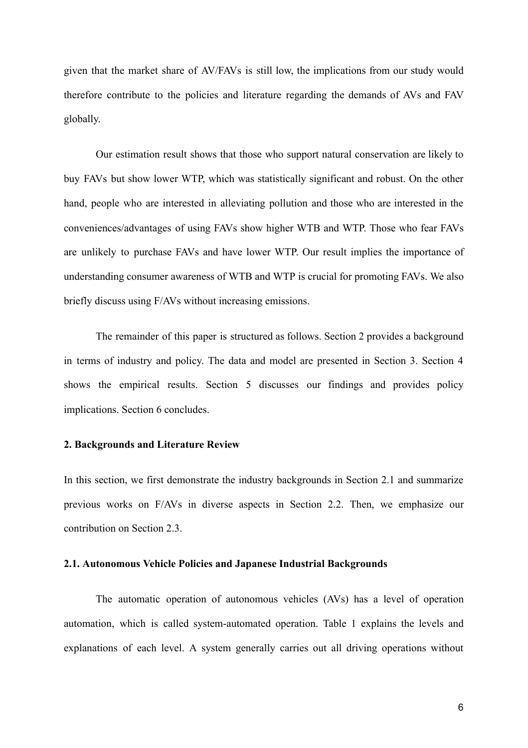given that the market share of AV/FAVs is still low, the implications from our study would therefore contribute to the policies and literature regarding the demands of AVs and FAV globally.

Our estimation result shows that those who support natural conservation are likely to buy FAVs but show lower WTP, which was statistically significant and robust. On the other hand, people who are interested in alleviating pollution and those who are interested in the conveniences/advantages of using FAVs show higher WTB and WTP. Those who fear FAVs are unlikely to purchase FAVs and have lower WTP. Our result implies the importance of understanding consumer awareness of WTB and WTP is crucial for promoting FAVs. We also briefly discuss using F/AVs without increasing emissions.

The remainder of this paper is structured as follows. Section 2 provides a background in terms of industry and policy. The data and model are presented in Section 3. Section 4 shows the empirical results. Section 5 discusses our findings and provides policy implications. Section 6 concludes.

## 2. Backgrounds and Literature Review

In this section, we first demonstrate the industry backgrounds in Section 2.1 and summarize previous works on F/AVs in diverse aspects in Section 2.2. Then, we emphasize our contribution on Section 2.3.

### 2.1. Autonomous Vehicle Policies and Japanese Industrial Backgrounds

The automatic operation of autonomous vehicles (AVs) has a level of operation automation, which is called system-automated operation. Table 1 explains the levels and explanations of each level. A system generally carries out all driving operations without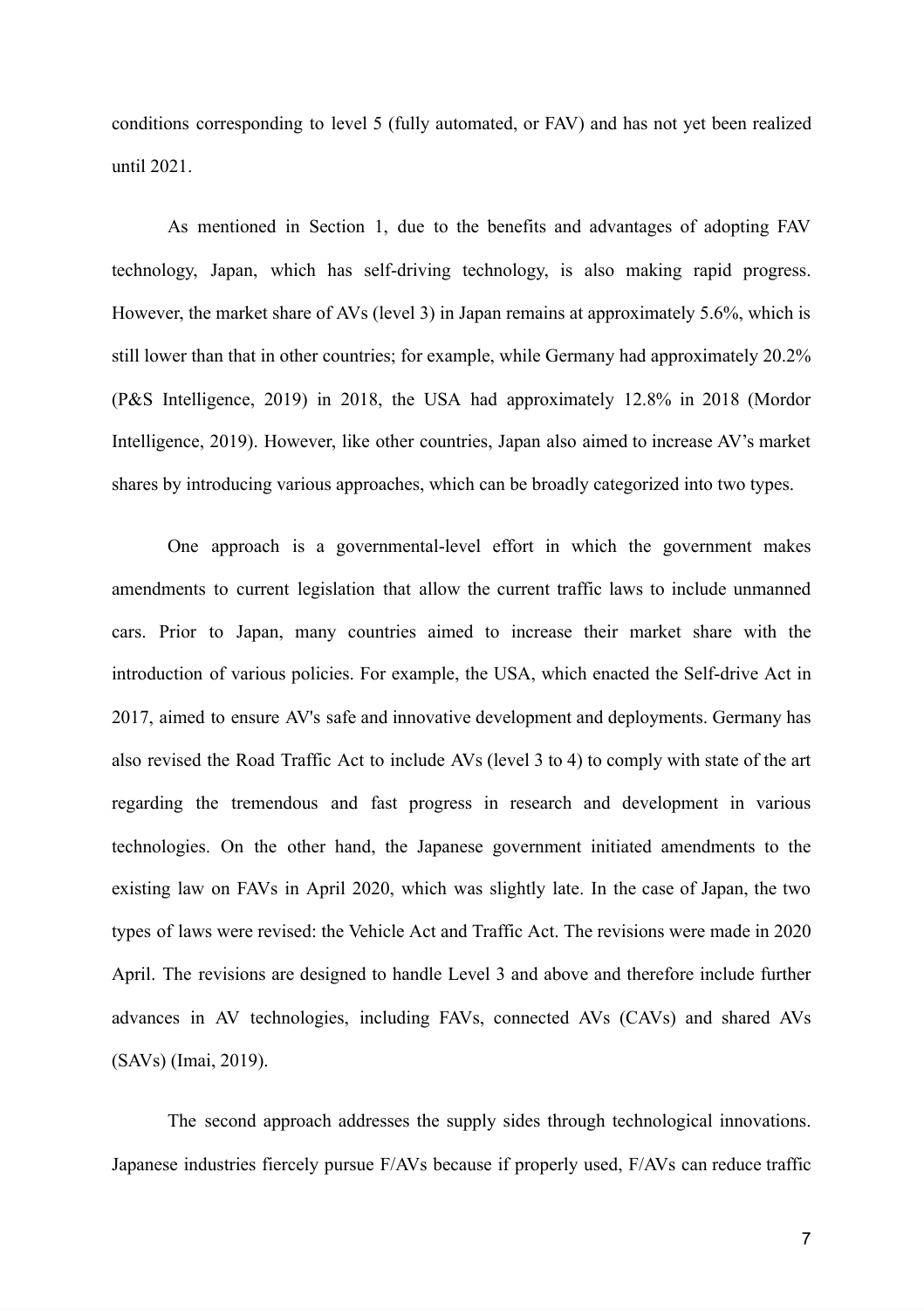conditions corresponding to level 5 (fully automated, or FAV) and has not yet been realized until 2021.

As mentioned in Section 1, due to the benefits and advantages of adopting FAV technology, Japan, which has self-driving technology, is also making rapid progress. However, the market share of AVs (level 3) in Japan remains at approximately 5.6%, which is still lower than that in other countries; for example, while Germany had approximately 20.2% (P&S Intelligence, 2019) in 2018, the USA had approximately 12.8% in 2018 (Mordor Intelligence, 2019). However, like other countries, Japan also aimed to increase AV's market shares by introducing various approaches, which can be broadly categorized into two types.

One approach is a governmental-level effort in which the government makes amendments to current legislation that allow the current traffic laws to include unmanned cars. Prior to Japan, many countries aimed to increase their market share with the introduction of various policies. For example, the USA, which enacted the Self-drive Act in 2017, aimed to ensure AV's safe and innovative development and deployments. Germany has also revised the Road Traffic Act to include AVs (level 3 to 4) to comply with state of the art regarding the tremendous and fast progress in research and development in various technologies. On the other hand, the Japanese government initiated amendments to the existing law on FAVs in April 2020, which was slightly late. In the case of Japan, the two types of laws were revised: the Vehicle Act and Traffic Act. The revisions were made in 2020 April. The revisions are designed to handle Level 3 and above and therefore include further advances in AV technologies, including FAVs, connected AVs (CAVs) and shared AVs (SAVs) (Imai, 2019).

The second approach addresses the supply sides through technological innovations. Japanese industries fiercely pursue F/AVs because if properly used, F/AVs can reduce traffic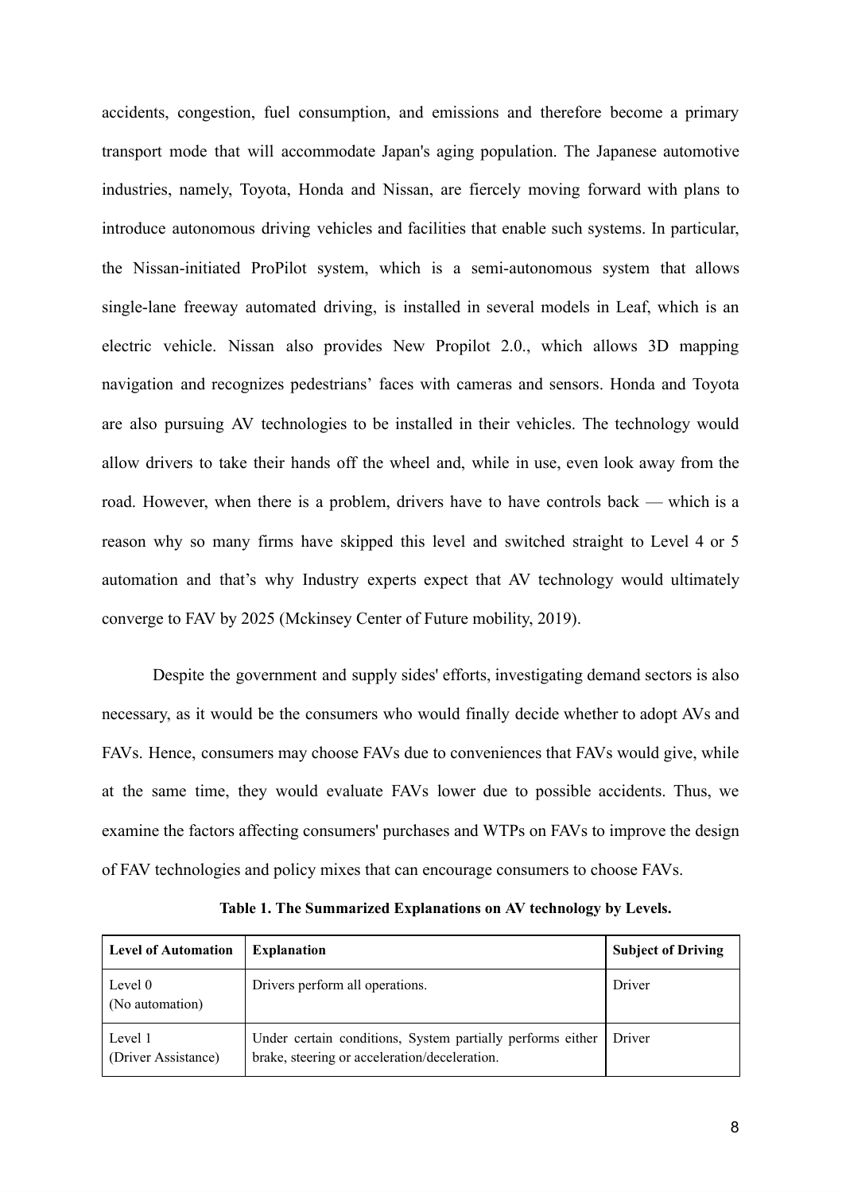accidents, congestion, fuel consumption, and emissions and therefore become a primary transport mode that will accommodate Japan's aging population. The Japanese automotive industries, namely, Toyota, Honda and Nissan, are fiercely moving forward with plans to introduce autonomous driving vehicles and facilities that enable such systems. In particular, the Nissan-initiated ProPilot system, which is a semi-autonomous system that allows single-lane freeway automated driving, is installed in several models in Leaf, which is an electric vehicle. Nissan also provides New Propilot 2.0., which allows 3D mapping navigation and recognizes pedestrians' faces with cameras and sensors. Honda and Toyota are also pursuing AV technologies to be installed in their vehicles. The technology would allow drivers to take their hands off the wheel and, while in use, even look away from the road. However, when there is a problem, drivers have to have controls back — which is a reason why so many firms have skipped this level and switched straight to Level 4 or 5 automation and that's why Industry experts expect that AV technology would ultimately converge to FAV by 2025 (Mckinsey Center of Future mobility, 2019).

Despite the government and supply sides' efforts, investigating demand sectors is also necessary, as it would be the consumers who would finally decide whether to adopt AVs and FAVs. Hence, consumers may choose FAVs due to conveniences that FAVs would give, while at the same time, they would evaluate FAVs lower due to possible accidents. Thus, we examine the factors affecting consumers' purchases and WTPs on FAVs to improve the design of FAV technologies and policy mixes that can encourage consumers to choose FAVs.

**Table 1. The Summarized Explanations on AV technology by Levels.**

| Level of Automation | Explanation | Subject of Driving |
|---|---|---|
| Level 0 (No automation) | Drivers perform all operations. | Driver |
| Level 1 (Driver Assistance) | Under certain conditions, System partially performs either brake, steering or acceleration/deceleration. | Driver |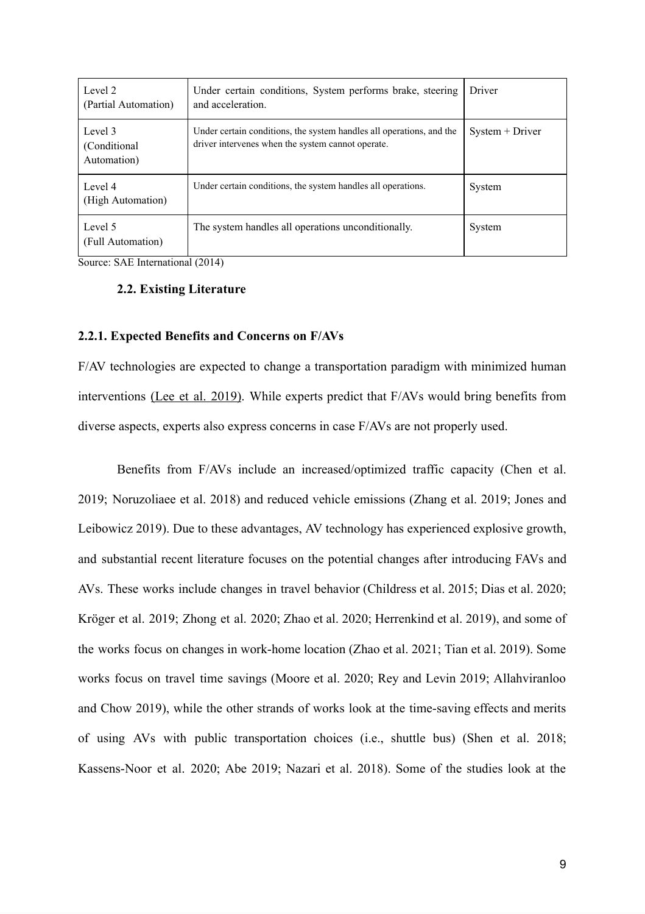| Level 2 (Partial Automation) | Under certain conditions, System performs brake, steering and acceleration. | Driver |
|---|---|---|
| Level 3 (Conditional Automation) | Under certain conditions, the system handles all operations, and the driver intervenes when the system cannot operate. | System + Driver |
| Level 4 (High Automation) | Under certain conditions, the system handles all operations. | System |
| Level 5 (Full Automation) | The system handles all operations unconditionally. | System |

Source: SAE International (2014)

## 2.2. Existing Literature

### 2.2.1. Expected Benefits and Concerns on F/AVs

F/AV technologies are expected to change a transportation paradigm with minimized human interventions (Lee et al. 2019). While experts predict that F/AVs would bring benefits from diverse aspects, experts also express concerns in case F/AVs are not properly used.

Benefits from F/AVs include an increased/optimized traffic capacity (Chen et al. 2019; Noruzoliaee et al. 2018) and reduced vehicle emissions (Zhang et al. 2019; Jones and Leibowicz 2019). Due to these advantages, AV technology has experienced explosive growth, and substantial recent literature focuses on the potential changes after introducing FAVs and AVs. These works include changes in travel behavior (Childress et al. 2015; Dias et al. 2020; Kröger et al. 2019; Zhong et al. 2020; Zhao et al. 2020; Herrenkind et al. 2019), and some of the works focus on changes in work-home location (Zhao et al. 2021; Tian et al. 2019). Some works focus on travel time savings (Moore et al. 2020; Rey and Levin 2019; Allahviranloo and Chow 2019), while the other strands of works look at the time-saving effects and merits of using AVs with public transportation choices (i.e., shuttle bus) (Shen et al. 2018; Kassens-Noor et al. 2020; Abe 2019; Nazari et al. 2018). Some of the studies look at the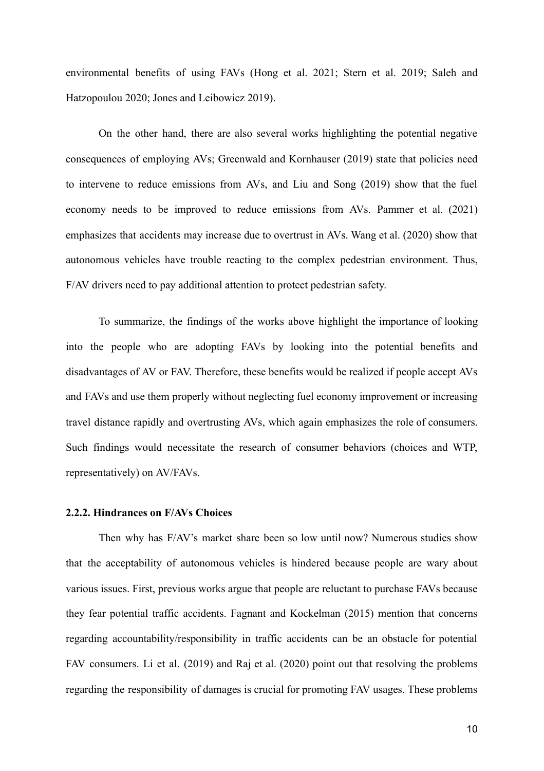environmental benefits of using FAVs (Hong et al. 2021; Stern et al. 2019; Saleh and Hatzopoulou 2020; Jones and Leibowicz 2019).

On the other hand, there are also several works highlighting the potential negative consequences of employing AVs; Greenwald and Kornhauser (2019) state that policies need to intervene to reduce emissions from AVs, and Liu and Song (2019) show that the fuel economy needs to be improved to reduce emissions from AVs. Pammer et al. (2021) emphasizes that accidents may increase due to overtrust in AVs. Wang et al. (2020) show that autonomous vehicles have trouble reacting to the complex pedestrian environment. Thus, F/AV drivers need to pay additional attention to protect pedestrian safety.

To summarize, the findings of the works above highlight the importance of looking into the people who are adopting FAVs by looking into the potential benefits and disadvantages of AV or FAV. Therefore, these benefits would be realized if people accept AVs and FAVs and use them properly without neglecting fuel economy improvement or increasing travel distance rapidly and overtrusting AVs, which again emphasizes the role of consumers. Such findings would necessitate the research of consumer behaviors (choices and WTP, representatively) on AV/FAVs.

### 2.2.2. Hindrances on F/AVs Choices

Then why has F/AV's market share been so low until now? Numerous studies show that the acceptability of autonomous vehicles is hindered because people are wary about various issues. First, previous works argue that people are reluctant to purchase FAVs because they fear potential traffic accidents. Fagnant and Kockelman (2015) mention that concerns regarding accountability/responsibility in traffic accidents can be an obstacle for potential FAV consumers. Li et al. (2019) and Raj et al. (2020) point out that resolving the problems regarding the responsibility of damages is crucial for promoting FAV usages. These problems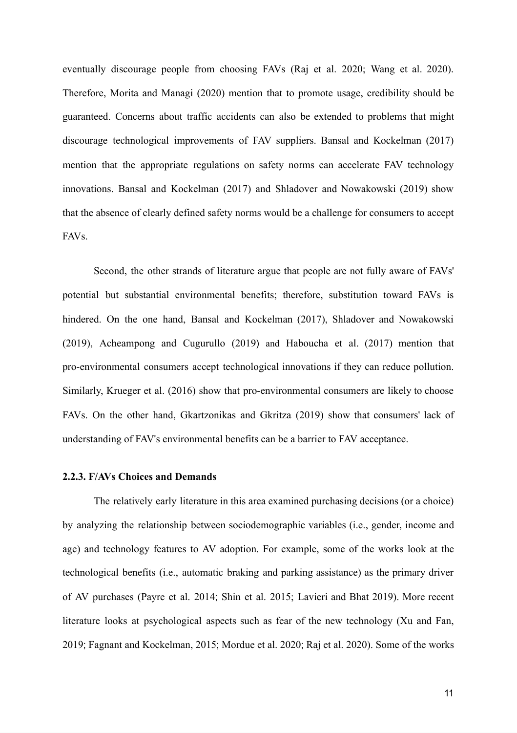eventually discourage people from choosing FAVs (Raj et al. 2020; Wang et al. 2020). Therefore, Morita and Managi (2020) mention that to promote usage, credibility should be guaranteed. Concerns about traffic accidents can also be extended to problems that might discourage technological improvements of FAV suppliers. Bansal and Kockelman (2017) mention that the appropriate regulations on safety norms can accelerate FAV technology innovations. Bansal and Kockelman (2017) and Shladover and Nowakowski (2019) show that the absence of clearly defined safety norms would be a challenge for consumers to accept FAVs.

Second, the other strands of literature argue that people are not fully aware of FAVs' potential but substantial environmental benefits; therefore, substitution toward FAVs is hindered. On the one hand, Bansal and Kockelman (2017), Shladover and Nowakowski (2019), Acheampong and Cugurullo (2019) and Haboucha et al. (2017) mention that pro-environmental consumers accept technological innovations if they can reduce pollution. Similarly, Krueger et al. (2016) show that pro-environmental consumers are likely to choose FAVs. On the other hand, Gkartzonikas and Gkritza (2019) show that consumers' lack of understanding of FAV's environmental benefits can be a barrier to FAV acceptance.

### 2.2.3. F/AVs Choices and Demands

The relatively early literature in this area examined purchasing decisions (or a choice) by analyzing the relationship between sociodemographic variables (i.e., gender, income and age) and technology features to AV adoption. For example, some of the works look at the technological benefits (i.e., automatic braking and parking assistance) as the primary driver of AV purchases (Payre et al. 2014; Shin et al. 2015; Lavieri and Bhat 2019). More recent literature looks at psychological aspects such as fear of the new technology (Xu and Fan, 2019; Fagnant and Kockelman, 2015; Mordue et al. 2020; Raj et al. 2020). Some of the works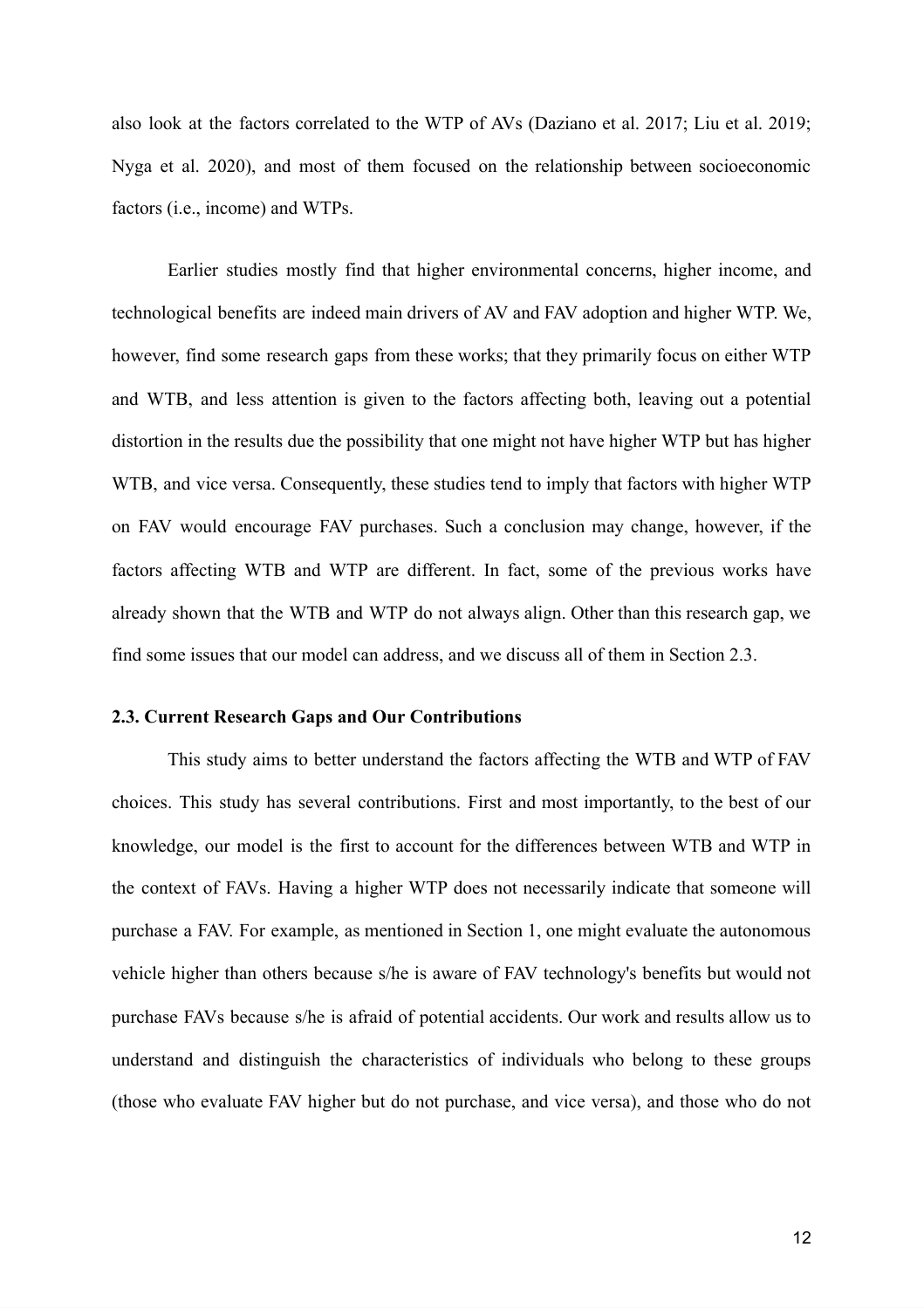also look at the factors correlated to the WTP of AVs (Daziano et al. 2017; Liu et al. 2019; Nyga et al. 2020), and most of them focused on the relationship between socioeconomic factors (i.e., income) and WTPs.

Earlier studies mostly find that higher environmental concerns, higher income, and technological benefits are indeed main drivers of AV and FAV adoption and higher WTP. We, however, find some research gaps from these works; that they primarily focus on either WTP and WTB, and less attention is given to the factors affecting both, leaving out a potential distortion in the results due the possibility that one might not have higher WTP but has higher WTB, and vice versa. Consequently, these studies tend to imply that factors with higher WTP on FAV would encourage FAV purchases. Such a conclusion may change, however, if the factors affecting WTB and WTP are different. In fact, some of the previous works have already shown that the WTB and WTP do not always align. Other than this research gap, we find some issues that our model can address, and we discuss all of them in Section 2.3.

### 2.3. Current Research Gaps and Our Contributions

This study aims to better understand the factors affecting the WTB and WTP of FAV choices. This study has several contributions. First and most importantly, to the best of our knowledge, our model is the first to account for the differences between WTB and WTP in the context of FAVs. Having a higher WTP does not necessarily indicate that someone will purchase a FAV. For example, as mentioned in Section 1, one might evaluate the autonomous vehicle higher than others because s/he is aware of FAV technology's benefits but would not purchase FAVs because s/he is afraid of potential accidents. Our work and results allow us to understand and distinguish the characteristics of individuals who belong to these groups (those who evaluate FAV higher but do not purchase, and vice versa), and those who do not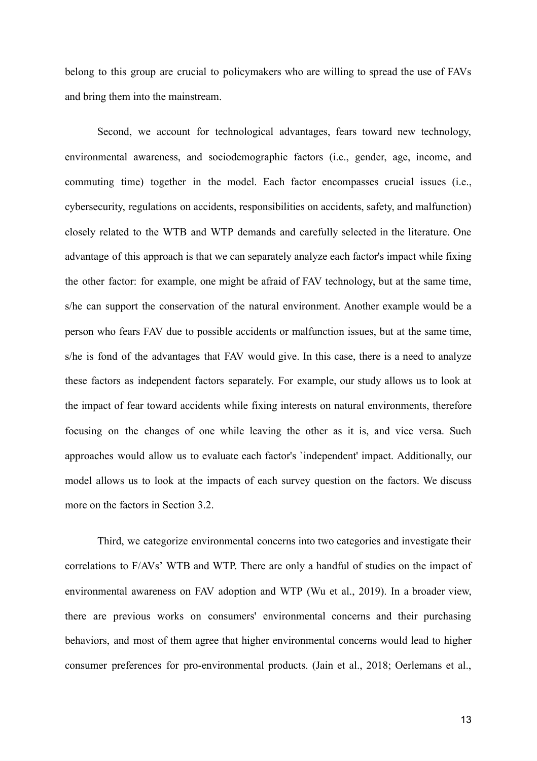belong to this group are crucial to policymakers who are willing to spread the use of FAVs and bring them into the mainstream.

Second, we account for technological advantages, fears toward new technology, environmental awareness, and sociodemographic factors (i.e., gender, age, income, and commuting time) together in the model. Each factor encompasses crucial issues (i.e., cybersecurity, regulations on accidents, responsibilities on accidents, safety, and malfunction) closely related to the WTB and WTP demands and carefully selected in the literature. One advantage of this approach is that we can separately analyze each factor's impact while fixing the other factor: for example, one might be afraid of FAV technology, but at the same time, s/he can support the conservation of the natural environment. Another example would be a person who fears FAV due to possible accidents or malfunction issues, but at the same time, s/he is fond of the advantages that FAV would give. In this case, there is a need to analyze these factors as independent factors separately. For example, our study allows us to look at the impact of fear toward accidents while fixing interests on natural environments, therefore focusing on the changes of one while leaving the other as it is, and vice versa. Such approaches would allow us to evaluate each factor's `independent' impact. Additionally, our model allows us to look at the impacts of each survey question on the factors. We discuss more on the factors in Section 3.2.

Third, we categorize environmental concerns into two categories and investigate their correlations to F/AVs' WTB and WTP. There are only a handful of studies on the impact of environmental awareness on FAV adoption and WTP (Wu et al., 2019). In a broader view, there are previous works on consumers' environmental concerns and their purchasing behaviors, and most of them agree that higher environmental concerns would lead to higher consumer preferences for pro-environmental products. (Jain et al., 2018; Oerlemans et al.,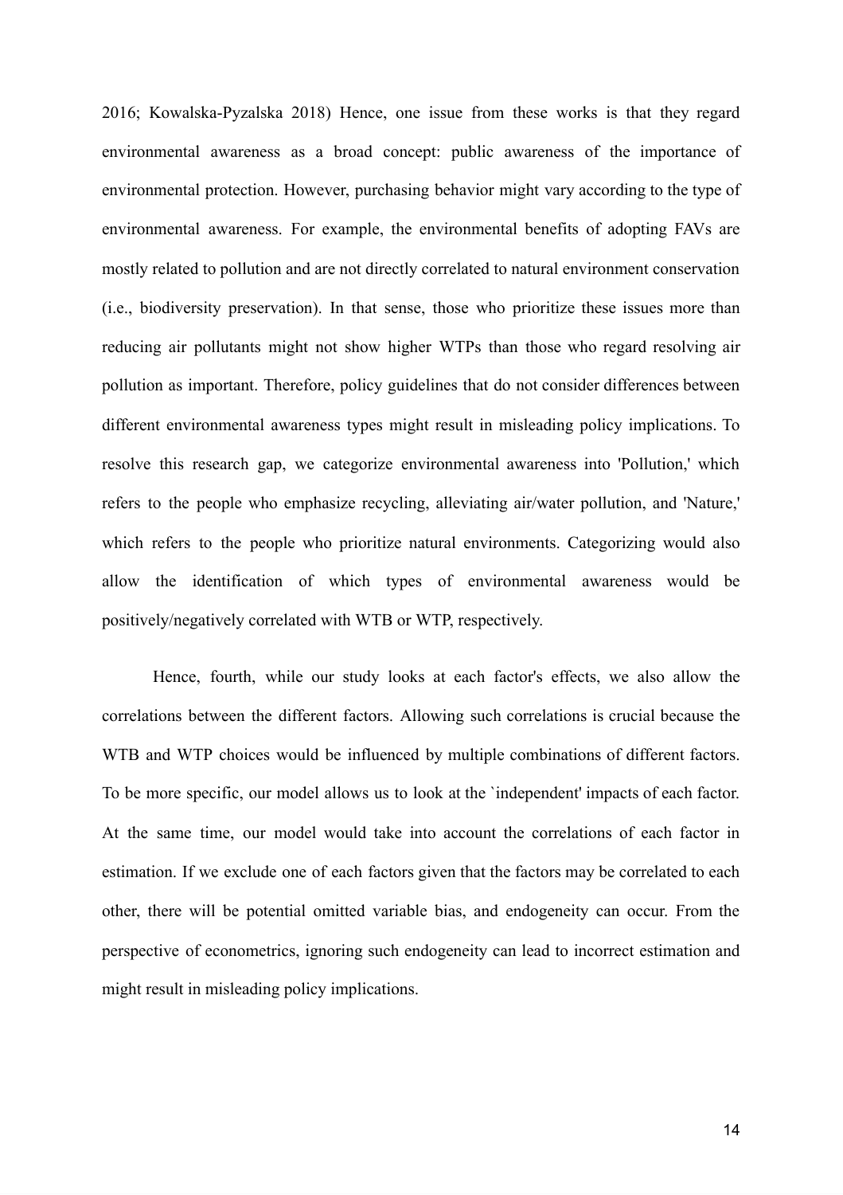2016; Kowalska-Pyzalska 2018) Hence, one issue from these works is that they regard environmental awareness as a broad concept: public awareness of the importance of environmental protection. However, purchasing behavior might vary according to the type of environmental awareness. For example, the environmental benefits of adopting FAVs are mostly related to pollution and are not directly correlated to natural environment conservation (i.e., biodiversity preservation). In that sense, those who prioritize these issues more than reducing air pollutants might not show higher WTPs than those who regard resolving air pollution as important. Therefore, policy guidelines that do not consider differences between different environmental awareness types might result in misleading policy implications. To resolve this research gap, we categorize environmental awareness into 'Pollution,' which refers to the people who emphasize recycling, alleviating air/water pollution, and 'Nature,' which refers to the people who prioritize natural environments. Categorizing would also allow the identification of which types of environmental awareness would be positively/negatively correlated with WTB or WTP, respectively.

Hence, fourth, while our study looks at each factor's effects, we also allow the correlations between the different factors. Allowing such correlations is crucial because the WTB and WTP choices would be influenced by multiple combinations of different factors. To be more specific, our model allows us to look at the `independent' impacts of each factor. At the same time, our model would take into account the correlations of each factor in estimation. If we exclude one of each factors given that the factors may be correlated to each other, there will be potential omitted variable bias, and endogeneity can occur. From the perspective of econometrics, ignoring such endogeneity can lead to incorrect estimation and might result in misleading policy implications.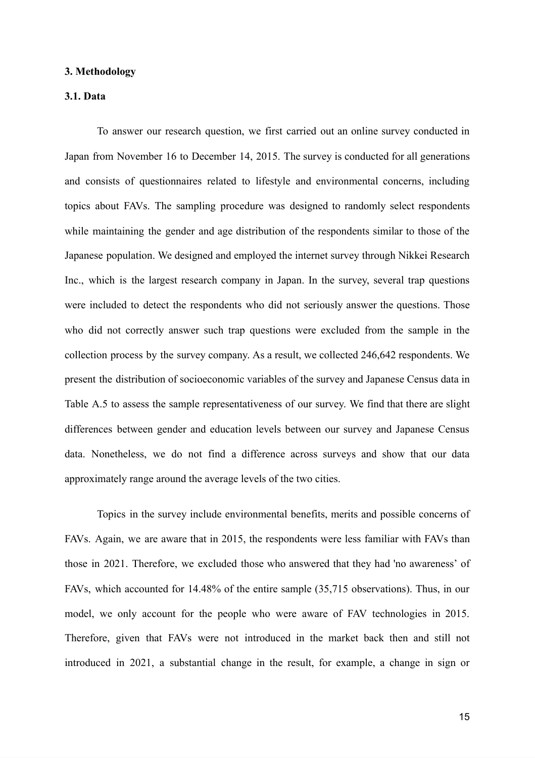## 3. Methodology

### 3.1. Data

To answer our research question, we first carried out an online survey conducted in Japan from November 16 to December 14, 2015. The survey is conducted for all generations and consists of questionnaires related to lifestyle and environmental concerns, including topics about FAVs. The sampling procedure was designed to randomly select respondents while maintaining the gender and age distribution of the respondents similar to those of the Japanese population. We designed and employed the internet survey through Nikkei Research Inc., which is the largest research company in Japan. In the survey, several trap questions were included to detect the respondents who did not seriously answer the questions. Those who did not correctly answer such trap questions were excluded from the sample in the collection process by the survey company. As a result, we collected 246,642 respondents. We present the distribution of socioeconomic variables of the survey and Japanese Census data in Table A.5 to assess the sample representativeness of our survey. We find that there are slight differences between gender and education levels between our survey and Japanese Census data. Nonetheless, we do not find a difference across surveys and show that our data approximately range around the average levels of the two cities.

Topics in the survey include environmental benefits, merits and possible concerns of FAVs. Again, we are aware that in 2015, the respondents were less familiar with FAVs than those in 2021. Therefore, we excluded those who answered that they had 'no awareness' of FAVs, which accounted for 14.48% of the entire sample (35,715 observations). Thus, in our model, we only account for the people who were aware of FAV technologies in 2015. Therefore, given that FAVs were not introduced in the market back then and still not introduced in 2021, a substantial change in the result, for example, a change in sign or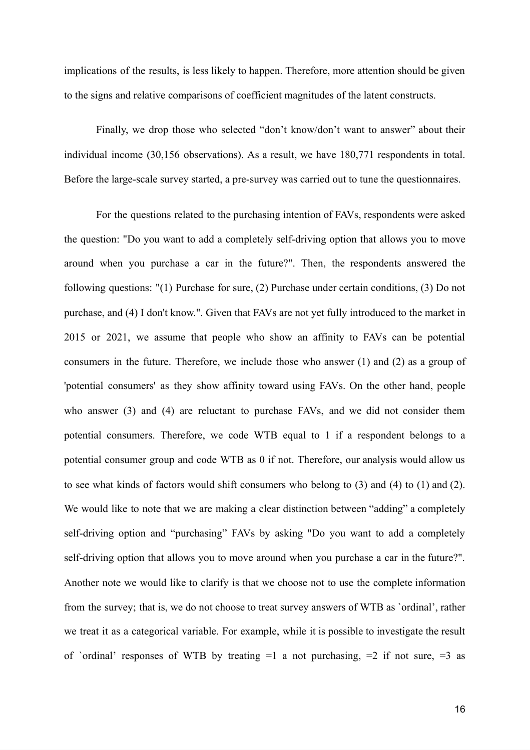implications of the results, is less likely to happen. Therefore, more attention should be given to the signs and relative comparisons of coefficient magnitudes of the latent constructs.

Finally, we drop those who selected "don't know/don't want to answer" about their individual income (30,156 observations). As a result, we have 180,771 respondents in total. Before the large-scale survey started, a pre-survey was carried out to tune the questionnaires.

For the questions related to the purchasing intention of FAVs, respondents were asked the question: "Do you want to add a completely self-driving option that allows you to move around when you purchase a car in the future?". Then, the respondents answered the following questions: "(1) Purchase for sure, (2) Purchase under certain conditions, (3) Do not purchase, and (4) I don't know.". Given that FAVs are not yet fully introduced to the market in 2015 or 2021, we assume that people who show an affinity to FAVs can be potential consumers in the future. Therefore, we include those who answer (1) and (2) as a group of 'potential consumers' as they show affinity toward using FAVs. On the other hand, people who answer (3) and (4) are reluctant to purchase FAVs, and we did not consider them potential consumers. Therefore, we code WTB equal to 1 if a respondent belongs to a potential consumer group and code WTB as 0 if not. Therefore, our analysis would allow us to see what kinds of factors would shift consumers who belong to (3) and (4) to (1) and (2). We would like to note that we are making a clear distinction between "adding" a completely self-driving option and "purchasing" FAVs by asking "Do you want to add a completely self-driving option that allows you to move around when you purchase a car in the future?". Another note we would like to clarify is that we choose not to use the complete information from the survey; that is, we do not choose to treat survey answers of WTB as `ordinal', rather we treat it as a categorical variable. For example, while it is possible to investigate the result of `ordinal' responses of WTB by treating =1 a not purchasing, =2 if not sure, =3 as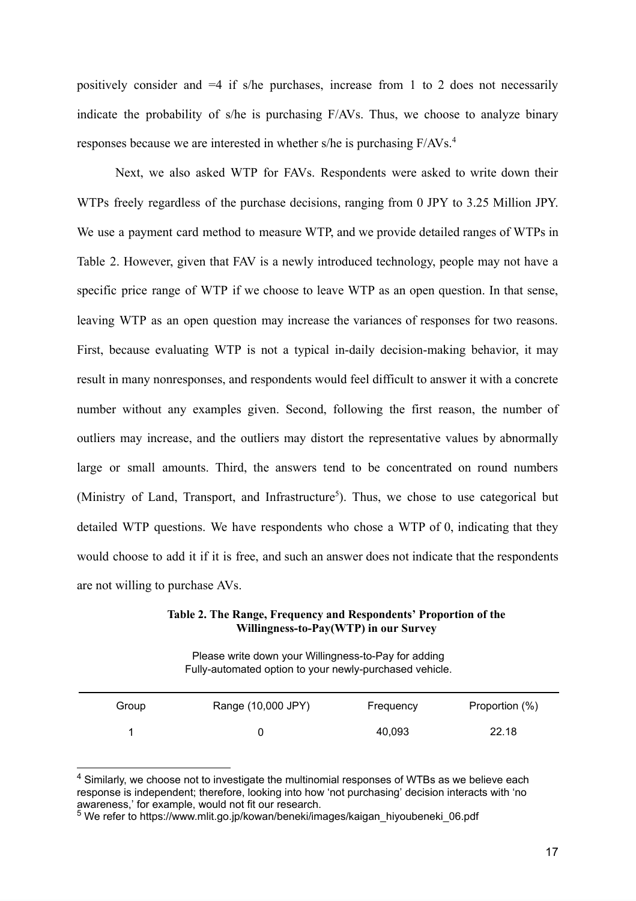positively consider and =4 if s/he purchases, increase from 1 to 2 does not necessarily indicate the probability of s/he is purchasing F/AVs. Thus, we choose to analyze binary responses because we are interested in whether s/he is purchasing F/AVs.[4]

Next, we also asked WTP for FAVs. Respondents were asked to write down their WTPs freely regardless of the purchase decisions, ranging from 0 JPY to 3.25 Million JPY. We use a payment card method to measure WTP, and we provide detailed ranges of WTPs in Table 2. However, given that FAV is a newly introduced technology, people may not have a specific price range of WTP if we choose to leave WTP as an open question. In that sense, leaving WTP as an open question may increase the variances of responses for two reasons. First, because evaluating WTP is not a typical in-daily decision-making behavior, it may result in many nonresponses, and respondents would feel difficult to answer it with a concrete number without any examples given. Second, following the first reason, the number of outliers may increase, and the outliers may distort the representative values by abnormally large or small amounts. Third, the answers tend to be concentrated on round numbers (Ministry of Land, Transport, and Infrastructure[5]). Thus, we chose to use categorical but detailed WTP questions. We have respondents who chose a WTP of 0, indicating that they would choose to add it if it is free, and such an answer does not indicate that the respondents are not willing to purchase AVs.

**Table 2. The Range, Frequency and Respondents' Proportion of the Willingness-to-Pay(WTP) in our Survey**

Please write down your Willingness-to-Pay for adding Fully-automated option to your newly-purchased vehicle.

| Group | Range (10,000 JPY) | Frequency | Proportion (%) |
|---|---|---|---|
| 1 | 0 | 40,093 | 22.18 |

[4] Similarly, we choose not to investigate the multinomial responses of WTBs as we believe each response is independent; therefore, looking into how 'not purchasing' decision interacts with 'no awareness,' for example, would not fit our research.

[5] We refer to https://www.mlit.go.jp/kowan/beneki/images/kaigan_hiyoubeneki_06.pdf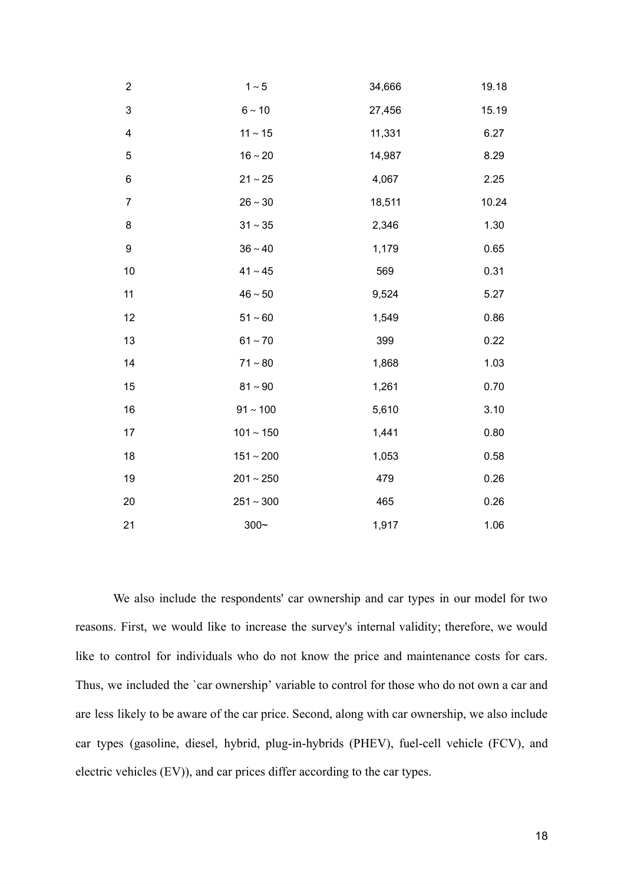| | | | |
|---|---|---|---|
| 2 | 1 ~ 5 | 34,666 | 19.18 |
| 3 | 6 ~ 10 | 27,456 | 15.19 |
| 4 | 11 ~ 15 | 11,331 | 6.27 |
| 5 | 16 ~ 20 | 14,987 | 8.29 |
| 6 | 21 ~ 25 | 4,067 | 2.25 |
| 7 | 26 ~ 30 | 18,511 | 10.24 |
| 8 | 31 ~ 35 | 2,346 | 1.30 |
| 9 | 36 ~ 40 | 1,179 | 0.65 |
| 10 | 41 ~ 45 | 569 | 0.31 |
| 11 | 46 ~ 50 | 9,524 | 5.27 |
| 12 | 51 ~ 60 | 1,549 | 0.86 |
| 13 | 61 ~ 70 | 399 | 0.22 |
| 14 | 71 ~ 80 | 1,868 | 1.03 |
| 15 | 81 ~ 90 | 1,261 | 0.70 |
| 16 | 91 ~ 100 | 5,610 | 3.10 |
| 17 | 101 ~ 150 | 1,441 | 0.80 |
| 18 | 151 ~ 200 | 1,053 | 0.58 |
| 19 | 201 ~ 250 | 479 | 0.26 |
| 20 | 251 ~ 300 | 465 | 0.26 |
| 21 | 300~ | 1,917 | 1.06 |

We also include the respondents' car ownership and car types in our model for two reasons. First, we would like to increase the survey's internal validity; therefore, we would like to control for individuals who do not know the price and maintenance costs for cars. Thus, we included the `car ownership' variable to control for those who do not own a car and are less likely to be aware of the car price. Second, along with car ownership, we also include car types (gasoline, diesel, hybrid, plug-in-hybrids (PHEV), fuel-cell vehicle (FCV), and electric vehicles (EV)), and car prices differ according to the car types.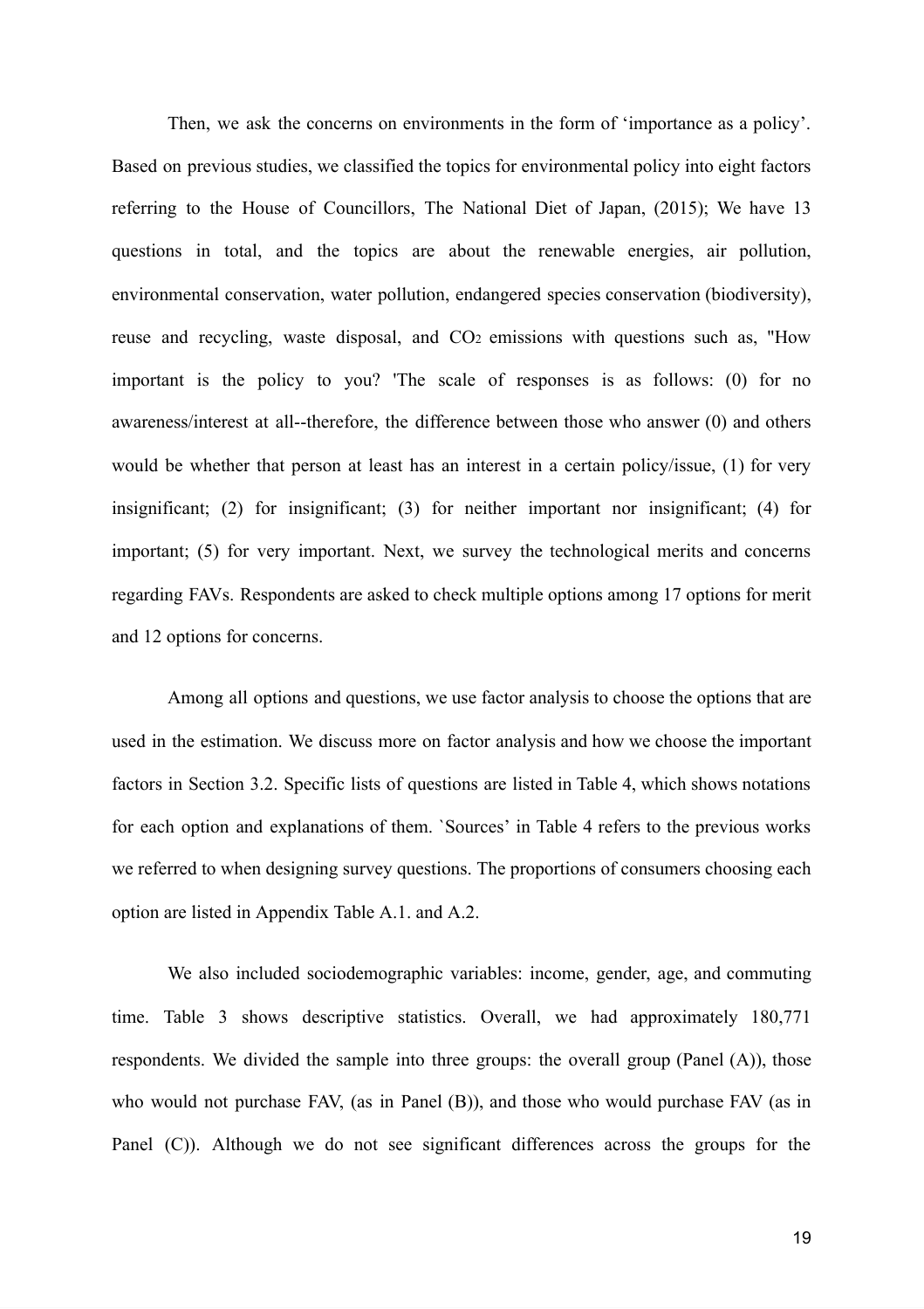Then, we ask the concerns on environments in the form of 'importance as a policy'. Based on previous studies, we classified the topics for environmental policy into eight factors referring to the House of Councillors, The National Diet of Japan, (2015); We have 13 questions in total, and the topics are about the renewable energies, air pollution, environmental conservation, water pollution, endangered species conservation (biodiversity), reuse and recycling, waste disposal, and $CO_2$ emissions with questions such as, "How important is the policy to you? 'The scale of responses is as follows: (0) for no awareness/interest at all--therefore, the difference between those who answer (0) and others would be whether that person at least has an interest in a certain policy/issue, (1) for very insignificant; (2) for insignificant; (3) for neither important nor insignificant; (4) for important; (5) for very important. Next, we survey the technological merits and concerns regarding FAVs. Respondents are asked to check multiple options among 17 options for merit and 12 options for concerns.

Among all options and questions, we use factor analysis to choose the options that are used in the estimation. We discuss more on factor analysis and how we choose the important factors in Section 3.2. Specific lists of questions are listed in Table 4, which shows notations for each option and explanations of them. `Sources' in Table 4 refers to the previous works we referred to when designing survey questions. The proportions of consumers choosing each option are listed in Appendix Table A.1. and A.2.

We also included sociodemographic variables: income, gender, age, and commuting time. Table 3 shows descriptive statistics. Overall, we had approximately 180,771 respondents. We divided the sample into three groups: the overall group (Panel (A)), those who would not purchase FAV, (as in Panel (B)), and those who would purchase FAV (as in Panel (C)). Although we do not see significant differences across the groups for the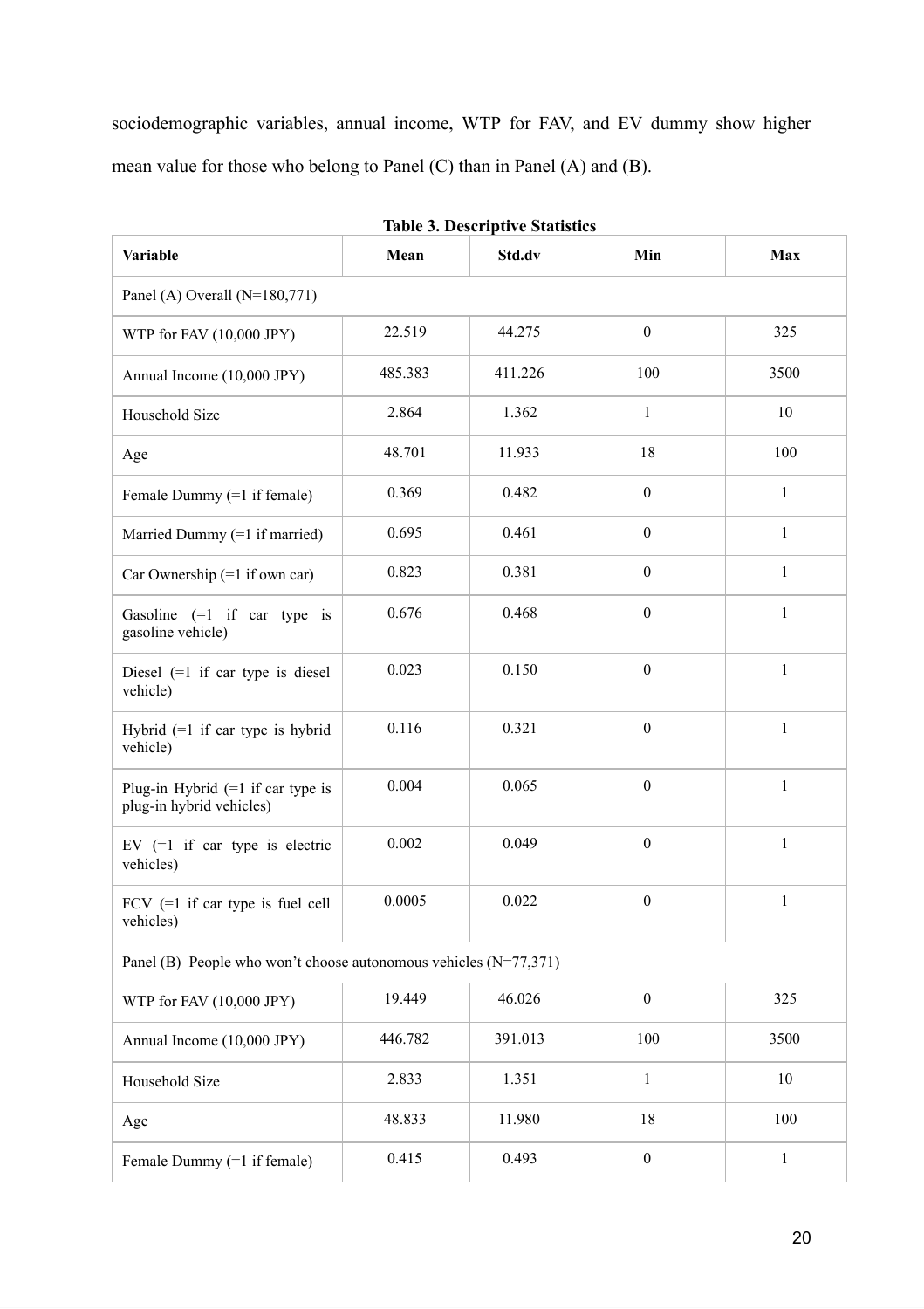sociodemographic variables, annual income, WTP for FAV, and EV dummy show higher mean value for those who belong to Panel (C) than in Panel (A) and (B).

**Table 3. Descriptive Statistics**

| Variable | Mean | Std.dv | Min | Max |
|---|---|---|---|---|
| Panel (A) Overall (N=180,771) | | | | |
| WTP for FAV (10,000 JPY) | 22.519 | 44.275 | 0 | 325 |
| Annual Income (10,000 JPY) | 485.383 | 411.226 | 100 | 3500 |
| Household Size | 2.864 | 1.362 | 1 | 10 |
| Age | 48.701 | 11.933 | 18 | 100 |
| Female Dummy (=1 if female) | 0.369 | 0.482 | 0 | 1 |
| Married Dummy (=1 if married) | 0.695 | 0.461 | 0 | 1 |
| Car Ownership (=1 if own car) | 0.823 | 0.381 | 0 | 1 |
| Gasoline (=1 if car type is gasoline vehicle) | 0.676 | 0.468 | 0 | 1 |
| Diesel (=1 if car type is diesel vehicle) | 0.023 | 0.150 | 0 | 1 |
| Hybrid (=1 if car type is hybrid vehicle) | 0.116 | 0.321 | 0 | 1 |
| Plug-in Hybrid (=1 if car type is plug-in hybrid vehicles) | 0.004 | 0.065 | 0 | 1 |
| EV (=1 if car type is electric vehicles) | 0.002 | 0.049 | 0 | 1 |
| FCV (=1 if car type is fuel cell vehicles) | 0.0005 | 0.022 | 0 | 1 |
| Panel (B) People who won't choose autonomous vehicles (N=77,371) | | | | |
| WTP for FAV (10,000 JPY) | 19.449 | 46.026 | 0 | 325 |
| Annual Income (10,000 JPY) | 446.782 | 391.013 | 100 | 3500 |
| Household Size | 2.833 | 1.351 | 1 | 10 |
| Age | 48.833 | 11.980 | 18 | 100 |
| Female Dummy (=1 if female) | 0.415 | 0.493 | 0 | 1 |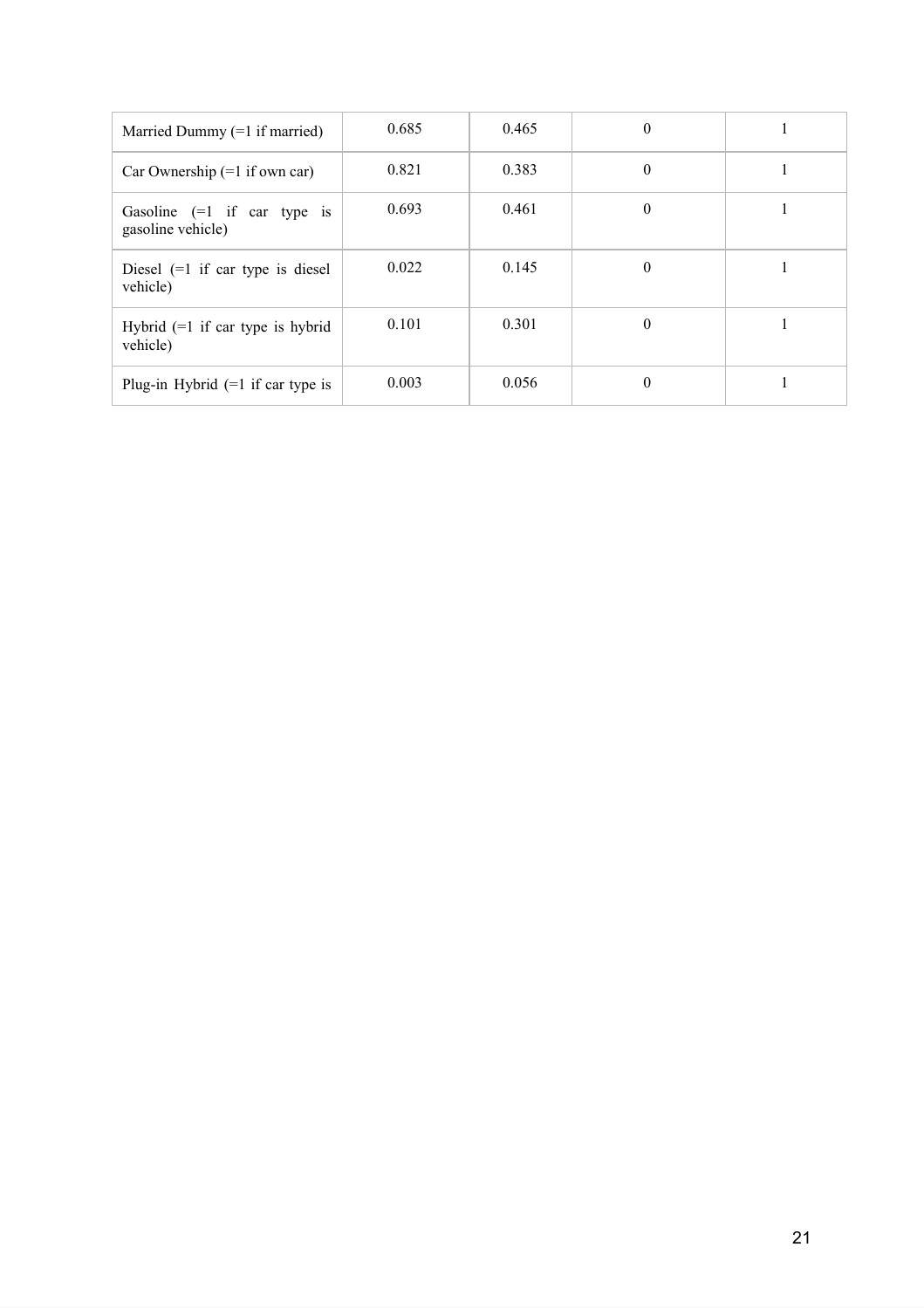| | | | | |
|---|---|---|---|---|
| Married Dummy (=1 if married) | 0.685 | 0.465 | 0 | 1 |
| Car Ownership (=1 if own car) | 0.821 | 0.383 | 0 | 1 |
| Gasoline (=1 if car type is gasoline vehicle) | 0.693 | 0.461 | 0 | 1 |
| Diesel (=1 if car type is diesel vehicle) | 0.022 | 0.145 | 0 | 1 |
| Hybrid (=1 if car type is hybrid vehicle) | 0.101 | 0.301 | 0 | 1 |
| Plug-in Hybrid (=1 if car type is | 0.003 | 0.056 | 0 | 1 |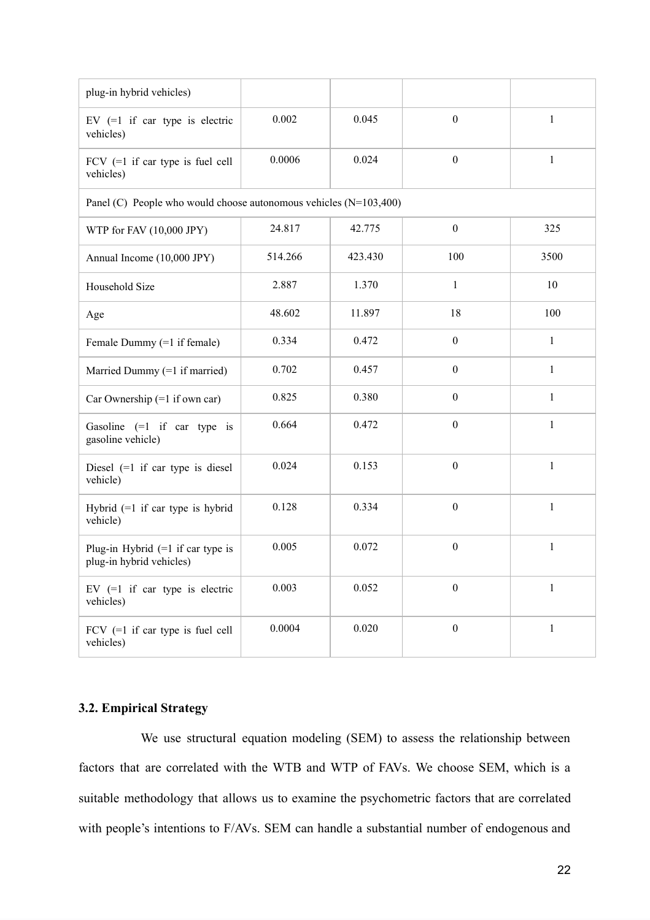| | | | | |
|---|---|---|---|---|
| plug-in hybrid vehicles) | | | | |
| EV (=1 if car type is electric vehicles) | 0.002 | 0.045 | 0 | 1 |
| FCV (=1 if car type is fuel cell vehicles) | 0.0006 | 0.024 | 0 | 1 |
| Panel (C) People who would choose autonomous vehicles (N=103,400) | | | | |
| WTP for FAV (10,000 JPY) | 24.817 | 42.775 | 0 | 325 |
| Annual Income (10,000 JPY) | 514.266 | 423.430 | 100 | 3500 |
| Household Size | 2.887 | 1.370 | 1 | 10 |
| Age | 48.602 | 11.897 | 18 | 100 |
| Female Dummy (=1 if female) | 0.334 | 0.472 | 0 | 1 |
| Married Dummy (=1 if married) | 0.702 | 0.457 | 0 | 1 |
| Car Ownership (=1 if own car) | 0.825 | 0.380 | 0 | 1 |
| Gasoline (=1 if car type is gasoline vehicle) | 0.664 | 0.472 | 0 | 1 |
| Diesel (=1 if car type is diesel vehicle) | 0.024 | 0.153 | 0 | 1 |
| Hybrid (=1 if car type is hybrid vehicle) | 0.128 | 0.334 | 0 | 1 |
| Plug-in Hybrid (=1 if car type is plug-in hybrid vehicles) | 0.005 | 0.072 | 0 | 1 |
| EV (=1 if car type is electric vehicles) | 0.003 | 0.052 | 0 | 1 |
| FCV (=1 if car type is fuel cell vehicles) | 0.0004 | 0.020 | 0 | 1 |

### 3.2. Empirical Strategy

We use structural equation modeling (SEM) to assess the relationship between factors that are correlated with the WTB and WTP of FAVs. We choose SEM, which is a suitable methodology that allows us to examine the psychometric factors that are correlated with people's intentions to F/AVs. SEM can handle a substantial number of endogenous and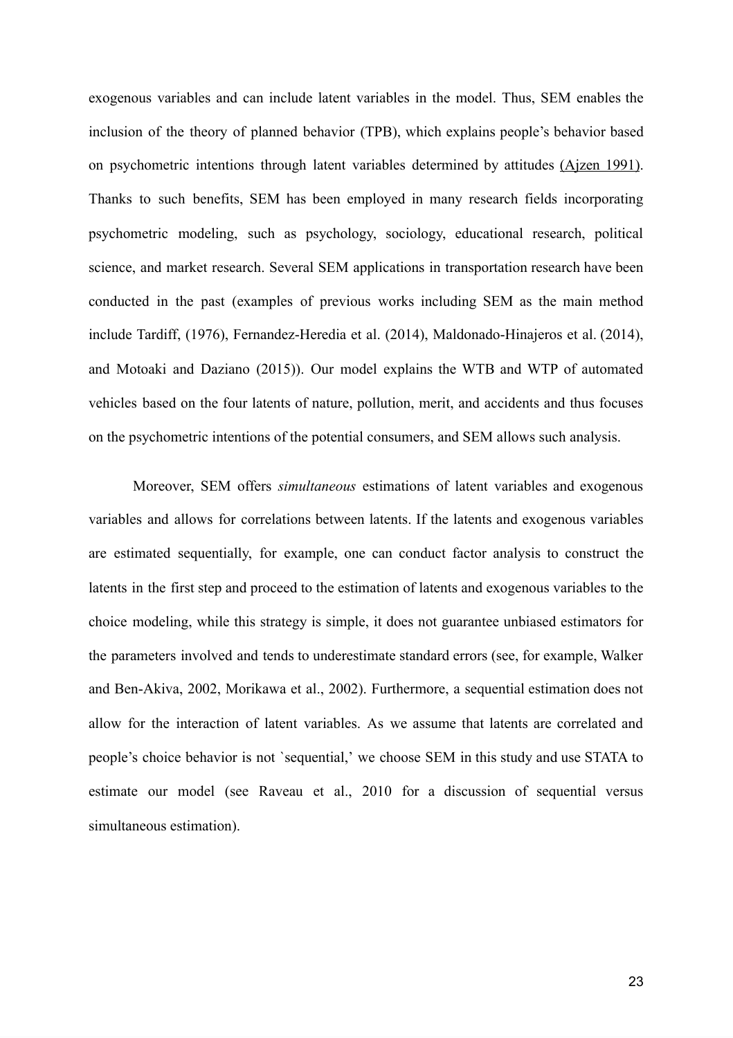exogenous variables and can include latent variables in the model. Thus, SEM enables the inclusion of the theory of planned behavior (TPB), which explains people's behavior based on psychometric intentions through latent variables determined by attitudes (Ajzen 1991). Thanks to such benefits, SEM has been employed in many research fields incorporating psychometric modeling, such as psychology, sociology, educational research, political science, and market research. Several SEM applications in transportation research have been conducted in the past (examples of previous works including SEM as the main method include Tardiff, (1976), Fernandez-Heredia et al. (2014), Maldonado-Hinajeros et al. (2014), and Motoaki and Daziano (2015)). Our model explains the WTB and WTP of automated vehicles based on the four latents of nature, pollution, merit, and accidents and thus focuses on the psychometric intentions of the potential consumers, and SEM allows such analysis.

Moreover, SEM offers *simultaneous* estimations of latent variables and exogenous variables and allows for correlations between latents. If the latents and exogenous variables are estimated sequentially, for example, one can conduct factor analysis to construct the latents in the first step and proceed to the estimation of latents and exogenous variables to the choice modeling, while this strategy is simple, it does not guarantee unbiased estimators for the parameters involved and tends to underestimate standard errors (see, for example, Walker and Ben-Akiva, 2002, Morikawa et al., 2002). Furthermore, a sequential estimation does not allow for the interaction of latent variables. As we assume that latents are correlated and people's choice behavior is not `sequential,' we choose SEM in this study and use STATA to estimate our model (see Raveau et al., 2010 for a discussion of sequential versus simultaneous estimation).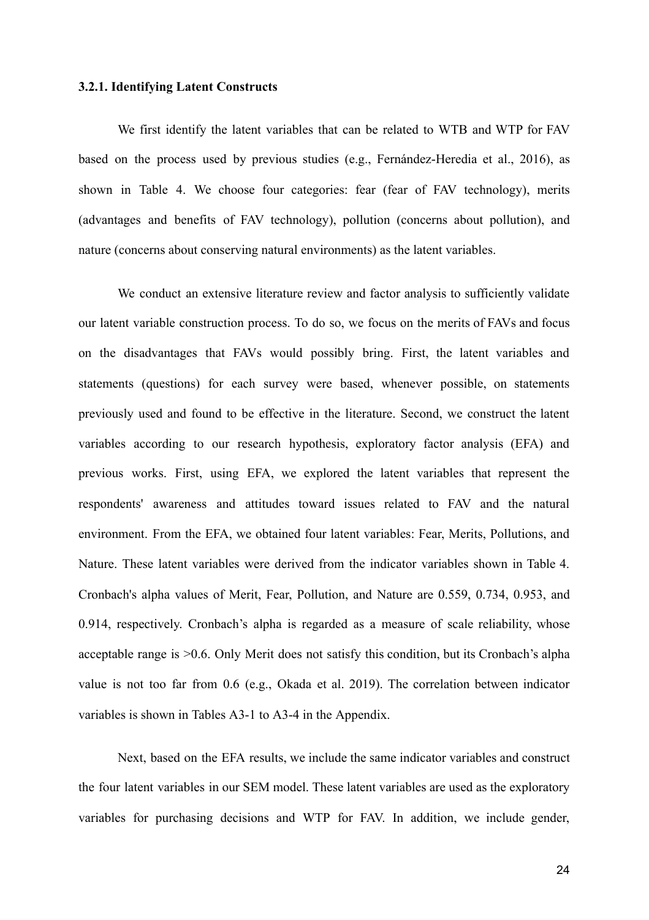**3.2.1. Identifying Latent Constructs**

We first identify the latent variables that can be related to WTB and WTP for FAV based on the process used by previous studies (e.g., Fernández-Heredia et al., 2016), as shown in Table 4. We choose four categories: fear (fear of FAV technology), merits (advantages and benefits of FAV technology), pollution (concerns about pollution), and nature (concerns about conserving natural environments) as the latent variables.

We conduct an extensive literature review and factor analysis to sufficiently validate our latent variable construction process. To do so, we focus on the merits of FAVs and focus on the disadvantages that FAVs would possibly bring. First, the latent variables and statements (questions) for each survey were based, whenever possible, on statements previously used and found to be effective in the literature. Second, we construct the latent variables according to our research hypothesis, exploratory factor analysis (EFA) and previous works. First, using EFA, we explored the latent variables that represent the respondents' awareness and attitudes toward issues related to FAV and the natural environment. From the EFA, we obtained four latent variables: Fear, Merits, Pollutions, and Nature. These latent variables were derived from the indicator variables shown in Table 4. Cronbach's alpha values of Merit, Fear, Pollution, and Nature are 0.559, 0.734, 0.953, and 0.914, respectively. Cronbach's alpha is regarded as a measure of scale reliability, whose acceptable range is >0.6. Only Merit does not satisfy this condition, but its Cronbach's alpha value is not too far from 0.6 (e.g., Okada et al. 2019). The correlation between indicator variables is shown in Tables A3-1 to A3-4 in the Appendix.

Next, based on the EFA results, we include the same indicator variables and construct the four latent variables in our SEM model. These latent variables are used as the exploratory variables for purchasing decisions and WTP for FAV. In addition, we include gender,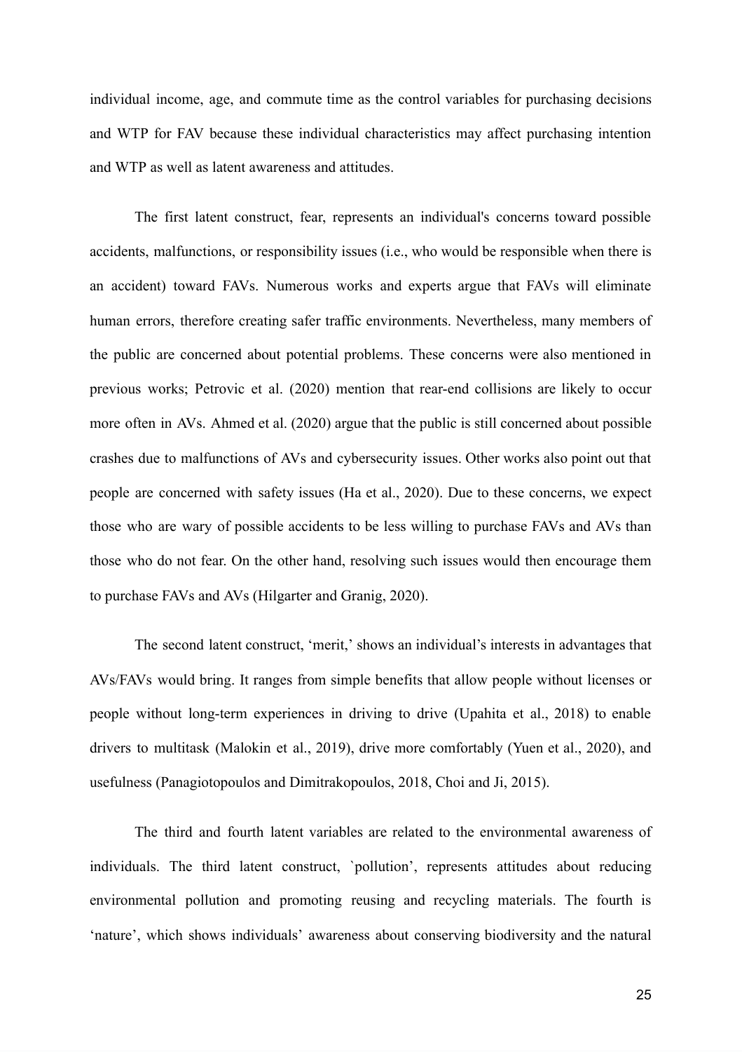individual income, age, and commute time as the control variables for purchasing decisions and WTP for FAV because these individual characteristics may affect purchasing intention and WTP as well as latent awareness and attitudes.

The first latent construct, fear, represents an individual's concerns toward possible accidents, malfunctions, or responsibility issues (i.e., who would be responsible when there is an accident) toward FAVs. Numerous works and experts argue that FAVs will eliminate human errors, therefore creating safer traffic environments. Nevertheless, many members of the public are concerned about potential problems. These concerns were also mentioned in previous works; Petrovic et al. (2020) mention that rear-end collisions are likely to occur more often in AVs. Ahmed et al. (2020) argue that the public is still concerned about possible crashes due to malfunctions of AVs and cybersecurity issues. Other works also point out that people are concerned with safety issues (Ha et al., 2020). Due to these concerns, we expect those who are wary of possible accidents to be less willing to purchase FAVs and AVs than those who do not fear. On the other hand, resolving such issues would then encourage them to purchase FAVs and AVs (Hilgarter and Granig, 2020).

The second latent construct, 'merit,' shows an individual's interests in advantages that AVs/FAVs would bring. It ranges from simple benefits that allow people without licenses or people without long-term experiences in driving to drive (Upahita et al., 2018) to enable drivers to multitask (Malokin et al., 2019), drive more comfortably (Yuen et al., 2020), and usefulness (Panagiotopoulos and Dimitrakopoulos, 2018, Choi and Ji, 2015).

The third and fourth latent variables are related to the environmental awareness of individuals. The third latent construct, `pollution', represents attitudes about reducing environmental pollution and promoting reusing and recycling materials. The fourth is 'nature', which shows individuals' awareness about conserving biodiversity and the natural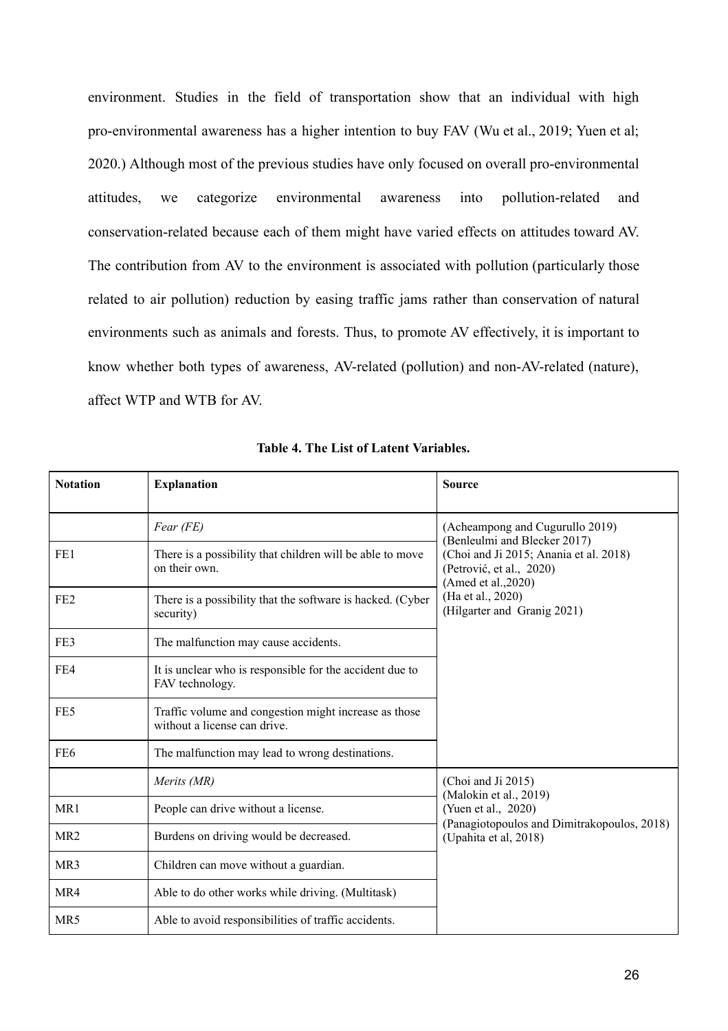environment. Studies in the field of transportation show that an individual with high pro-environmental awareness has a higher intention to buy FAV (Wu et al., 2019; Yuen et al; 2020.) Although most of the previous studies have only focused on overall pro-environmental attitudes, we categorize environmental awareness into pollution-related and conservation-related because each of them might have varied effects on attitudes toward AV. The contribution from AV to the environment is associated with pollution (particularly those related to air pollution) reduction by easing traffic jams rather than conservation of natural environments such as animals and forests. Thus, to promote AV effectively, it is important to know whether both types of awareness, AV-related (pollution) and non-AV-related (nature), affect WTP and WTB for AV.

**Table 4. The List of Latent Variables.**

| Notation | Explanation | Source |
|---|---|---|
| | *Fear (FE)* | (Acheampong and Cugurullo 2019) (Benleulmi and Blecker 2017) (Choi and Ji 2015; Anania et al. 2018) (Petrović, et al., 2020) (Amed et al.,2020) (Ha et al., 2020) (Hilgarter and Granig 2021) |
| FE1 | There is a possibility that children will be able to move on their own. | |
| FE2 | There is a possibility that the software is hacked. (Cyber security) | |
| FE3 | The malfunction may cause accidents. | |
| FE4 | It is unclear who is responsible for the accident due to FAV technology. | |
| FE5 | Traffic volume and congestion might increase as those without a license can drive. | |
| FE6 | The malfunction may lead to wrong destinations. | |
| | *Merits (MR)* | (Choi and Ji 2015) (Malokin et al., 2019) (Yuen et al., 2020) (Panagiotopoulos and Dimitrakopoulos, 2018) (Upahita et al, 2018) |
| MR1 | People can drive without a license. | |
| MR2 | Burdens on driving would be decreased. | |
| MR3 | Children can move without a guardian. | |
| MR4 | Able to do other works while driving. (Multitask) | |
| MR5 | Able to avoid responsibilities of traffic accidents. | |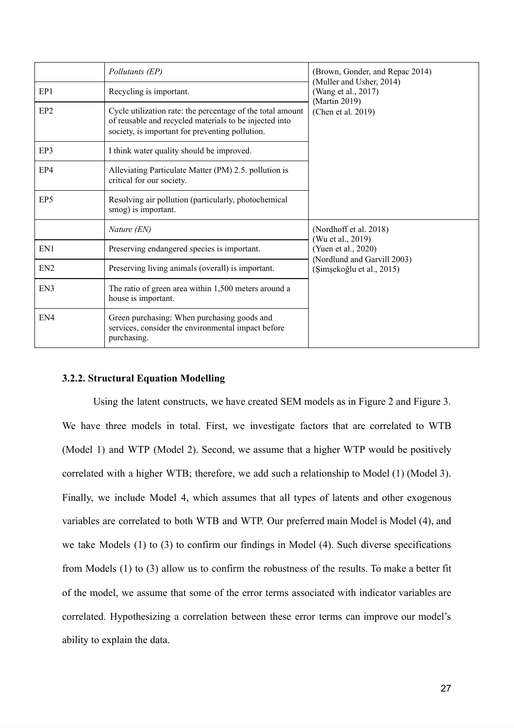| | | |
|---|---|---|
| | *Pollutants (EP)* | (Brown, Gonder, and Repac 2014) (Muller and Usher, 2014) (Wang et al., 2017) (Martin 2019) (Chen et al. 2019) |
| EP1 | Recycling is important. | |
| EP2 | Cycle utilization rate: the percentage of the total amount of reusable and recycled materials to be injected into society, is important for preventing pollution. | |
| EP3 | I think water quality should be improved. | |
| EP4 | Alleviating Particulate Matter (PM) 2.5. pollution is critical for our society. | |
| EP5 | Resolving air pollution (particularly, photochemical smog) is important. | |
| | *Nature (EN)* | (Nordhoff et al. 2018) (Wu et al., 2019) (Yuen et al., 2020) (Nordlund and Garvill 2003) (Şimşekoğlu et al., 2015) |
| EN1 | Preserving endangered species is important. | |
| EN2 | Preserving living animals (overall) is important. | |
| EN3 | The ratio of green area within 1,500 meters around a house is important. | |
| EN4 | Green purchasing: When purchasing goods and services, consider the environmental impact before purchasing. | |

### 3.2.2. Structural Equation Modelling

Using the latent constructs, we have created SEM models as in Figure 2 and Figure 3. We have three models in total. First, we investigate factors that are correlated to WTB (Model 1) and WTP (Model 2). Second, we assume that a higher WTP would be positively correlated with a higher WTB; therefore, we add such a relationship to Model (1) (Model 3). Finally, we include Model 4, which assumes that all types of latents and other exogenous variables are correlated to both WTB and WTP. Our preferred main Model is Model (4), and we take Models (1) to (3) to confirm our findings in Model (4). Such diverse specifications from Models (1) to (3) allow us to confirm the robustness of the results. To make a better fit of the model, we assume that some of the error terms associated with indicator variables are correlated. Hypothesizing a correlation between these error terms can improve our model's ability to explain the data.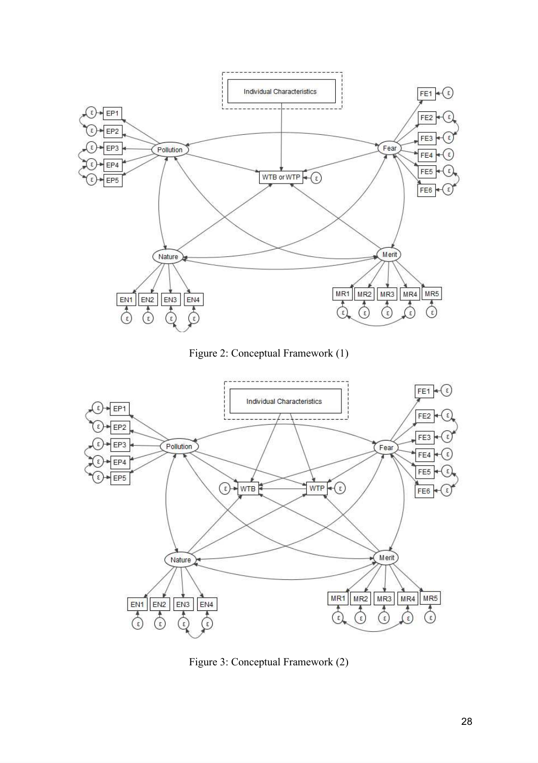Figure 2: Conceptual Framework (1)

Figure 3: Conceptual Framework (2)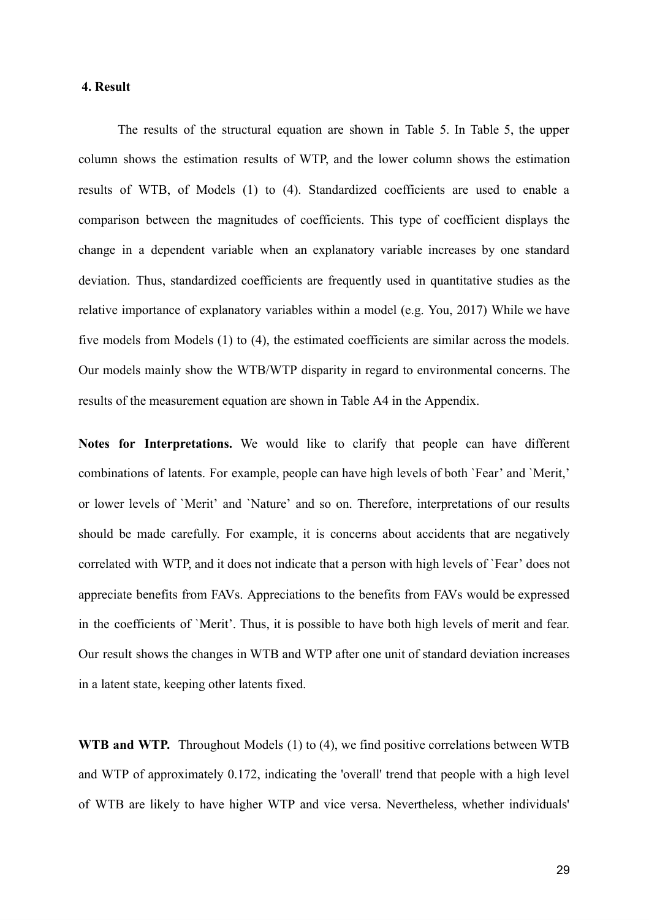## 4. Result

The results of the structural equation are shown in Table 5. In Table 5, the upper column shows the estimation results of WTP, and the lower column shows the estimation results of WTB, of Models (1) to (4). Standardized coefficients are used to enable a comparison between the magnitudes of coefficients. This type of coefficient displays the change in a dependent variable when an explanatory variable increases by one standard deviation. Thus, standardized coefficients are frequently used in quantitative studies as the relative importance of explanatory variables within a model (e.g. You, 2017) While we have five models from Models (1) to (4), the estimated coefficients are similar across the models. Our models mainly show the WTB/WTP disparity in regard to environmental concerns. The results of the measurement equation are shown in Table A4 in the Appendix.

**Notes for Interpretations.** We would like to clarify that people can have different combinations of latents. For example, people can have high levels of both `Fear' and `Merit,' or lower levels of `Merit' and `Nature' and so on. Therefore, interpretations of our results should be made carefully. For example, it is concerns about accidents that are negatively correlated with WTP, and it does not indicate that a person with high levels of `Fear' does not appreciate benefits from FAVs. Appreciations to the benefits from FAVs would be expressed in the coefficients of `Merit'. Thus, it is possible to have both high levels of merit and fear. Our result shows the changes in WTB and WTP after one unit of standard deviation increases in a latent state, keeping other latents fixed.

**WTB and WTP.** Throughout Models (1) to (4), we find positive correlations between WTB and WTP of approximately 0.172, indicating the 'overall' trend that people with a high level of WTB are likely to have higher WTP and vice versa. Nevertheless, whether individuals'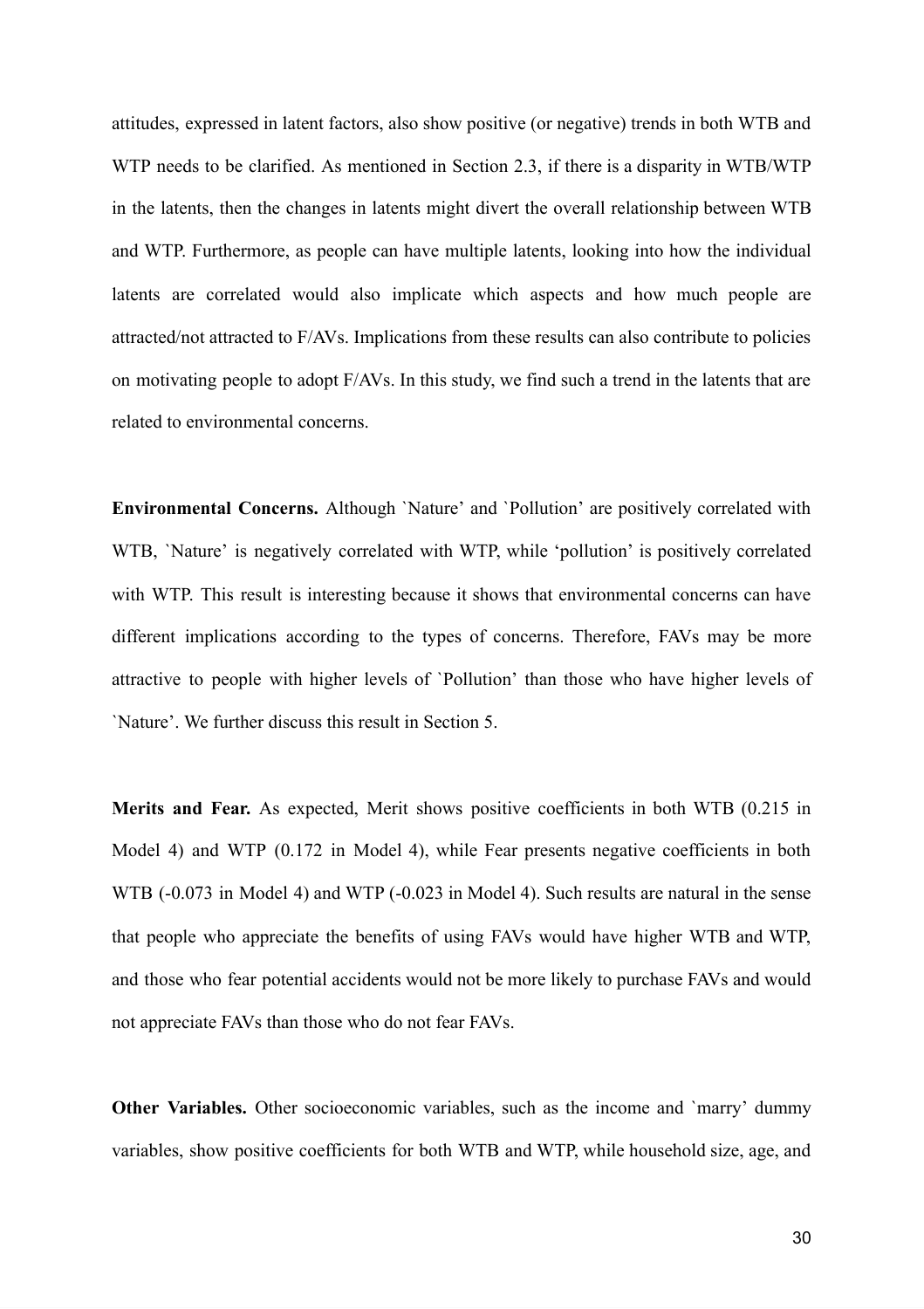attitudes, expressed in latent factors, also show positive (or negative) trends in both WTB and WTP needs to be clarified. As mentioned in Section 2.3, if there is a disparity in WTB/WTP in the latents, then the changes in latents might divert the overall relationship between WTB and WTP. Furthermore, as people can have multiple latents, looking into how the individual latents are correlated would also implicate which aspects and how much people are attracted/not attracted to F/AVs. Implications from these results can also contribute to policies on motivating people to adopt F/AVs. In this study, we find such a trend in the latents that are related to environmental concerns.

**Environmental Concerns.** Although `Nature' and `Pollution' are positively correlated with WTB, `Nature' is negatively correlated with WTP, while 'pollution' is positively correlated with WTP. This result is interesting because it shows that environmental concerns can have different implications according to the types of concerns. Therefore, FAVs may be more attractive to people with higher levels of `Pollution' than those who have higher levels of `Nature'. We further discuss this result in Section 5.

**Merits and Fear.** As expected, Merit shows positive coefficients in both WTB (0.215 in Model 4) and WTP (0.172 in Model 4), while Fear presents negative coefficients in both WTB (-0.073 in Model 4) and WTP (-0.023 in Model 4). Such results are natural in the sense that people who appreciate the benefits of using FAVs would have higher WTB and WTP, and those who fear potential accidents would not be more likely to purchase FAVs and would not appreciate FAVs than those who do not fear FAVs.

**Other Variables.** Other socioeconomic variables, such as the income and `marry' dummy variables, show positive coefficients for both WTB and WTP, while household size, age, and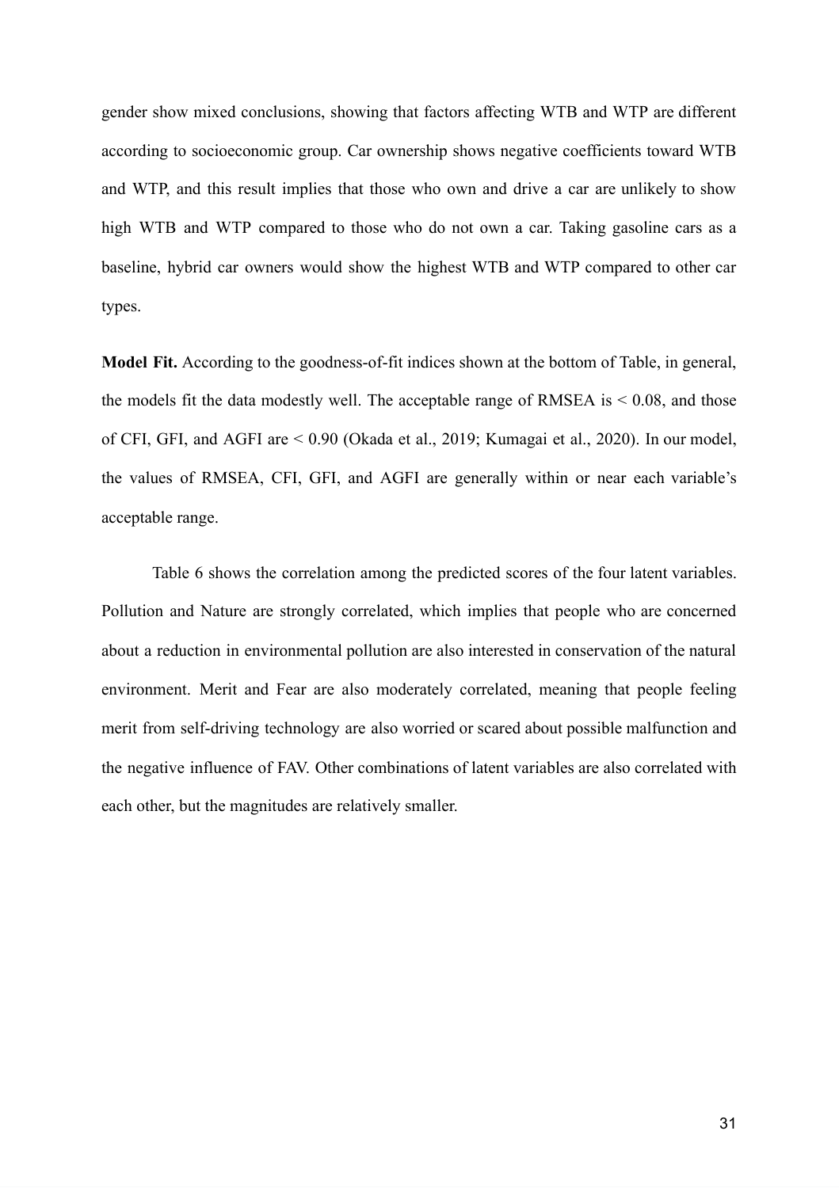gender show mixed conclusions, showing that factors affecting WTB and WTP are different according to socioeconomic group. Car ownership shows negative coefficients toward WTB and WTP, and this result implies that those who own and drive a car are unlikely to show high WTB and WTP compared to those who do not own a car. Taking gasoline cars as a baseline, hybrid car owners would show the highest WTB and WTP compared to other car types.

**Model Fit.** According to the goodness-of-fit indices shown at the bottom of Table, in general, the models fit the data modestly well. The acceptable range of RMSEA is < 0.08, and those of CFI, GFI, and AGFI are < 0.90 (Okada et al., 2019; Kumagai et al., 2020). In our model, the values of RMSEA, CFI, GFI, and AGFI are generally within or near each variable's acceptable range.

Table 6 shows the correlation among the predicted scores of the four latent variables. Pollution and Nature are strongly correlated, which implies that people who are concerned about a reduction in environmental pollution are also interested in conservation of the natural environment. Merit and Fear are also moderately correlated, meaning that people feeling merit from self-driving technology are also worried or scared about possible malfunction and the negative influence of FAV. Other combinations of latent variables are also correlated with each other, but the magnitudes are relatively smaller.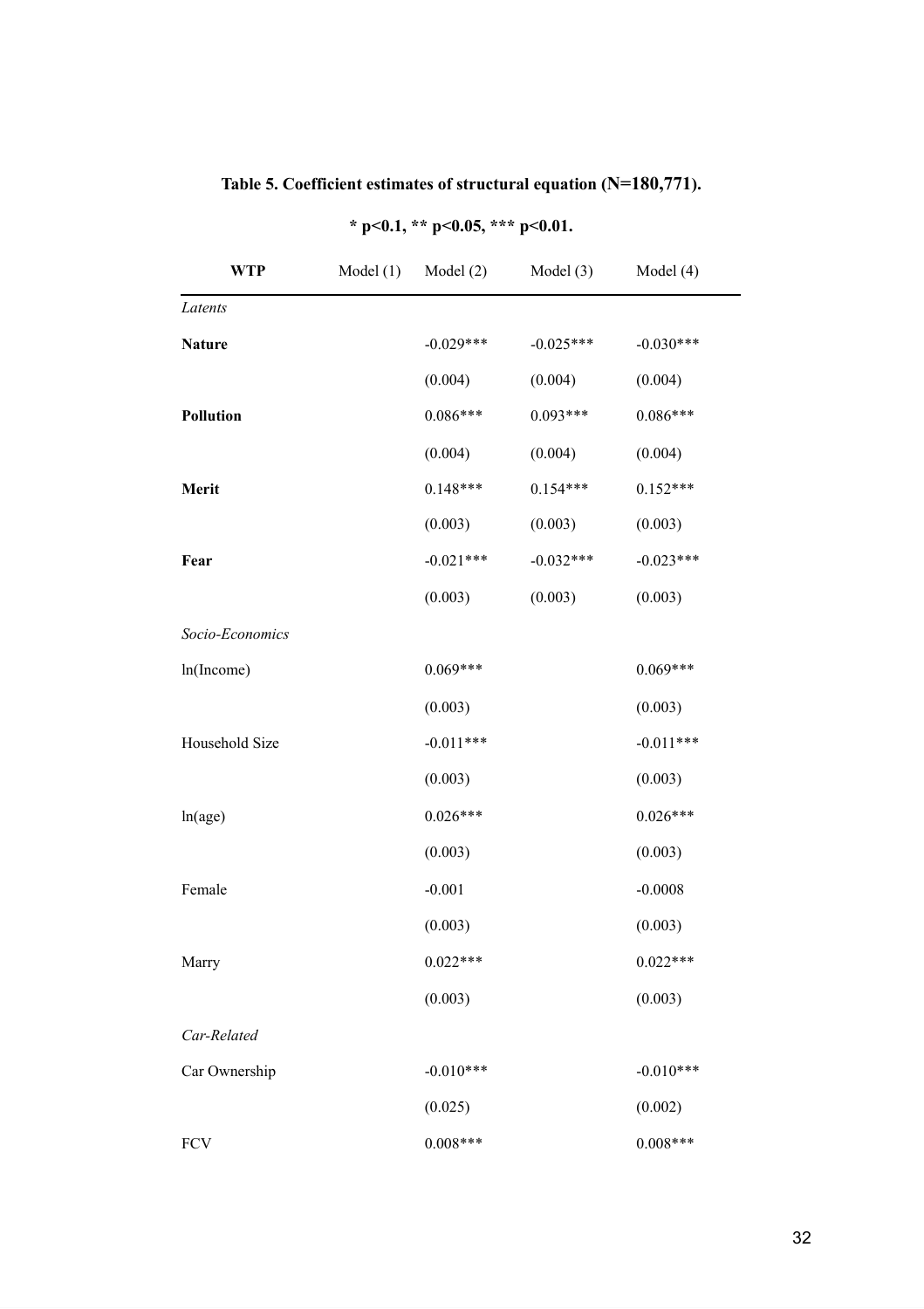**Table 5. Coefficient estimates of structural equation (N=180,771).**

**\* p<0.1, \*\* p<0.05, \*\*\* p<0.01.**

| **WTP** | Model (1) | Model (2) | Model (3) | Model (4) |
|---|---|---|---|---|
| *Latents* | | | | |
| **Nature** | | -0.029*** | -0.025*** | -0.030*** |
| | | (0.004) | (0.004) | (0.004) |
| **Pollution** | | 0.086*** | 0.093*** | 0.086*** |
| | | (0.004) | (0.004) | (0.004) |
| **Merit** | | 0.148*** | 0.154*** | 0.152*** |
| | | (0.003) | (0.003) | (0.003) |
| **Fear** | | -0.021*** | -0.032*** | -0.023*** |
| | | (0.003) | (0.003) | (0.003) |
| *Socio-Economics* | | | | |
| ln(Income) | | 0.069*** | | 0.069*** |
| | | (0.003) | | (0.003) |
| Household Size | | -0.011*** | | -0.011*** |
| | | (0.003) | | (0.003) |
| ln(age) | | 0.026*** | | 0.026*** |
| | | (0.003) | | (0.003) |
| Female | | -0.001 | | -0.0008 |
| | | (0.003) | | (0.003) |
| Marry | | 0.022*** | | 0.022*** |
| | | (0.003) | | (0.003) |
| *Car-Related* | | | | |
| Car Ownership | | -0.010*** | | -0.010*** |
| | | (0.025) | | (0.002) |
| FCV | | 0.008*** | | 0.008*** |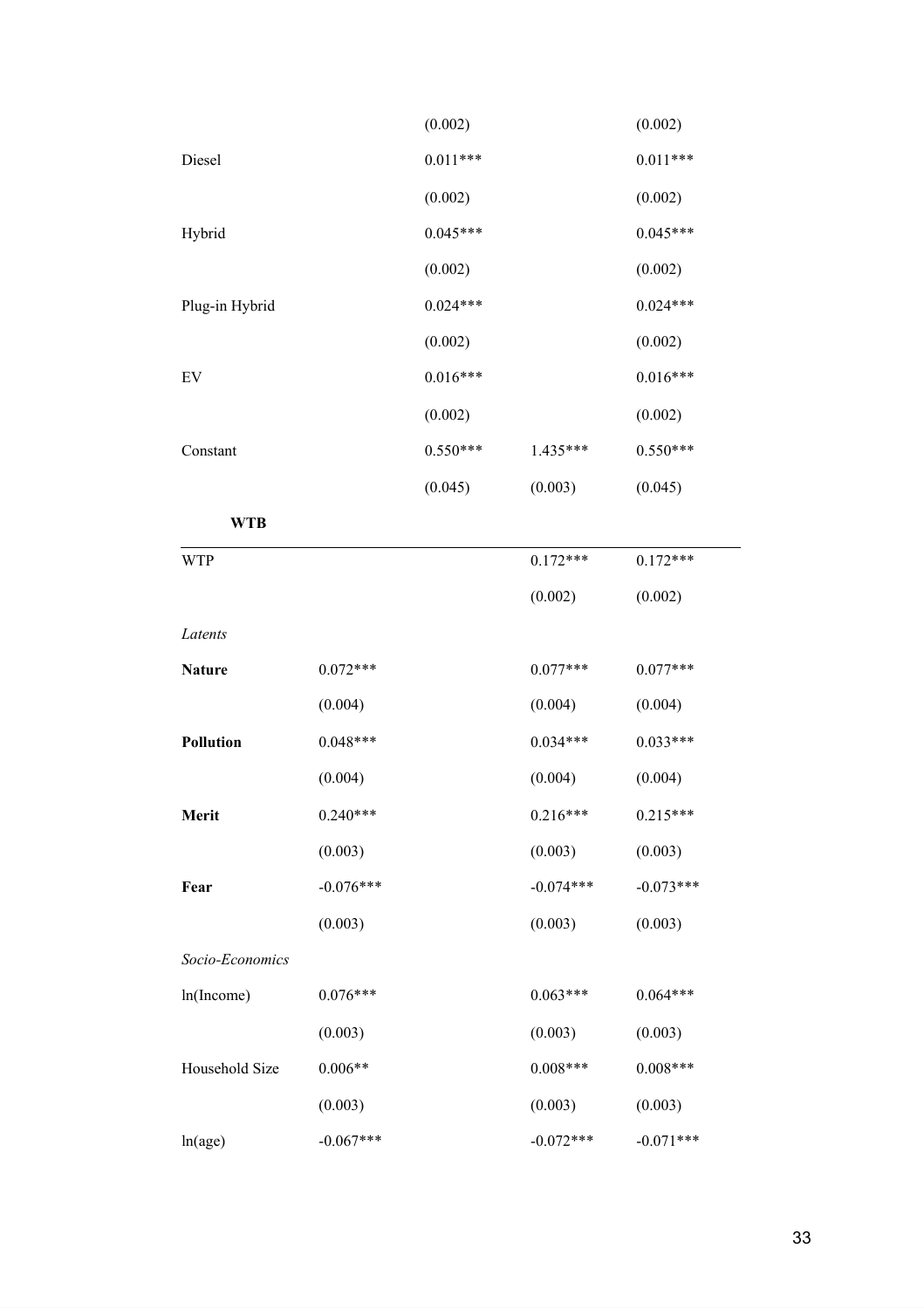| | | | | |
|---|---|---|---|---|
| | | (0.002) | | (0.002) |
| Diesel | | 0.011*** | | 0.011*** |
| | | (0.002) | | (0.002) |
| Hybrid | | 0.045*** | | 0.045*** |
| | | (0.002) | | (0.002) |
| Plug-in Hybrid | | 0.024*** | | 0.024*** |
| | | (0.002) | | (0.002) |
| EV | | 0.016*** | | 0.016*** |
| | | (0.002) | | (0.002) |
| Constant | | 0.550*** | 1.435*** | 0.550*** |
| | | (0.045) | (0.003) | (0.045) |
| **WTB** | | | | |
| WTP | | | 0.172*** | 0.172*** |
| | | | (0.002) | (0.002) |
| *Latents* | | | | |
| **Nature** | 0.072*** | | 0.077*** | 0.077*** |
| | (0.004) | | (0.004) | (0.004) |
| **Pollution** | 0.048*** | | 0.034*** | 0.033*** |
| | (0.004) | | (0.004) | (0.004) |
| **Merit** | 0.240*** | | 0.216*** | 0.215*** |
| | (0.003) | | (0.003) | (0.003) |
| **Fear** | -0.076*** | | -0.074*** | -0.073*** |
| | (0.003) | | (0.003) | (0.003) |
| *Socio-Economics* | | | | |
| ln(Income) | 0.076*** | | 0.063*** | 0.064*** |
| | (0.003) | | (0.003) | (0.003) |
| Household Size | 0.006** | | 0.008*** | 0.008*** |
| | (0.003) | | (0.003) | (0.003) |
| ln(age) | -0.067*** | | -0.072*** | -0.071*** |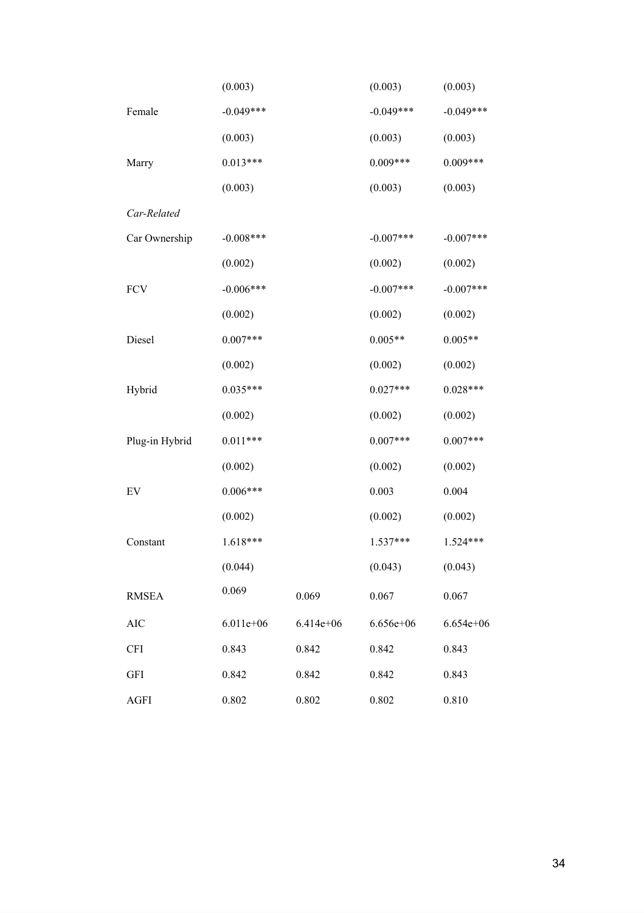| | | | | |
|---|---|---|---|---|
| | (0.003) | | (0.003) | (0.003) |
| Female | -0.049*** | | -0.049*** | -0.049*** |
| | (0.003) | | (0.003) | (0.003) |
| Marry | 0.013*** | | 0.009*** | 0.009*** |
| | (0.003) | | (0.003) | (0.003) |
| *Car-Related* | | | | |
| Car Ownership | -0.008*** | | -0.007*** | -0.007*** |
| | (0.002) | | (0.002) | (0.002) |
| FCV | -0.006*** | | -0.007*** | -0.007*** |
| | (0.002) | | (0.002) | (0.002) |
| Diesel | 0.007*** | | 0.005** | 0.005** |
| | (0.002) | | (0.002) | (0.002) |
| Hybrid | 0.035*** | | 0.027*** | 0.028*** |
| | (0.002) | | (0.002) | (0.002) |
| Plug-in Hybrid | 0.011*** | | 0.007*** | 0.007*** |
| | (0.002) | | (0.002) | (0.002) |
| EV | 0.006*** | | 0.003 | 0.004 |
| | (0.002) | | (0.002) | (0.002) |
| Constant | 1.618*** | | 1.537*** | 1.524*** |
| | (0.044) | | (0.043) | (0.043) |
| RMSEA | 0.069 | 0.069 | 0.067 | 0.067 |
| AIC | 6.011e+06 | 6.414e+06 | 6.656e+06 | 6.654e+06 |
| CFI | 0.843 | 0.842 | 0.842 | 0.843 |
| GFI | 0.842 | 0.842 | 0.842 | 0.843 |
| AGFI | 0.802 | 0.802 | 0.802 | 0.810 |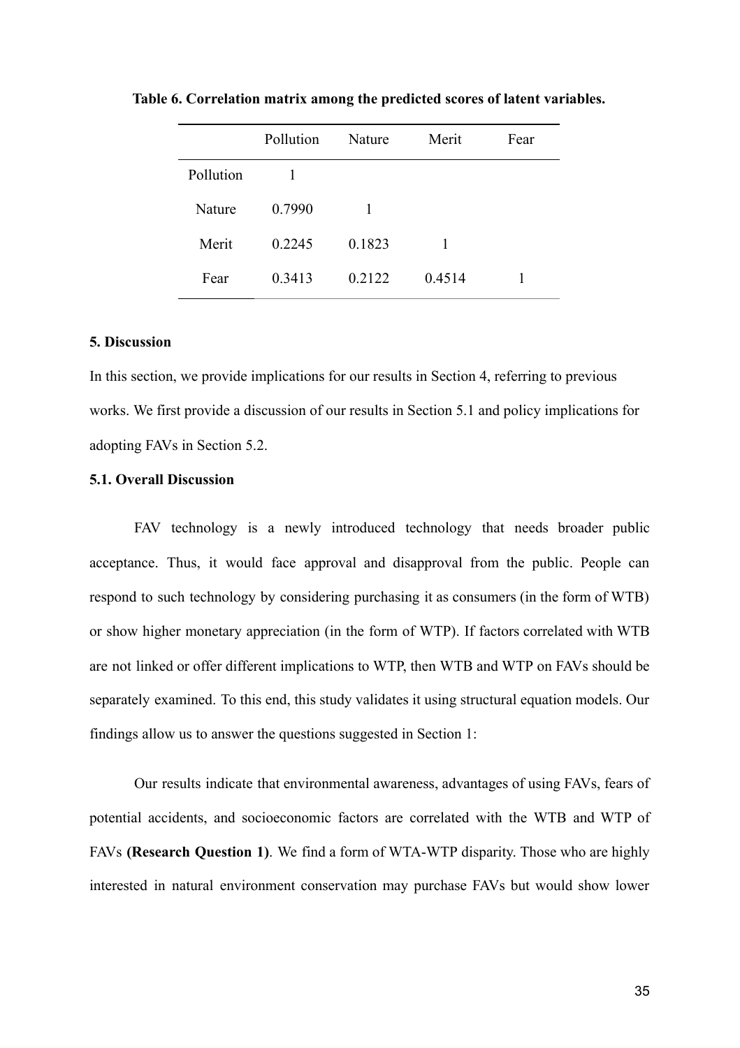**Table 6. Correlation matrix among the predicted scores of latent variables.**

| | Pollution | Nature | Merit | Fear |
|---|---|---|---|---|
| Pollution | 1 | | | |
| Nature | 0.7990 | 1 | | |
| Merit | 0.2245 | 0.1823 | 1 | |
| Fear | 0.3413 | 0.2122 | 0.4514 | 1 |

### 5. Discussion

In this section, we provide implications for our results in Section 4, referring to previous works. We first provide a discussion of our results in Section 5.1 and policy implications for adopting FAVs in Section 5.2.

#### 5.1. Overall Discussion

FAV technology is a newly introduced technology that needs broader public acceptance. Thus, it would face approval and disapproval from the public. People can respond to such technology by considering purchasing it as consumers (in the form of WTB) or show higher monetary appreciation (in the form of WTP). If factors correlated with WTB are not linked or offer different implications to WTP, then WTB and WTP on FAVs should be separately examined. To this end, this study validates it using structural equation models. Our findings allow us to answer the questions suggested in Section 1:

Our results indicate that environmental awareness, advantages of using FAVs, fears of potential accidents, and socioeconomic factors are correlated with the WTB and WTP of FAVs **(Research Question 1)**. We find a form of WTA-WTP disparity. Those who are highly interested in natural environment conservation may purchase FAVs but would show lower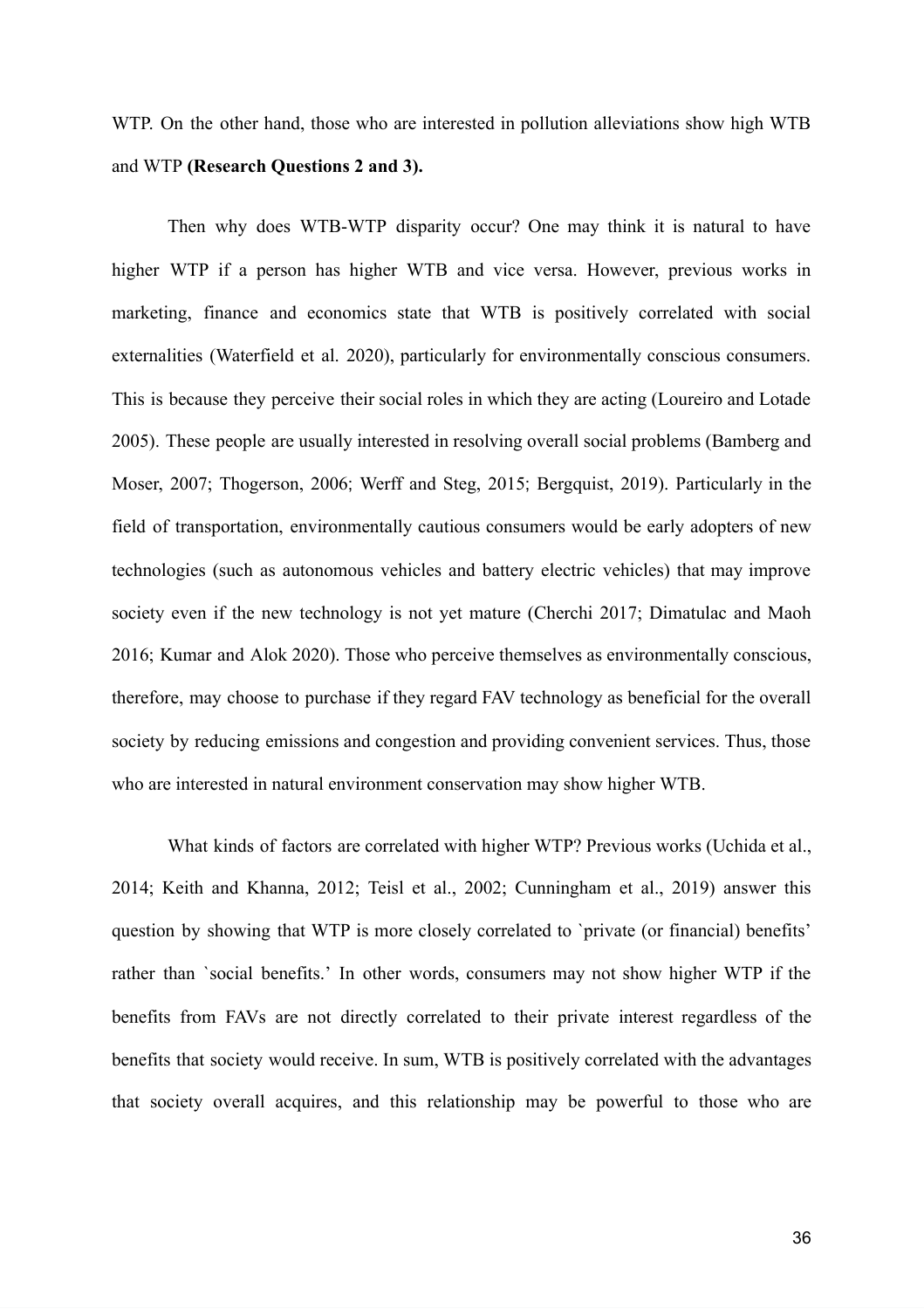WTP. On the other hand, those who are interested in pollution alleviations show high WTB and WTP **(Research Questions 2 and 3).**

Then why does WTB-WTP disparity occur? One may think it is natural to have higher WTP if a person has higher WTB and vice versa. However, previous works in marketing, finance and economics state that WTB is positively correlated with social externalities (Waterfield et al. 2020), particularly for environmentally conscious consumers. This is because they perceive their social roles in which they are acting (Loureiro and Lotade 2005). These people are usually interested in resolving overall social problems (Bamberg and Moser, 2007; Thogerson, 2006; Werff and Steg, 2015; Bergquist, 2019). Particularly in the field of transportation, environmentally cautious consumers would be early adopters of new technologies (such as autonomous vehicles and battery electric vehicles) that may improve society even if the new technology is not yet mature (Cherchi 2017; Dimatulac and Maoh 2016; Kumar and Alok 2020). Those who perceive themselves as environmentally conscious, therefore, may choose to purchase if they regard FAV technology as beneficial for the overall society by reducing emissions and congestion and providing convenient services. Thus, those who are interested in natural environment conservation may show higher WTB.

What kinds of factors are correlated with higher WTP? Previous works (Uchida et al., 2014; Keith and Khanna, 2012; Teisl et al., 2002; Cunningham et al., 2019) answer this question by showing that WTP is more closely correlated to `private (or financial) benefits' rather than `social benefits.' In other words, consumers may not show higher WTP if the benefits from FAVs are not directly correlated to their private interest regardless of the benefits that society would receive. In sum, WTB is positively correlated with the advantages that society overall acquires, and this relationship may be powerful to those who are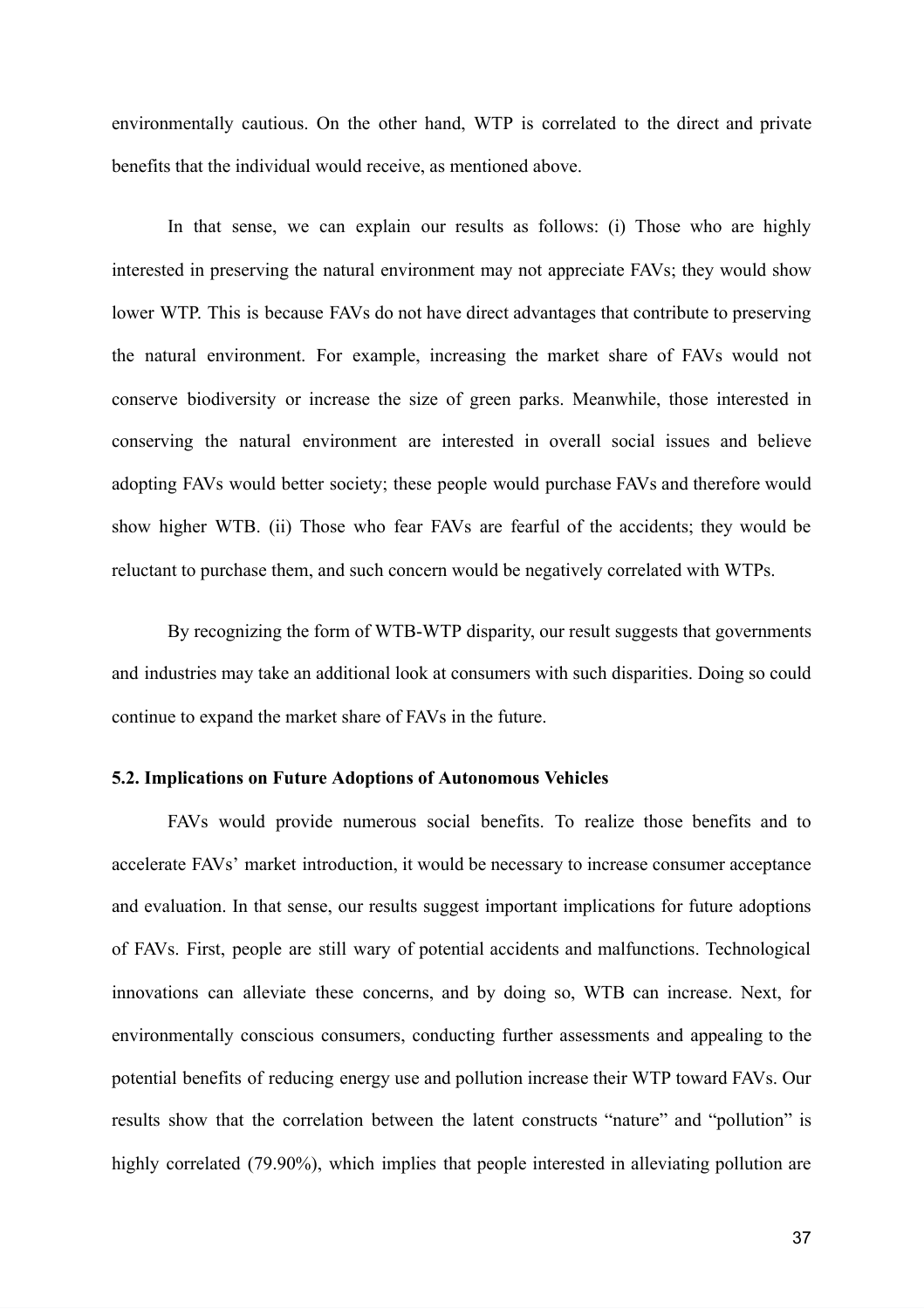environmentally cautious. On the other hand, WTP is correlated to the direct and private benefits that the individual would receive, as mentioned above.

In that sense, we can explain our results as follows: (i) Those who are highly interested in preserving the natural environment may not appreciate FAVs; they would show lower WTP. This is because FAVs do not have direct advantages that contribute to preserving the natural environment. For example, increasing the market share of FAVs would not conserve biodiversity or increase the size of green parks. Meanwhile, those interested in conserving the natural environment are interested in overall social issues and believe adopting FAVs would better society; these people would purchase FAVs and therefore would show higher WTB. (ii) Those who fear FAVs are fearful of the accidents; they would be reluctant to purchase them, and such concern would be negatively correlated with WTPs.

By recognizing the form of WTB-WTP disparity, our result suggests that governments and industries may take an additional look at consumers with such disparities. Doing so could continue to expand the market share of FAVs in the future.

### 5.2. Implications on Future Adoptions of Autonomous Vehicles

FAVs would provide numerous social benefits. To realize those benefits and to accelerate FAVs' market introduction, it would be necessary to increase consumer acceptance and evaluation. In that sense, our results suggest important implications for future adoptions of FAVs. First, people are still wary of potential accidents and malfunctions. Technological innovations can alleviate these concerns, and by doing so, WTB can increase. Next, for environmentally conscious consumers, conducting further assessments and appealing to the potential benefits of reducing energy use and pollution increase their WTP toward FAVs. Our results show that the correlation between the latent constructs "nature" and "pollution" is highly correlated (79.90%), which implies that people interested in alleviating pollution are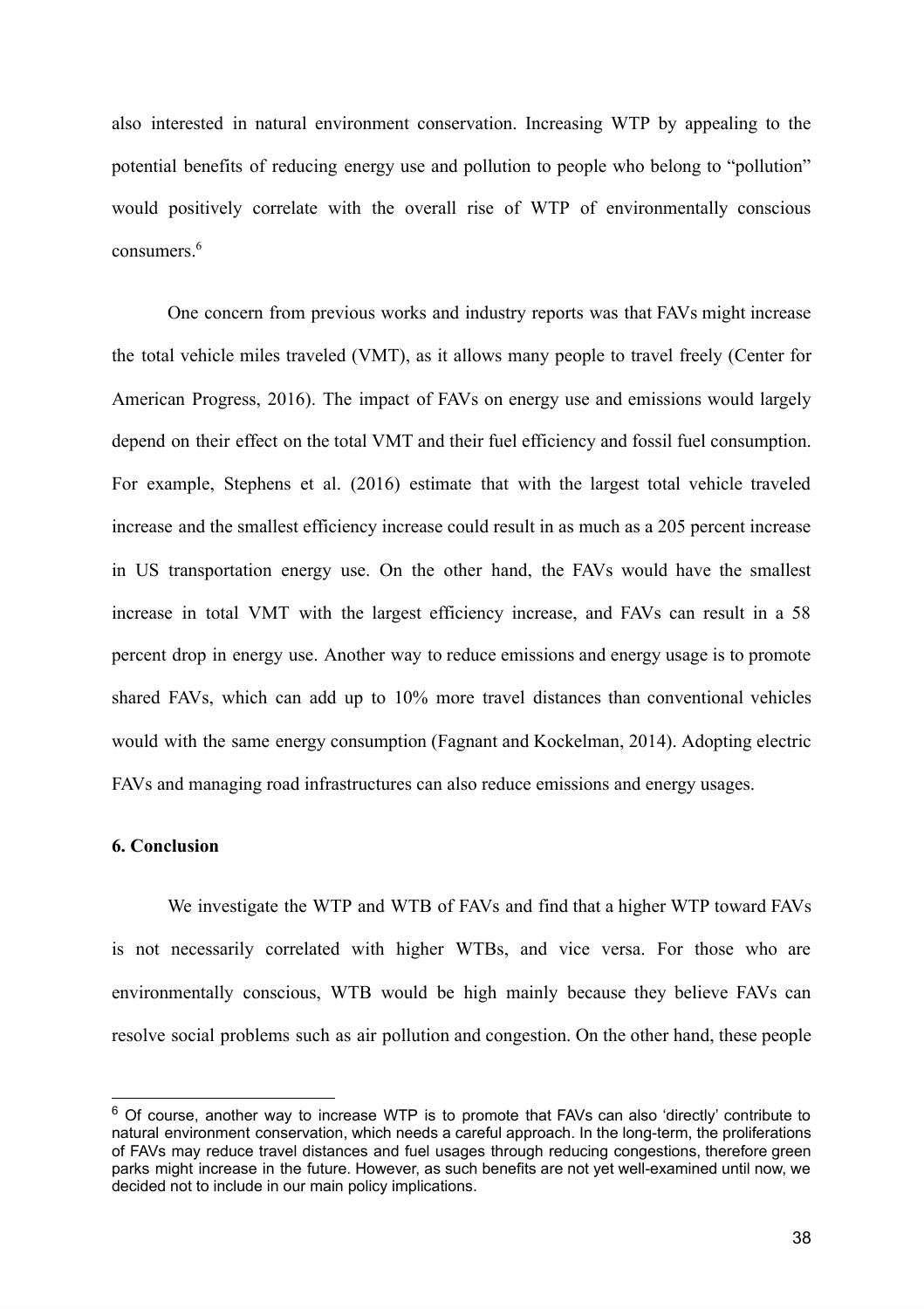also interested in natural environment conservation. Increasing WTP by appealing to the potential benefits of reducing energy use and pollution to people who belong to "pollution" would positively correlate with the overall rise of WTP of environmentally conscious consumers.[6]

One concern from previous works and industry reports was that FAVs might increase the total vehicle miles traveled (VMT), as it allows many people to travel freely (Center for American Progress, 2016). The impact of FAVs on energy use and emissions would largely depend on their effect on the total VMT and their fuel efficiency and fossil fuel consumption. For example, Stephens et al. (2016) estimate that with the largest total vehicle traveled increase and the smallest efficiency increase could result in as much as a 205 percent increase in US transportation energy use. On the other hand, the FAVs would have the smallest increase in total VMT with the largest efficiency increase, and FAVs can result in a 58 percent drop in energy use. Another way to reduce emissions and energy usage is to promote shared FAVs, which can add up to 10% more travel distances than conventional vehicles would with the same energy consumption (Fagnant and Kockelman, 2014). Adopting electric FAVs and managing road infrastructures can also reduce emissions and energy usages.

## 6. Conclusion

We investigate the WTP and WTB of FAVs and find that a higher WTP toward FAVs is not necessarily correlated with higher WTBs, and vice versa. For those who are environmentally conscious, WTB would be high mainly because they believe FAVs can resolve social problems such as air pollution and congestion. On the other hand, these people

[6] Of course, another way to increase WTP is to promote that FAVs can also 'directly' contribute to natural environment conservation, which needs a careful approach. In the long-term, the proliferations of FAVs may reduce travel distances and fuel usages through reducing congestions, therefore green parks might increase in the future. However, as such benefits are not yet well-examined until now, we decided not to include in our main policy implications.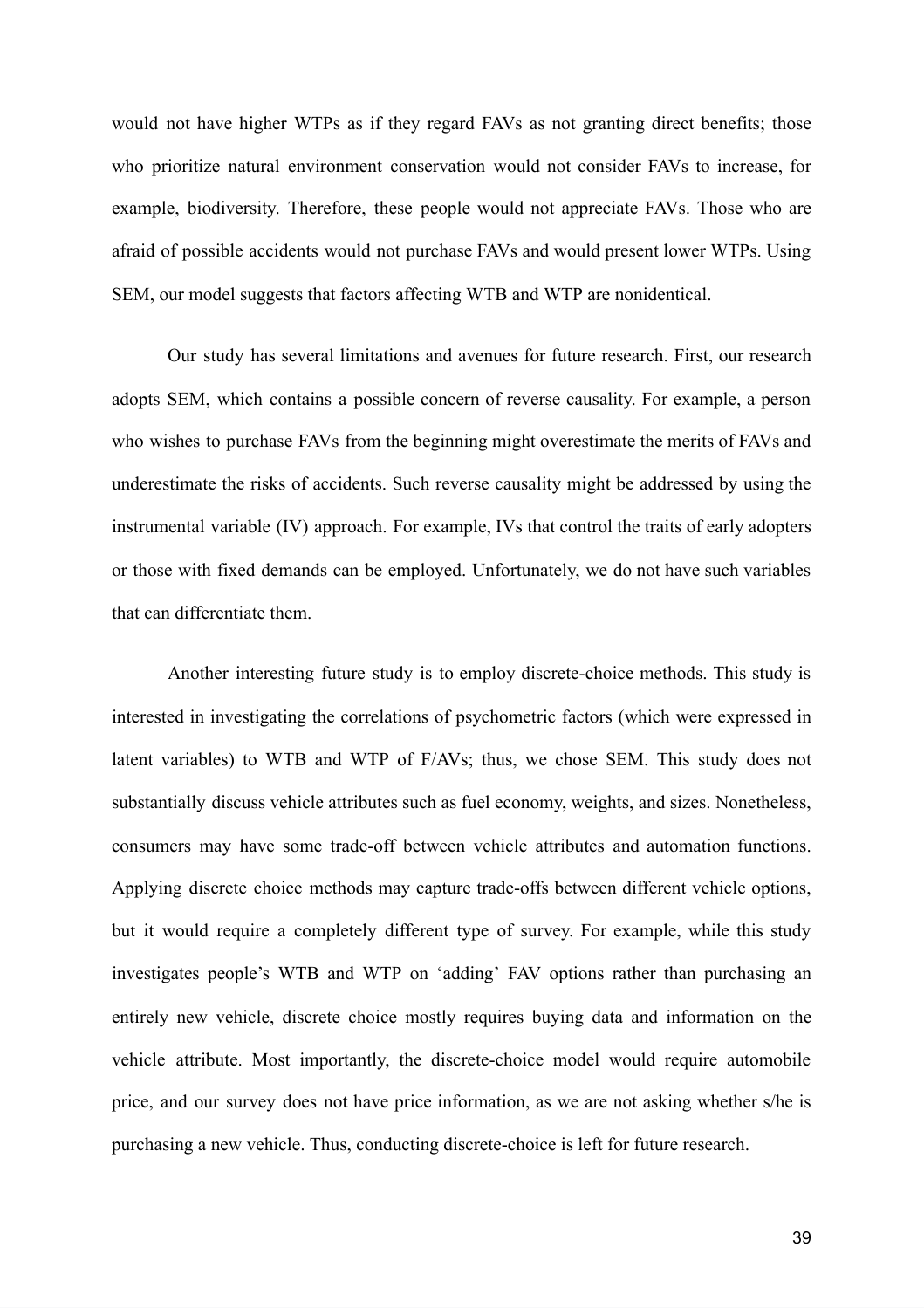would not have higher WTPs as if they regard FAVs as not granting direct benefits; those who prioritize natural environment conservation would not consider FAVs to increase, for example, biodiversity. Therefore, these people would not appreciate FAVs. Those who are afraid of possible accidents would not purchase FAVs and would present lower WTPs. Using SEM, our model suggests that factors affecting WTB and WTP are nonidentical.

Our study has several limitations and avenues for future research. First, our research adopts SEM, which contains a possible concern of reverse causality. For example, a person who wishes to purchase FAVs from the beginning might overestimate the merits of FAVs and underestimate the risks of accidents. Such reverse causality might be addressed by using the instrumental variable (IV) approach. For example, IVs that control the traits of early adopters or those with fixed demands can be employed. Unfortunately, we do not have such variables that can differentiate them.

Another interesting future study is to employ discrete-choice methods. This study is interested in investigating the correlations of psychometric factors (which were expressed in latent variables) to WTB and WTP of F/AVs; thus, we chose SEM. This study does not substantially discuss vehicle attributes such as fuel economy, weights, and sizes. Nonetheless, consumers may have some trade-off between vehicle attributes and automation functions. Applying discrete choice methods may capture trade-offs between different vehicle options, but it would require a completely different type of survey. For example, while this study investigates people's WTB and WTP on 'adding' FAV options rather than purchasing an entirely new vehicle, discrete choice mostly requires buying data and information on the vehicle attribute. Most importantly, the discrete-choice model would require automobile price, and our survey does not have price information, as we are not asking whether s/he is purchasing a new vehicle. Thus, conducting discrete-choice is left for future research.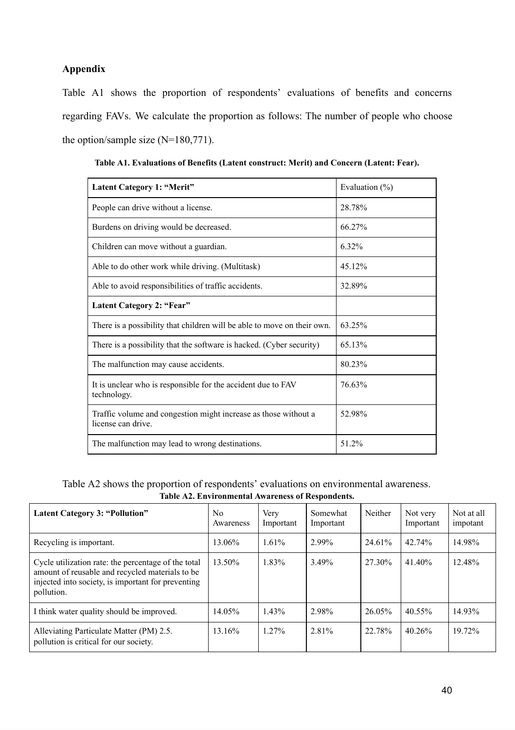## Appendix

Table A1 shows the proportion of respondents' evaluations of benefits and concerns regarding FAVs. We calculate the proportion as follows: The number of people who choose the option/sample size (N=180,771).

**Table A1. Evaluations of Benefits (Latent construct: Merit) and Concern (Latent: Fear).**

| **Latent Category 1: "Merit"** | Evaluation (%) |
|---|---|
| People can drive without a license. | 28.78% |
| Burdens on driving would be decreased. | 66.27% |
| Children can move without a guardian. | 6.32% |
| Able to do other work while driving. (Multitask) | 45.12% |
| Able to avoid responsibilities of traffic accidents. | 32.89% |
| **Latent Category 2: "Fear"** | |
| There is a possibility that children will be able to move on their own. | 63.25% |
| There is a possibility that the software is hacked. (Cyber security) | 65.13% |
| The malfunction may cause accidents. | 80.23% |
| It is unclear who is responsible for the accident due to FAV technology. | 76.63% |
| Traffic volume and congestion might increase as those without a license can drive. | 52.98% |
| The malfunction may lead to wrong destinations. | 51.2% |

Table A2 shows the proportion of respondents' evaluations on environmental awareness.

**Table A2. Environmental Awareness of Respondents.**

| **Latent Category 3: "Pollution"** | No Awareness | Very Important | Somewhat Important | Neither | Not very Important | Not at all impotant |
|---|---|---|---|---|---|---|
| Recycling is important. | 13.06% | 1.61% | 2.99% | 24.61% | 42.74% | 14.98% |
| Cycle utilization rate: the percentage of the total amount of reusable and recycled materials to be injected into society, is important for preventing pollution. | 13.50% | 1.83% | 3.49% | 27.30% | 41.40% | 12.48% |
| I think water quality should be improved. | 14.05% | 1.43% | 2.98% | 26.05% | 40.55% | 14.93% |
| Alleviating Particulate Matter (PM) 2.5. pollution is critical for our society. | 13.16% | 1.27% | 2.81% | 22.78% | 40.26% | 19.72% |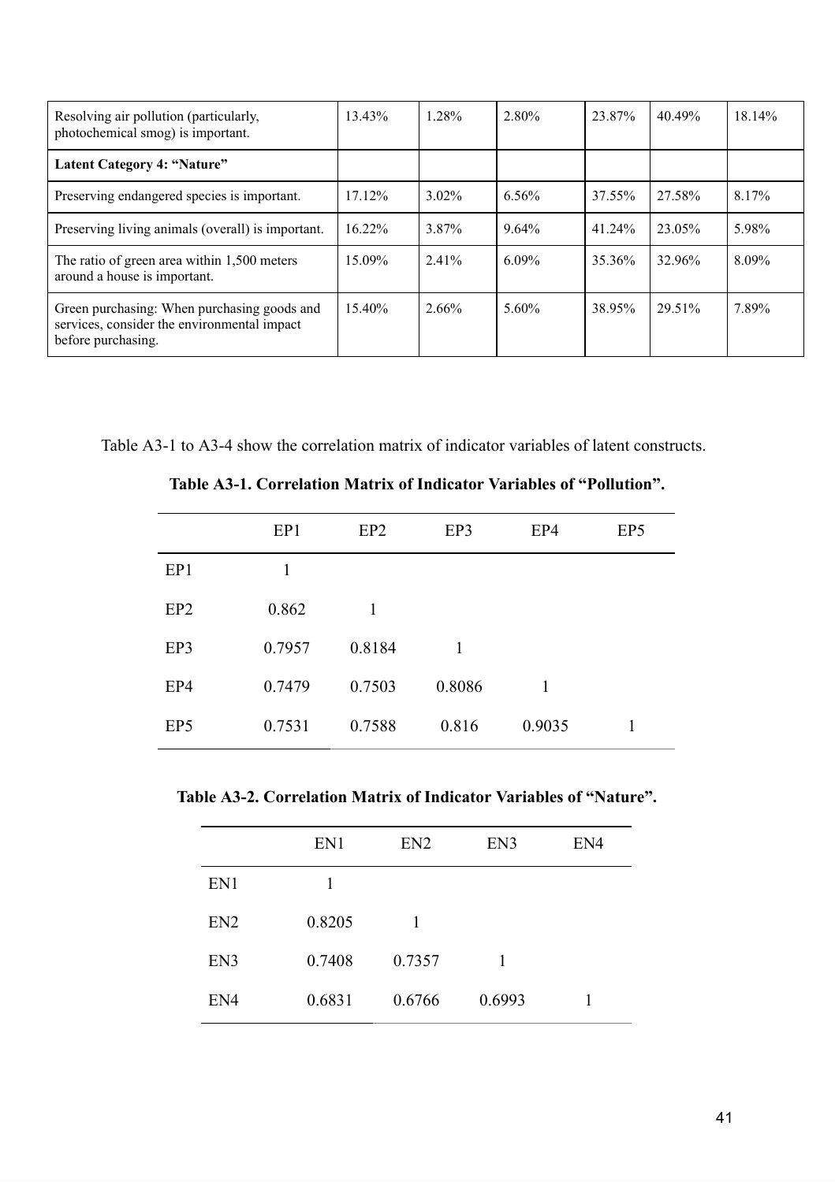| | | | | | | |
|---|---|---|---|---|---|---|
| Resolving air pollution (particularly, photochemical smog) is important. | 13.43% | 1.28% | 2.80% | 23.87% | 40.49% | 18.14% |
| **Latent Category 4: "Nature"** | | | | | | |
| Preserving endangered species is important. | 17.12% | 3.02% | 6.56% | 37.55% | 27.58% | 8.17% |
| Preserving living animals (overall) is important. | 16.22% | 3.87% | 9.64% | 41.24% | 23.05% | 5.98% |
| The ratio of green area within 1,500 meters around a house is important. | 15.09% | 2.41% | 6.09% | 35.36% | 32.96% | 8.09% |
| Green purchasing: When purchasing goods and services, consider the environmental impact before purchasing. | 15.40% | 2.66% | 5.60% | 38.95% | 29.51% | 7.89% |

Table A3-1 to A3-4 show the correlation matrix of indicator variables of latent constructs.

**Table A3-1. Correlation Matrix of Indicator Variables of "Pollution".**

| | EP1 | EP2 | EP3 | EP4 | EP5 |
|---|---|---|---|---|---|
| EP1 | 1 | | | | |
| EP2 | 0.862 | 1 | | | |
| EP3 | 0.7957 | 0.8184 | 1 | | |
| EP4 | 0.7479 | 0.7503 | 0.8086 | 1 | |
| EP5 | 0.7531 | 0.7588 | 0.816 | 0.9035 | 1 |

**Table A3-2. Correlation Matrix of Indicator Variables of "Nature".**

| | EN1 | EN2 | EN3 | EN4 |
|---|---|---|---|---|
| EN1 | 1 | | | |
| EN2 | 0.8205 | 1 | | |
| EN3 | 0.7408 | 0.7357 | 1 | |
| EN4 | 0.6831 | 0.6766 | 0.6993 | 1 |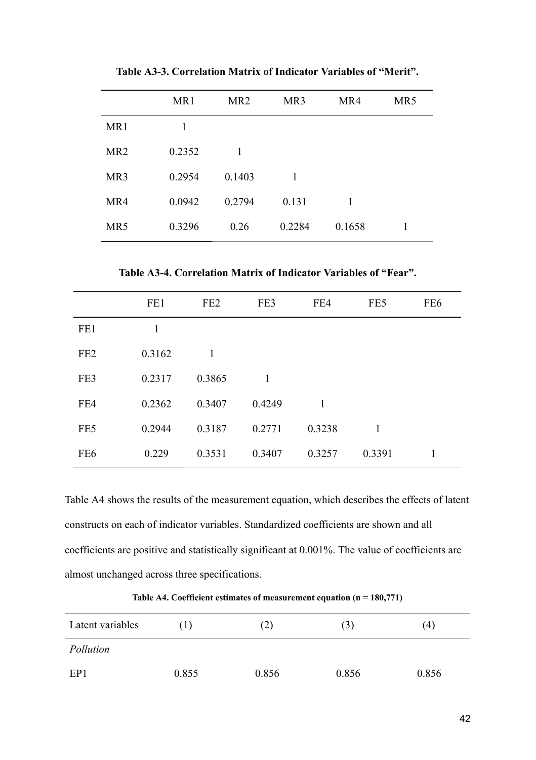**Table A3-3. Correlation Matrix of Indicator Variables of “Merit”.**

| | MR1 | MR2 | MR3 | MR4 | MR5 |
|---|---|---|---|---|---|
| MR1 | 1 | | | | |
| MR2 | 0.2352 | 1 | | | |
| MR3 | 0.2954 | 0.1403 | 1 | | |
| MR4 | 0.0942 | 0.2794 | 0.131 | 1 | |
| MR5 | 0.3296 | 0.26 | 0.2284 | 0.1658 | 1 |

**Table A3-4. Correlation Matrix of Indicator Variables of “Fear”.**

| | FE1 | FE2 | FE3 | FE4 | FE5 | FE6 |
|---|---|---|---|---|---|---|
| FE1 | 1 | | | | | |
| FE2 | 0.3162 | 1 | | | | |
| FE3 | 0.2317 | 0.3865 | 1 | | | |
| FE4 | 0.2362 | 0.3407 | 0.4249 | 1 | | |
| FE5 | 0.2944 | 0.3187 | 0.2771 | 0.3238 | 1 | |
| FE6 | 0.229 | 0.3531 | 0.3407 | 0.3257 | 0.3391 | 1 |

Table A4 shows the results of the measurement equation, which describes the effects of latent constructs on each of indicator variables. Standardized coefficients are shown and all coefficients are positive and statistically significant at 0.001%. The value of coefficients are almost unchanged across three specifications.

**Table A4. Coefficient estimates of measurement equation (n = 180,771)**

| Latent variables | (1) | (2) | (3) | (4) |
|---|---|---|---|---|
| *Pollution* | | | | |
| EP1 | 0.855 | 0.856 | 0.856 | 0.856 |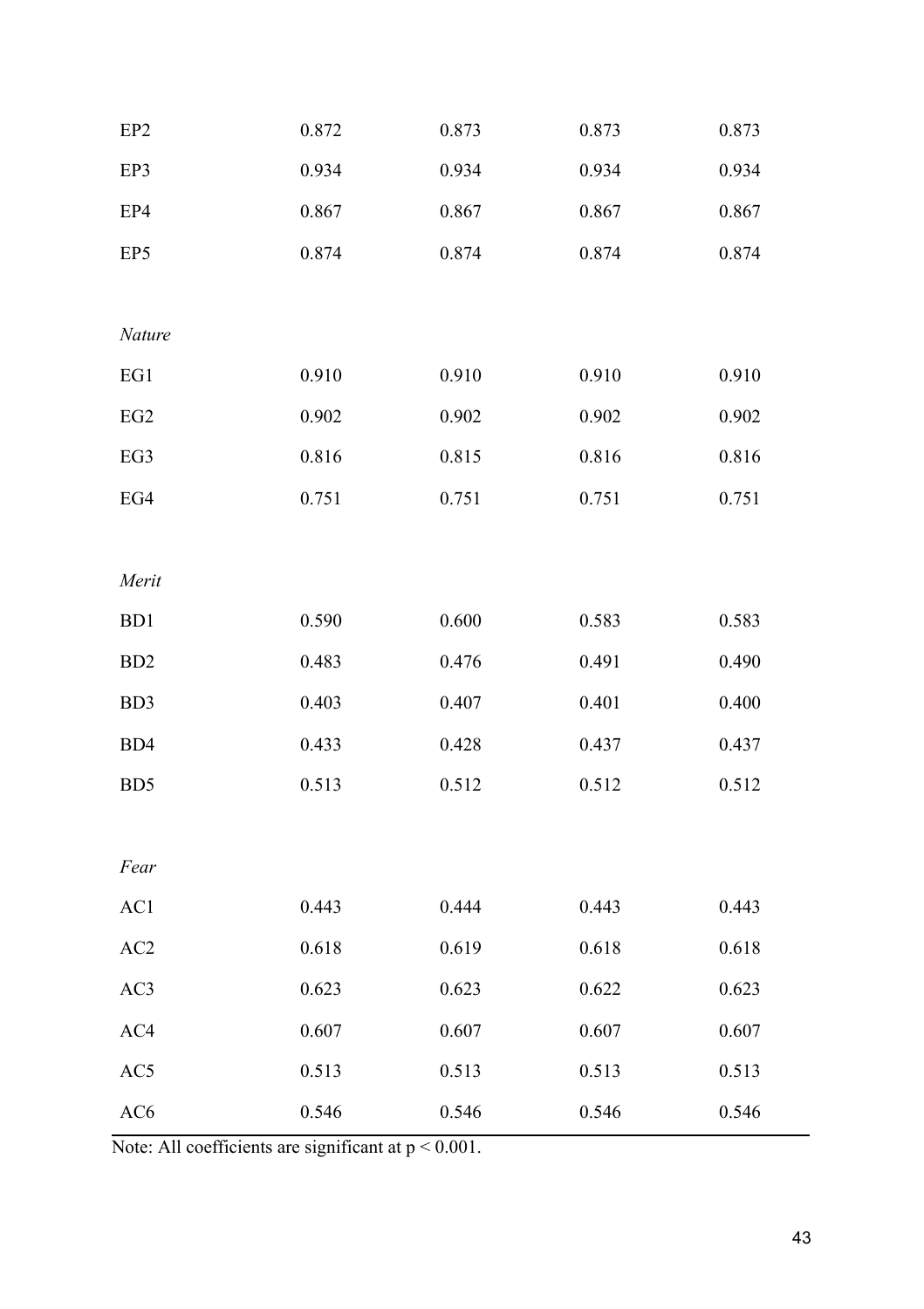| | | | | |
|---|---|---|---|---|
| EP2 | 0.872 | 0.873 | 0.873 | 0.873 |
| EP3 | 0.934 | 0.934 | 0.934 | 0.934 |
| EP4 | 0.867 | 0.867 | 0.867 | 0.867 |
| EP5 | 0.874 | 0.874 | 0.874 | 0.874 |
| | | | | |
| *Nature* | | | | |
| EG1 | 0.910 | 0.910 | 0.910 | 0.910 |
| EG2 | 0.902 | 0.902 | 0.902 | 0.902 |
| EG3 | 0.816 | 0.815 | 0.816 | 0.816 |
| EG4 | 0.751 | 0.751 | 0.751 | 0.751 |
| | | | | |
| *Merit* | | | | |
| BD1 | 0.590 | 0.600 | 0.583 | 0.583 |
| BD2 | 0.483 | 0.476 | 0.491 | 0.490 |
| BD3 | 0.403 | 0.407 | 0.401 | 0.400 |
| BD4 | 0.433 | 0.428 | 0.437 | 0.437 |
| BD5 | 0.513 | 0.512 | 0.512 | 0.512 |
| | | | | |
| *Fear* | | | | |
| AC1 | 0.443 | 0.444 | 0.443 | 0.443 |
| AC2 | 0.618 | 0.619 | 0.618 | 0.618 |
| AC3 | 0.623 | 0.623 | 0.622 | 0.623 |
| AC4 | 0.607 | 0.607 | 0.607 | 0.607 |
| AC5 | 0.513 | 0.513 | 0.513 | 0.513 |
| AC6 | 0.546 | 0.546 | 0.546 | 0.546 |

Note: All coefficients are significant at $p < 0.001$.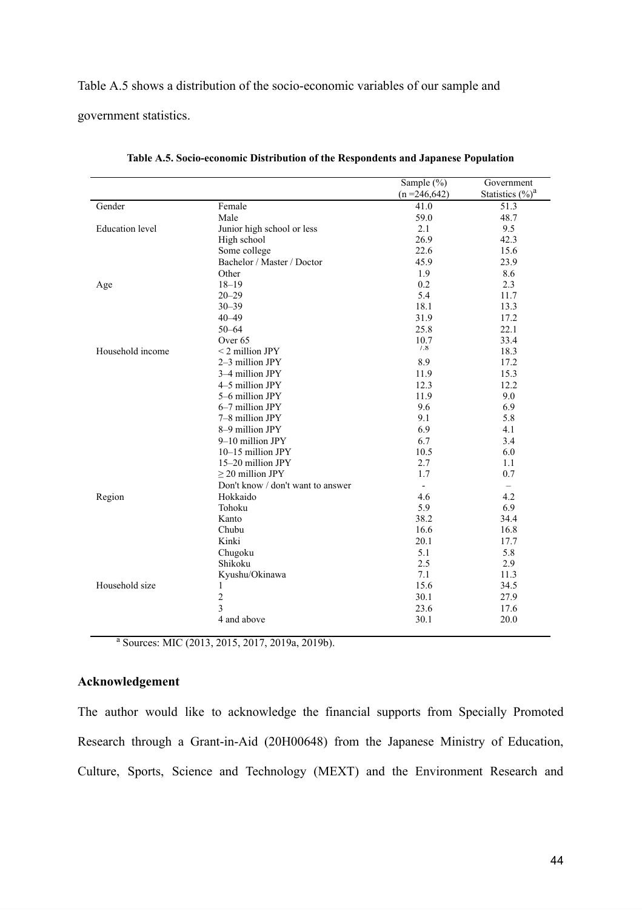Table A.5 shows a distribution of the socio-economic variables of our sample and government statistics.

**Table A.5. Socio-economic Distribution of the Respondents and Japanese Population**

| | | Sample (%) (n =246,642) | Government Statistics (%)[a] |
|---|---|---|---|
| Gender | Female | 41.0 | 51.3 |
| | Male | 59.0 | 48.7 |
| Education level | Junior high school or less | 2.1 | 9.5 |
| | High school | 26.9 | 42.3 |
| | Some college | 22.6 | 15.6 |
| | Bachelor / Master / Doctor | 45.9 | 23.9 |
| | Other | 1.9 | 8.6 |
| Age | 18–19 | 0.2 | 2.3 |
| | 20–29 | 5.4 | 11.7 |
| | 30–39 | 18.1 | 13.3 |
| | 40–49 | 31.9 | 17.2 |
| | 50–64 | 25.8 | 22.1 |
| | Over 65 | 10.7 | 33.4 |
| Household income | < 2 million JPY | 7.8 | 18.3 |
| | 2–3 million JPY | 8.9 | 17.2 |
| | 3–4 million JPY | 11.9 | 15.3 |
| | 4–5 million JPY | 12.3 | 12.2 |
| | 5–6 million JPY | 11.9 | 9.0 |
| | 6–7 million JPY | 9.6 | 6.9 |
| | 7–8 million JPY | 9.1 | 5.8 |
| | 8–9 million JPY | 6.9 | 4.1 |
| | 9–10 million JPY | 6.7 | 3.4 |
| | 10–15 million JPY | 10.5 | 6.0 |
| | 15–20 million JPY | 2.7 | 1.1 |
| | ≥ 20 million JPY | 1.7 | 0.7 |
| | Don't know / don't want to answer | - | – |
| Region | Hokkaido | 4.6 | 4.2 |
| | Tohoku | 5.9 | 6.9 |
| | Kanto | 38.2 | 34.4 |
| | Chubu | 16.6 | 16.8 |
| | Kinki | 20.1 | 17.7 |
| | Chugoku | 5.1 | 5.8 |
| | Shikoku | 2.5 | 2.9 |
| | Kyushu/Okinawa | 7.1 | 11.3 |
| Household size | 1 | 15.6 | 34.5 |
| | 2 | 30.1 | 27.9 |
| | 3 | 23.6 | 17.6 |
| | 4 and above | 30.1 | 20.0 |

[a] Sources: MIC (2013, 2015, 2017, 2019a, 2019b).

## Acknowledgement

The author would like to acknowledge the financial supports from Specially Promoted Research through a Grant-in-Aid (20H00648) from the Japanese Ministry of Education, Culture, Sports, Science and Technology (MEXT) and the Environment Research and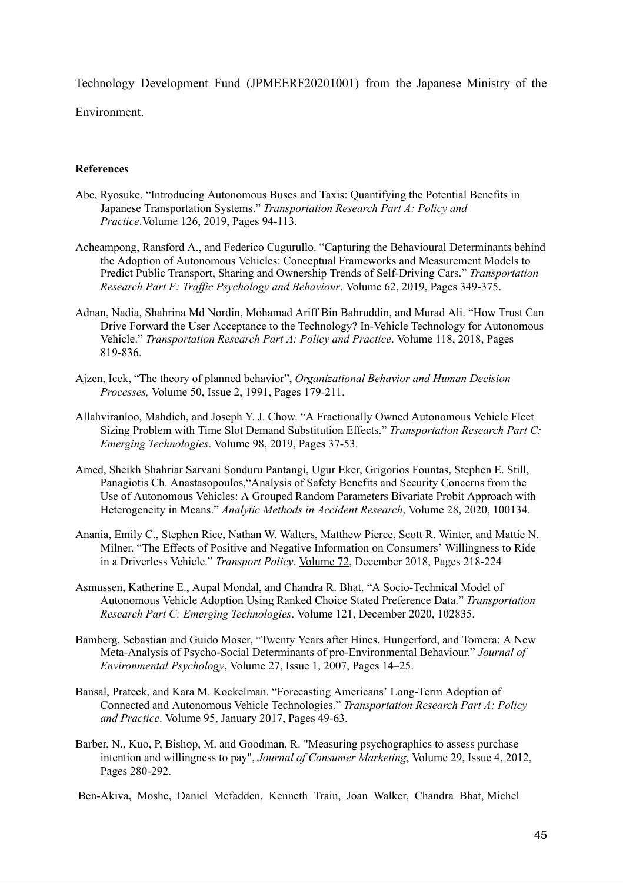Technology Development Fund (JPMEERF20201001) from the Japanese Ministry of the Environment.

**References**

Abe, Ryosuke. "Introducing Autonomous Buses and Taxis: Quantifying the Potential Benefits in Japanese Transportation Systems." *Transportation Research Part A: Policy and Practice*.Volume 126, 2019, Pages 94-113.

Acheampong, Ransford A., and Federico Cugurullo. "Capturing the Behavioural Determinants behind the Adoption of Autonomous Vehicles: Conceptual Frameworks and Measurement Models to Predict Public Transport, Sharing and Ownership Trends of Self-Driving Cars." *Transportation Research Part F: Traffic Psychology and Behaviour*. Volume 62, 2019, Pages 349-375.

Adnan, Nadia, Shahrina Md Nordin, Mohamad Ariff Bin Bahruddin, and Murad Ali. "How Trust Can Drive Forward the User Acceptance to the Technology? In-Vehicle Technology for Autonomous Vehicle." *Transportation Research Part A: Policy and Practice*. Volume 118, 2018, Pages 819-836.

Ajzen, Icek, "The theory of planned behavior", *Organizational Behavior and Human Decision Processes,* Volume 50, Issue 2, 1991, Pages 179-211.

Allahviranloo, Mahdieh, and Joseph Y. J. Chow. "A Fractionally Owned Autonomous Vehicle Fleet Sizing Problem with Time Slot Demand Substitution Effects." *Transportation Research Part C: Emerging Technologies*. Volume 98, 2019, Pages 37-53.

Amed, Sheikh Shahriar Sarvani Sonduru Pantangi, Ugur Eker, Grigorios Fountas, Stephen E. Still, Panagiotis Ch. Anastasopoulos,"Analysis of Safety Benefits and Security Concerns from the Use of Autonomous Vehicles: A Grouped Random Parameters Bivariate Probit Approach with Heterogeneity in Means." *Analytic Methods in Accident Research*, Volume 28, 2020, 100134.

Anania, Emily C., Stephen Rice, Nathan W. Walters, Matthew Pierce, Scott R. Winter, and Mattie N. Milner. "The Effects of Positive and Negative Information on Consumers' Willingness to Ride in a Driverless Vehicle." *Transport Policy*. Volume 72, December 2018, Pages 218-224

Asmussen, Katherine E., Aupal Mondal, and Chandra R. Bhat. "A Socio-Technical Model of Autonomous Vehicle Adoption Using Ranked Choice Stated Preference Data." *Transportation Research Part C: Emerging Technologies*. Volume 121, December 2020, 102835.

Bamberg, Sebastian and Guido Moser, "Twenty Years after Hines, Hungerford, and Tomera: A New Meta-Analysis of Psycho-Social Determinants of pro-Environmental Behaviour." *Journal of Environmental Psychology*, Volume 27, Issue 1, 2007, Pages 14–25.

Bansal, Prateek, and Kara M. Kockelman. "Forecasting Americans' Long-Term Adoption of Connected and Autonomous Vehicle Technologies." *Transportation Research Part A: Policy and Practice*. Volume 95, January 2017, Pages 49-63.

Barber, N., Kuo, P, Bishop, M. and Goodman, R. "Measuring psychographics to assess purchase intention and willingness to pay", *Journal of Consumer Marketing*, Volume 29, Issue 4, 2012, Pages 280-292.

Ben-Akiva, Moshe, Daniel Mcfadden, Kenneth Train, Joan Walker, Chandra Bhat, Michel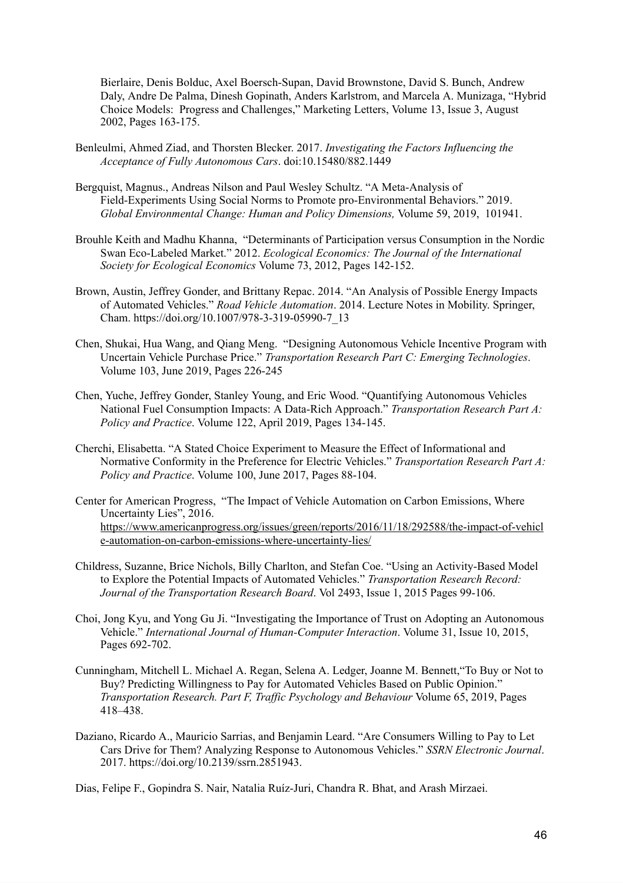Bierlaire, Denis Bolduc, Axel Boersch-Supan, David Brownstone, David S. Bunch, Andrew Daly, Andre De Palma, Dinesh Gopinath, Anders Karlstrom, and Marcela A. Munizaga, "Hybrid Choice Models: Progress and Challenges," Marketing Letters, Volume 13, Issue 3, August 2002, Pages 163-175.

Benleulmi, Ahmed Ziad, and Thorsten Blecker. 2017. *Investigating the Factors Influencing the Acceptance of Fully Autonomous Cars*. doi:10.15480/882.1449

Bergquist, Magnus., Andreas Nilson and Paul Wesley Schultz. "A Meta-Analysis of Field-Experiments Using Social Norms to Promote pro-Environmental Behaviors." 2019. *Global Environmental Change: Human and Policy Dimensions,* Volume 59, 2019, 101941.

Brouhle Keith and Madhu Khanna, "Determinants of Participation versus Consumption in the Nordic Swan Eco-Labeled Market." 2012. *Ecological Economics: The Journal of the International Society for Ecological Economics* Volume 73, 2012, Pages 142-152.

Brown, Austin, Jeffrey Gonder, and Brittany Repac. 2014. "An Analysis of Possible Energy Impacts of Automated Vehicles." *Road Vehicle Automation*. 2014. Lecture Notes in Mobility. Springer, Cham. https://doi.org/10.1007/978-3-319-05990-7_13

Chen, Shukai, Hua Wang, and Qiang Meng. "Designing Autonomous Vehicle Incentive Program with Uncertain Vehicle Purchase Price." *Transportation Research Part C: Emerging Technologies*. Volume 103, June 2019, Pages 226-245

Chen, Yuche, Jeffrey Gonder, Stanley Young, and Eric Wood. "Quantifying Autonomous Vehicles National Fuel Consumption Impacts: A Data-Rich Approach." *Transportation Research Part A: Policy and Practice*. Volume 122, April 2019, Pages 134-145.

Cherchi, Elisabetta. "A Stated Choice Experiment to Measure the Effect of Informational and Normative Conformity in the Preference for Electric Vehicles." *Transportation Research Part A: Policy and Practice*. Volume 100, June 2017, Pages 88-104.

Center for American Progress, "The Impact of Vehicle Automation on Carbon Emissions, Where Uncertainty Lies", 2016. https://www.americanprogress.org/issues/green/reports/2016/11/18/292588/the-impact-of-vehicle-automation-on-carbon-emissions-where-uncertainty-lies/

Childress, Suzanne, Brice Nichols, Billy Charlton, and Stefan Coe. "Using an Activity-Based Model to Explore the Potential Impacts of Automated Vehicles." *Transportation Research Record: Journal of the Transportation Research Board*. Vol 2493, Issue 1, 2015 Pages 99-106.

Choi, Jong Kyu, and Yong Gu Ji. "Investigating the Importance of Trust on Adopting an Autonomous Vehicle." *International Journal of Human-Computer Interaction*. Volume 31, Issue 10, 2015, Pages 692-702.

Cunningham, Mitchell L. Michael A. Regan, Selena A. Ledger, Joanne M. Bennett,"To Buy or Not to Buy? Predicting Willingness to Pay for Automated Vehicles Based on Public Opinion." *Transportation Research. Part F, Traffic Psychology and Behaviour* Volume 65, 2019, Pages 418–438.

Daziano, Ricardo A., Mauricio Sarrias, and Benjamin Leard. "Are Consumers Willing to Pay to Let Cars Drive for Them? Analyzing Response to Autonomous Vehicles." *SSRN Electronic Journal*. 2017. https://doi.org/10.2139/ssrn.2851943.

Dias, Felipe F., Gopindra S. Nair, Natalia Ruíz-Juri, Chandra R. Bhat, and Arash Mirzaei.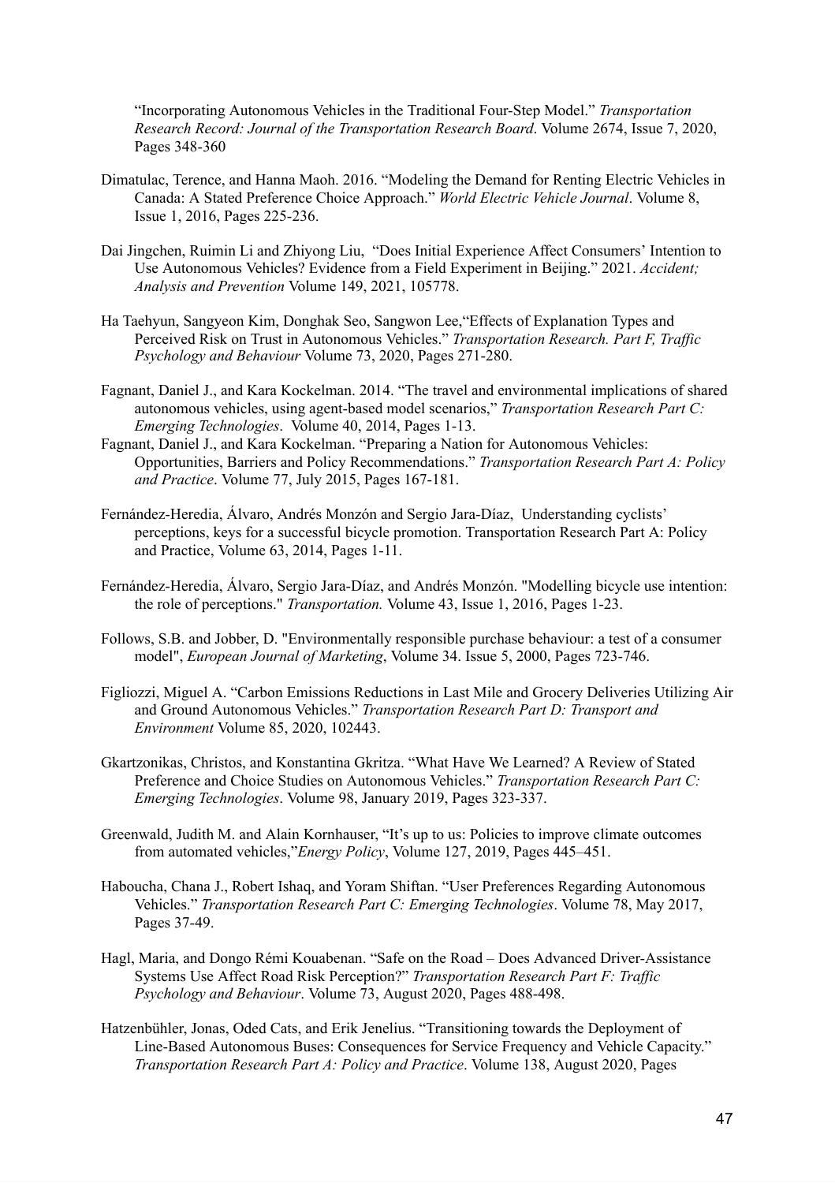"Incorporating Autonomous Vehicles in the Traditional Four-Step Model." *Transportation Research Record: Journal of the Transportation Research Board*. Volume 2674, Issue 7, 2020, Pages 348-360

Dimatulac, Terence, and Hanna Maoh. 2016. "Modeling the Demand for Renting Electric Vehicles in Canada: A Stated Preference Choice Approach." *World Electric Vehicle Journal*. Volume 8, Issue 1, 2016, Pages 225-236.

Dai Jingchen, Ruimin Li and Zhiyong Liu, "Does Initial Experience Affect Consumers' Intention to Use Autonomous Vehicles? Evidence from a Field Experiment in Beijing." 2021. *Accident; Analysis and Prevention* Volume 149, 2021, 105778.

Ha Taehyun, Sangyeon Kim, Donghak Seo, Sangwon Lee,"Effects of Explanation Types and Perceived Risk on Trust in Autonomous Vehicles." *Transportation Research. Part F, Traffic Psychology and Behaviour* Volume 73, 2020, Pages 271-280.

Fagnant, Daniel J., and Kara Kockelman. 2014. "The travel and environmental implications of shared autonomous vehicles, using agent-based model scenarios," *Transportation Research Part C: Emerging Technologies*. Volume 40, 2014, Pages 1-13.

Fagnant, Daniel J., and Kara Kockelman. "Preparing a Nation for Autonomous Vehicles: Opportunities, Barriers and Policy Recommendations." *Transportation Research Part A: Policy and Practice*. Volume 77, July 2015, Pages 167-181.

Fernández-Heredia, Álvaro, Andrés Monzón and Sergio Jara-Díaz, Understanding cyclists' perceptions, keys for a successful bicycle promotion. Transportation Research Part A: Policy and Practice, Volume 63, 2014, Pages 1-11.

Fernández-Heredia, Álvaro, Sergio Jara-Díaz, and Andrés Monzón. "Modelling bicycle use intention: the role of perceptions." *Transportation.* Volume 43, Issue 1, 2016, Pages 1-23.

Follows, S.B. and Jobber, D. "Environmentally responsible purchase behaviour: a test of a consumer model", *European Journal of Marketing*, Volume 34. Issue 5, 2000, Pages 723-746.

Figliozzi, Miguel A. "Carbon Emissions Reductions in Last Mile and Grocery Deliveries Utilizing Air and Ground Autonomous Vehicles." *Transportation Research Part D: Transport and Environment* Volume 85, 2020, 102443.

Gkartzonikas, Christos, and Konstantina Gkritza. "What Have We Learned? A Review of Stated Preference and Choice Studies on Autonomous Vehicles." *Transportation Research Part C: Emerging Technologies*. Volume 98, January 2019, Pages 323-337.

Greenwald, Judith M. and Alain Kornhauser, "It's up to us: Policies to improve climate outcomes from automated vehicles,"*Energy Policy*, Volume 127, 2019, Pages 445–451.

Haboucha, Chana J., Robert Ishaq, and Yoram Shiftan. "User Preferences Regarding Autonomous Vehicles." *Transportation Research Part C: Emerging Technologies*. Volume 78, May 2017, Pages 37-49.

Hagl, Maria, and Dongo Rémi Kouabenan. "Safe on the Road – Does Advanced Driver-Assistance Systems Use Affect Road Risk Perception?" *Transportation Research Part F: Traffic Psychology and Behaviour*. Volume 73, August 2020, Pages 488-498.

Hatzenbühler, Jonas, Oded Cats, and Erik Jenelius. "Transitioning towards the Deployment of Line-Based Autonomous Buses: Consequences for Service Frequency and Vehicle Capacity." *Transportation Research Part A: Policy and Practice*. Volume 138, August 2020, Pages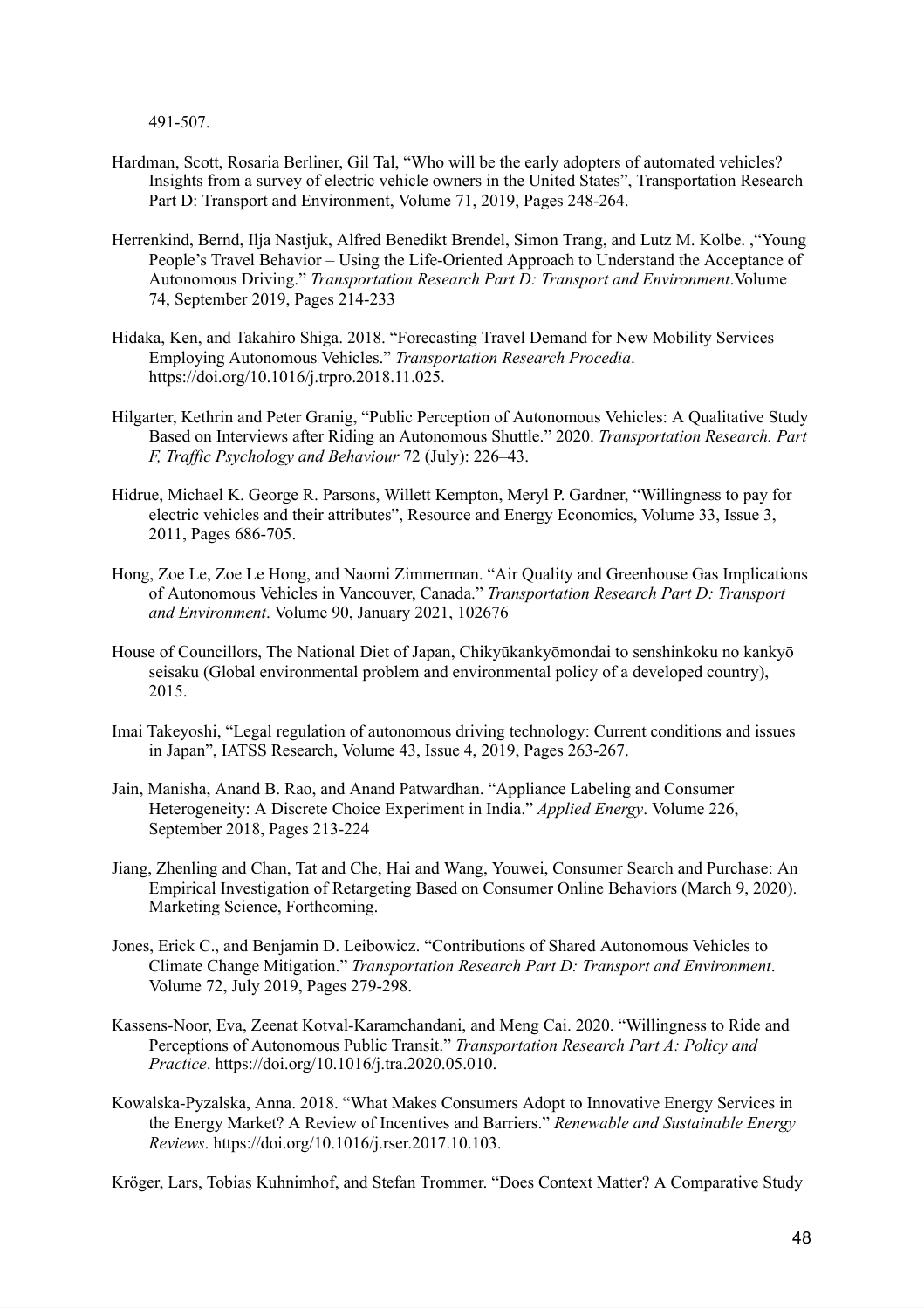491-507.

Hardman, Scott, Rosaria Berliner, Gil Tal, "Who will be the early adopters of automated vehicles? Insights from a survey of electric vehicle owners in the United States", Transportation Research Part D: Transport and Environment, Volume 71, 2019, Pages 248-264.

Herrenkind, Bernd, Ilja Nastjuk, Alfred Benedikt Brendel, Simon Trang, and Lutz M. Kolbe. ,"Young People's Travel Behavior – Using the Life-Oriented Approach to Understand the Acceptance of Autonomous Driving." *Transportation Research Part D: Transport and Environment*.Volume 74, September 2019, Pages 214-233

Hidaka, Ken, and Takahiro Shiga. 2018. "Forecasting Travel Demand for New Mobility Services Employing Autonomous Vehicles." *Transportation Research Procedia*. https://doi.org/10.1016/j.trpro.2018.11.025.

Hilgarter, Kethrin and Peter Granig, "Public Perception of Autonomous Vehicles: A Qualitative Study Based on Interviews after Riding an Autonomous Shuttle." 2020. *Transportation Research. Part F, Traffic Psychology and Behaviour* 72 (July): 226–43.

Hidrue, Michael K. George R. Parsons, Willett Kempton, Meryl P. Gardner, "Willingness to pay for electric vehicles and their attributes", Resource and Energy Economics, Volume 33, Issue 3, 2011, Pages 686-705.

Hong, Zoe Le, Zoe Le Hong, and Naomi Zimmerman. "Air Quality and Greenhouse Gas Implications of Autonomous Vehicles in Vancouver, Canada." *Transportation Research Part D: Transport and Environment*. Volume 90, January 2021, 102676

House of Councillors, The National Diet of Japan, Chikyūkankyōmondai to senshinkoku no kankyō seisaku (Global environmental problem and environmental policy of a developed country), 2015.

Imai Takeyoshi, "Legal regulation of autonomous driving technology: Current conditions and issues in Japan", IATSS Research, Volume 43, Issue 4, 2019, Pages 263-267.

Jain, Manisha, Anand B. Rao, and Anand Patwardhan. "Appliance Labeling and Consumer Heterogeneity: A Discrete Choice Experiment in India." *Applied Energy*. Volume 226, September 2018, Pages 213-224

Jiang, Zhenling and Chan, Tat and Che, Hai and Wang, Youwei, Consumer Search and Purchase: An Empirical Investigation of Retargeting Based on Consumer Online Behaviors (March 9, 2020). Marketing Science, Forthcoming.

Jones, Erick C., and Benjamin D. Leibowicz. "Contributions of Shared Autonomous Vehicles to Climate Change Mitigation." *Transportation Research Part D: Transport and Environment*. Volume 72, July 2019, Pages 279-298.

Kassens-Noor, Eva, Zeenat Kotval-Karamchandani, and Meng Cai. 2020. "Willingness to Ride and Perceptions of Autonomous Public Transit." *Transportation Research Part A: Policy and Practice*. https://doi.org/10.1016/j.tra.2020.05.010.

Kowalska-Pyzalska, Anna. 2018. "What Makes Consumers Adopt to Innovative Energy Services in the Energy Market? A Review of Incentives and Barriers." *Renewable and Sustainable Energy Reviews*. https://doi.org/10.1016/j.rser.2017.10.103.

Kröger, Lars, Tobias Kuhnimhof, and Stefan Trommer. "Does Context Matter? A Comparative Study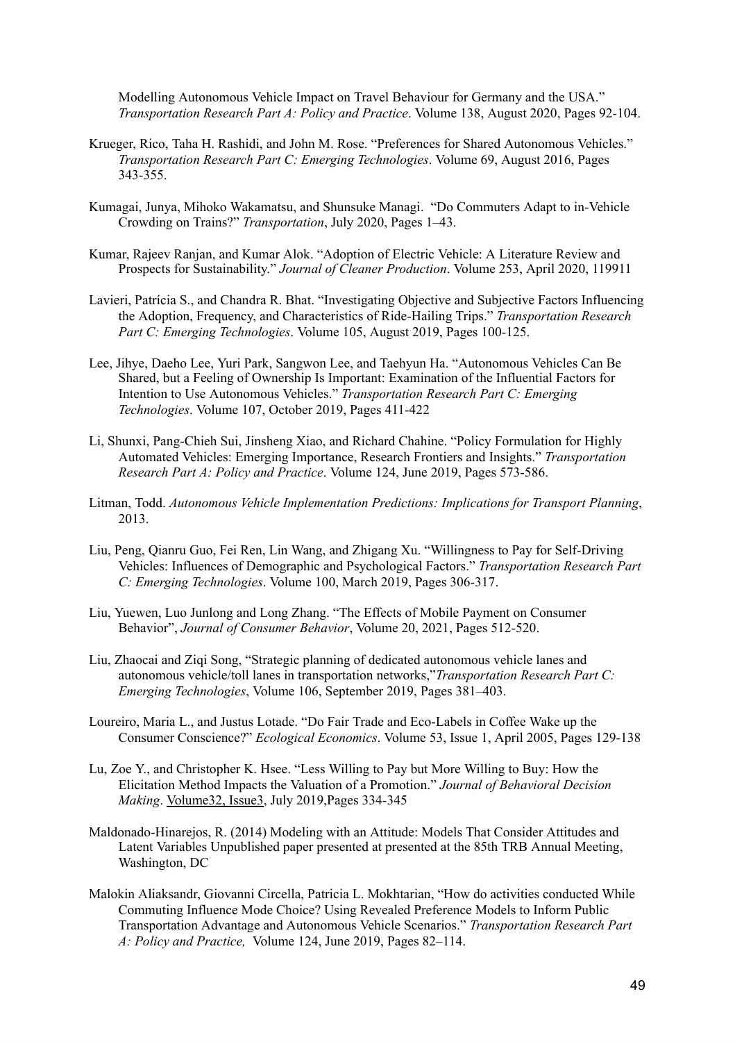Modelling Autonomous Vehicle Impact on Travel Behaviour for Germany and the USA." *Transportation Research Part A: Policy and Practice*. Volume 138, August 2020, Pages 92-104.

Krueger, Rico, Taha H. Rashidi, and John M. Rose. "Preferences for Shared Autonomous Vehicles." *Transportation Research Part C: Emerging Technologies*. Volume 69, August 2016, Pages 343-355.

Kumagai, Junya, Mihoko Wakamatsu, and Shunsuke Managi. "Do Commuters Adapt to in-Vehicle Crowding on Trains?" *Transportation*, July 2020, Pages 1–43.

Kumar, Rajeev Ranjan, and Kumar Alok. "Adoption of Electric Vehicle: A Literature Review and Prospects for Sustainability." *Journal of Cleaner Production*. Volume 253, April 2020, 119911

Lavieri, Patrícia S., and Chandra R. Bhat. "Investigating Objective and Subjective Factors Influencing the Adoption, Frequency, and Characteristics of Ride-Hailing Trips." *Transportation Research Part C: Emerging Technologies*. Volume 105, August 2019, Pages 100-125.

Lee, Jihye, Daeho Lee, Yuri Park, Sangwon Lee, and Taehyun Ha. "Autonomous Vehicles Can Be Shared, but a Feeling of Ownership Is Important: Examination of the Influential Factors for Intention to Use Autonomous Vehicles." *Transportation Research Part C: Emerging Technologies*. Volume 107, October 2019, Pages 411-422

Li, Shunxi, Pang-Chieh Sui, Jinsheng Xiao, and Richard Chahine. "Policy Formulation for Highly Automated Vehicles: Emerging Importance, Research Frontiers and Insights." *Transportation Research Part A: Policy and Practice*. Volume 124, June 2019, Pages 573-586.

Litman, Todd. *Autonomous Vehicle Implementation Predictions: Implications for Transport Planning*, 2013.

Liu, Peng, Qianru Guo, Fei Ren, Lin Wang, and Zhigang Xu. "Willingness to Pay for Self-Driving Vehicles: Influences of Demographic and Psychological Factors." *Transportation Research Part C: Emerging Technologies*. Volume 100, March 2019, Pages 306-317.

Liu, Yuewen, Luo Junlong and Long Zhang. "The Effects of Mobile Payment on Consumer Behavior", *Journal of Consumer Behavior*, Volume 20, 2021, Pages 512-520.

Liu, Zhaocai and Ziqi Song, "Strategic planning of dedicated autonomous vehicle lanes and autonomous vehicle/toll lanes in transportation networks,"*Transportation Research Part C: Emerging Technologies*, Volume 106, September 2019, Pages 381–403.

Loureiro, Maria L., and Justus Lotade. "Do Fair Trade and Eco-Labels in Coffee Wake up the Consumer Conscience?" *Ecological Economics*. Volume 53, Issue 1, April 2005, Pages 129-138

Lu, Zoe Y., and Christopher K. Hsee. "Less Willing to Pay but More Willing to Buy: How the Elicitation Method Impacts the Valuation of a Promotion." *Journal of Behavioral Decision Making*. Volume32, Issue3, July 2019,Pages 334-345

Maldonado-Hinarejos, R. (2014) Modeling with an Attitude: Models That Consider Attitudes and Latent Variables Unpublished paper presented at presented at the 85th TRB Annual Meeting, Washington, DC

Malokin Aliaksandr, Giovanni Circella, Patricia L. Mokhtarian, "How do activities conducted While Commuting Influence Mode Choice? Using Revealed Preference Models to Inform Public Transportation Advantage and Autonomous Vehicle Scenarios." *Transportation Research Part A: Policy and Practice,* Volume 124, June 2019, Pages 82–114.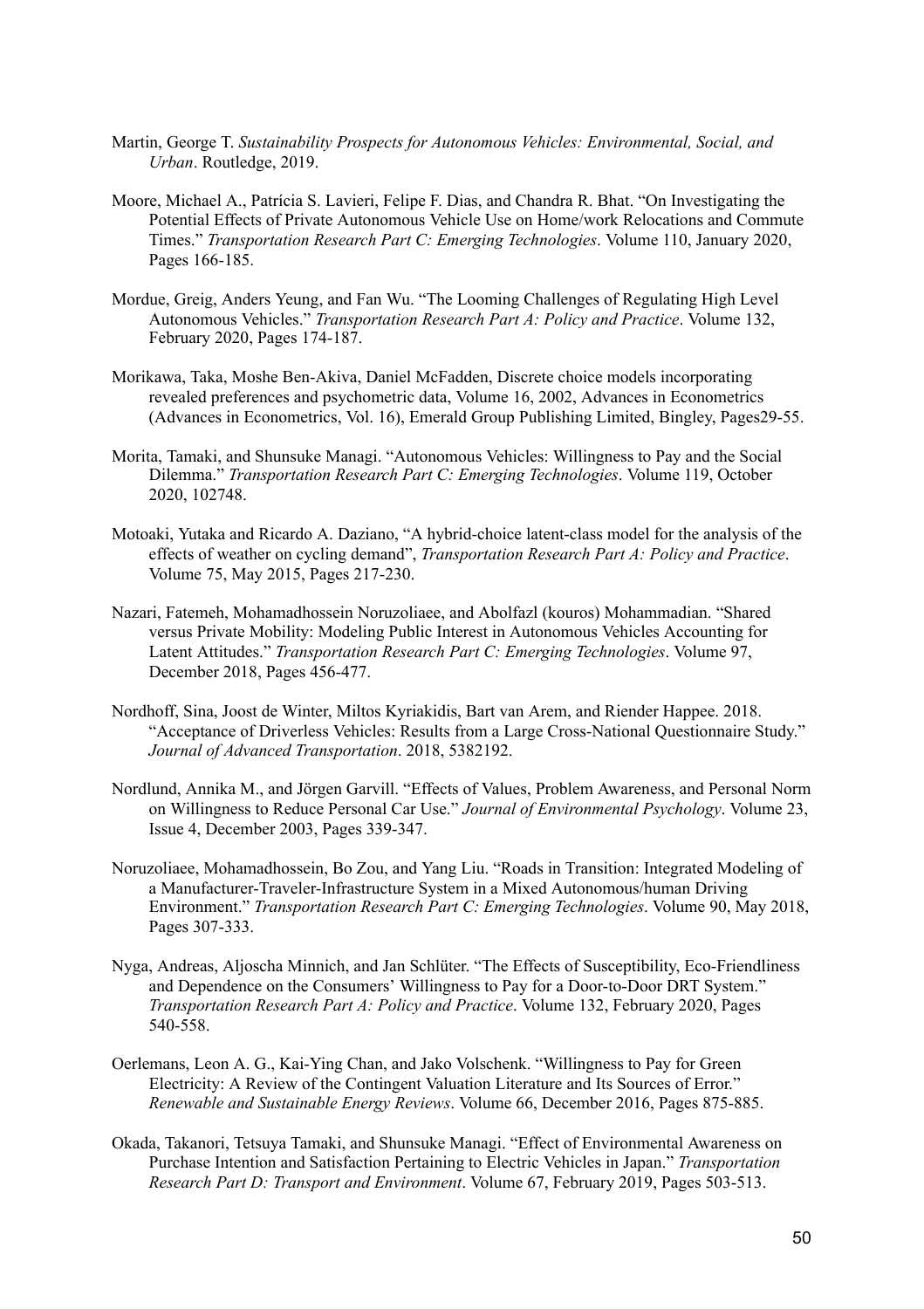Martin, George T. *Sustainability Prospects for Autonomous Vehicles: Environmental, Social, and Urban*. Routledge, 2019.

Moore, Michael A., Patrícia S. Lavieri, Felipe F. Dias, and Chandra R. Bhat. "On Investigating the Potential Effects of Private Autonomous Vehicle Use on Home/work Relocations and Commute Times." *Transportation Research Part C: Emerging Technologies*. Volume 110, January 2020, Pages 166-185.

Mordue, Greig, Anders Yeung, and Fan Wu. "The Looming Challenges of Regulating High Level Autonomous Vehicles." *Transportation Research Part A: Policy and Practice*. Volume 132, February 2020, Pages 174-187.

Morikawa, Taka, Moshe Ben-Akiva, Daniel McFadden, Discrete choice models incorporating revealed preferences and psychometric data, Volume 16, 2002, Advances in Econometrics (Advances in Econometrics, Vol. 16), Emerald Group Publishing Limited, Bingley, Pages29-55.

Morita, Tamaki, and Shunsuke Managi. "Autonomous Vehicles: Willingness to Pay and the Social Dilemma." *Transportation Research Part C: Emerging Technologies*. Volume 119, October 2020, 102748.

Motoaki, Yutaka and Ricardo A. Daziano, "A hybrid-choice latent-class model for the analysis of the effects of weather on cycling demand", *Transportation Research Part A: Policy and Practice*. Volume 75, May 2015, Pages 217-230.

Nazari, Fatemeh, Mohamadhossein Noruzoliaee, and Abolfazl (kouros) Mohammadian. "Shared versus Private Mobility: Modeling Public Interest in Autonomous Vehicles Accounting for Latent Attitudes." *Transportation Research Part C: Emerging Technologies*. Volume 97, December 2018, Pages 456-477.

Nordhoff, Sina, Joost de Winter, Miltos Kyriakidis, Bart van Arem, and Riender Happee. 2018. "Acceptance of Driverless Vehicles: Results from a Large Cross-National Questionnaire Study." *Journal of Advanced Transportation*. 2018, 5382192.

Nordlund, Annika M., and Jörgen Garvill. "Effects of Values, Problem Awareness, and Personal Norm on Willingness to Reduce Personal Car Use." *Journal of Environmental Psychology*. Volume 23, Issue 4, December 2003, Pages 339-347.

Noruzoliaee, Mohamadhossein, Bo Zou, and Yang Liu. "Roads in Transition: Integrated Modeling of a Manufacturer-Traveler-Infrastructure System in a Mixed Autonomous/human Driving Environment." *Transportation Research Part C: Emerging Technologies*. Volume 90, May 2018, Pages 307-333.

Nyga, Andreas, Aljoscha Minnich, and Jan Schlüter. "The Effects of Susceptibility, Eco-Friendliness and Dependence on the Consumers' Willingness to Pay for a Door-to-Door DRT System." *Transportation Research Part A: Policy and Practice*. Volume 132, February 2020, Pages 540-558.

Oerlemans, Leon A. G., Kai-Ying Chan, and Jako Volschenk. "Willingness to Pay for Green Electricity: A Review of the Contingent Valuation Literature and Its Sources of Error." *Renewable and Sustainable Energy Reviews*. Volume 66, December 2016, Pages 875-885.

Okada, Takanori, Tetsuya Tamaki, and Shunsuke Managi. "Effect of Environmental Awareness on Purchase Intention and Satisfaction Pertaining to Electric Vehicles in Japan." *Transportation Research Part D: Transport and Environment*. Volume 67, February 2019, Pages 503-513.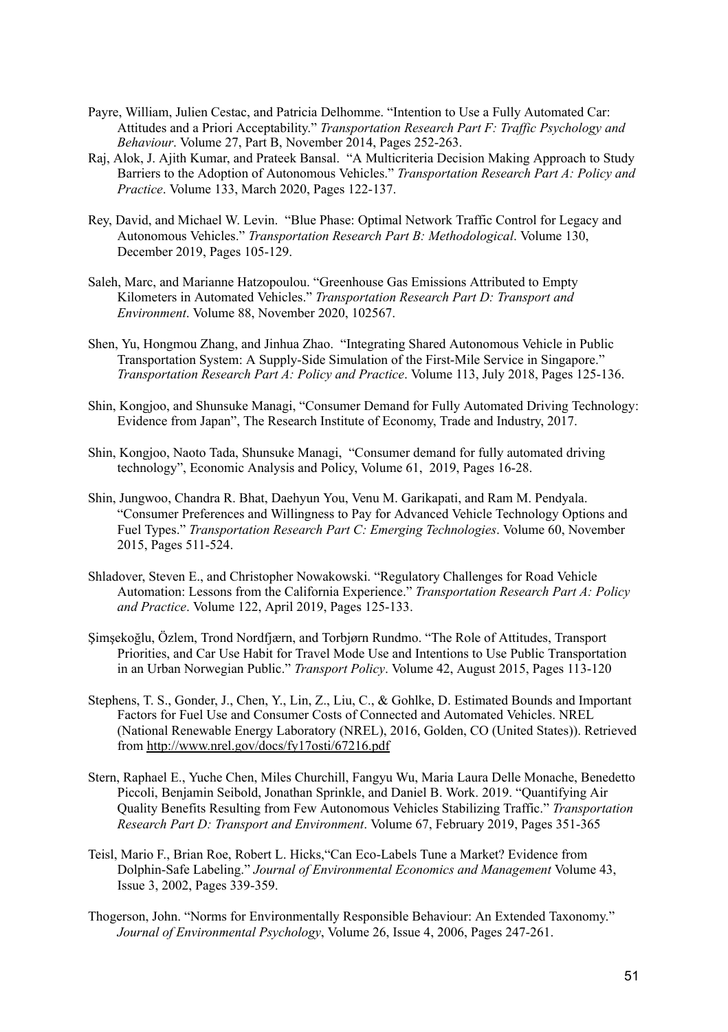Payre, William, Julien Cestac, and Patricia Delhomme. “Intention to Use a Fully Automated Car: Attitudes and a Priori Acceptability.” *Transportation Research Part F: Traffic Psychology and Behaviour*. Volume 27, Part B, November 2014, Pages 252-263.

Raj, Alok, J. Ajith Kumar, and Prateek Bansal. “A Multicriteria Decision Making Approach to Study Barriers to the Adoption of Autonomous Vehicles.” *Transportation Research Part A: Policy and Practice*. Volume 133, March 2020, Pages 122-137.

Rey, David, and Michael W. Levin. “Blue Phase: Optimal Network Traffic Control for Legacy and Autonomous Vehicles.” *Transportation Research Part B: Methodological*. Volume 130, December 2019, Pages 105-129.

Saleh, Marc, and Marianne Hatzopoulou. “Greenhouse Gas Emissions Attributed to Empty Kilometers in Automated Vehicles.” *Transportation Research Part D: Transport and Environment*. Volume 88, November 2020, 102567.

Shen, Yu, Hongmou Zhang, and Jinhua Zhao. “Integrating Shared Autonomous Vehicle in Public Transportation System: A Supply-Side Simulation of the First-Mile Service in Singapore.” *Transportation Research Part A: Policy and Practice*. Volume 113, July 2018, Pages 125-136.

Shin, Kongjoo, and Shunsuke Managi, “Consumer Demand for Fully Automated Driving Technology: Evidence from Japan”, The Research Institute of Economy, Trade and Industry, 2017.

Shin, Kongjoo, Naoto Tada, Shunsuke Managi, “Consumer demand for fully automated driving technology”, Economic Analysis and Policy, Volume 61, 2019, Pages 16-28.

Shin, Jungwoo, Chandra R. Bhat, Daehyun You, Venu M. Garikapati, and Ram M. Pendyala. “Consumer Preferences and Willingness to Pay for Advanced Vehicle Technology Options and Fuel Types.” *Transportation Research Part C: Emerging Technologies*. Volume 60, November 2015, Pages 511-524.

Shladover, Steven E., and Christopher Nowakowski. “Regulatory Challenges for Road Vehicle Automation: Lessons from the California Experience.” *Transportation Research Part A: Policy and Practice*. Volume 122, April 2019, Pages 125-133.

Şimşekoğlu, Özlem, Trond Nordfjærn, and Torbjørn Rundmo. “The Role of Attitudes, Transport Priorities, and Car Use Habit for Travel Mode Use and Intentions to Use Public Transportation in an Urban Norwegian Public.” *Transport Policy*. Volume 42, August 2015, Pages 113-120

Stephens, T. S., Gonder, J., Chen, Y., Lin, Z., Liu, C., & Gohlke, D. Estimated Bounds and Important Factors for Fuel Use and Consumer Costs of Connected and Automated Vehicles. NREL (National Renewable Energy Laboratory (NREL), 2016, Golden, CO (United States)). Retrieved from http://www.nrel.gov/docs/fy17osti/67216.pdf

Stern, Raphael E., Yuche Chen, Miles Churchill, Fangyu Wu, Maria Laura Delle Monache, Benedetto Piccoli, Benjamin Seibold, Jonathan Sprinkle, and Daniel B. Work. 2019. “Quantifying Air Quality Benefits Resulting from Few Autonomous Vehicles Stabilizing Traffic.” *Transportation Research Part D: Transport and Environment*. Volume 67, February 2019, Pages 351-365

Teisl, Mario F., Brian Roe, Robert L. Hicks,“Can Eco-Labels Tune a Market? Evidence from Dolphin-Safe Labeling.” *Journal of Environmental Economics and Management* Volume 43, Issue 3, 2002, Pages 339-359.

Thogerson, John. “Norms for Environmentally Responsible Behaviour: An Extended Taxonomy.” *Journal of Environmental Psychology*, Volume 26, Issue 4, 2006, Pages 247-261.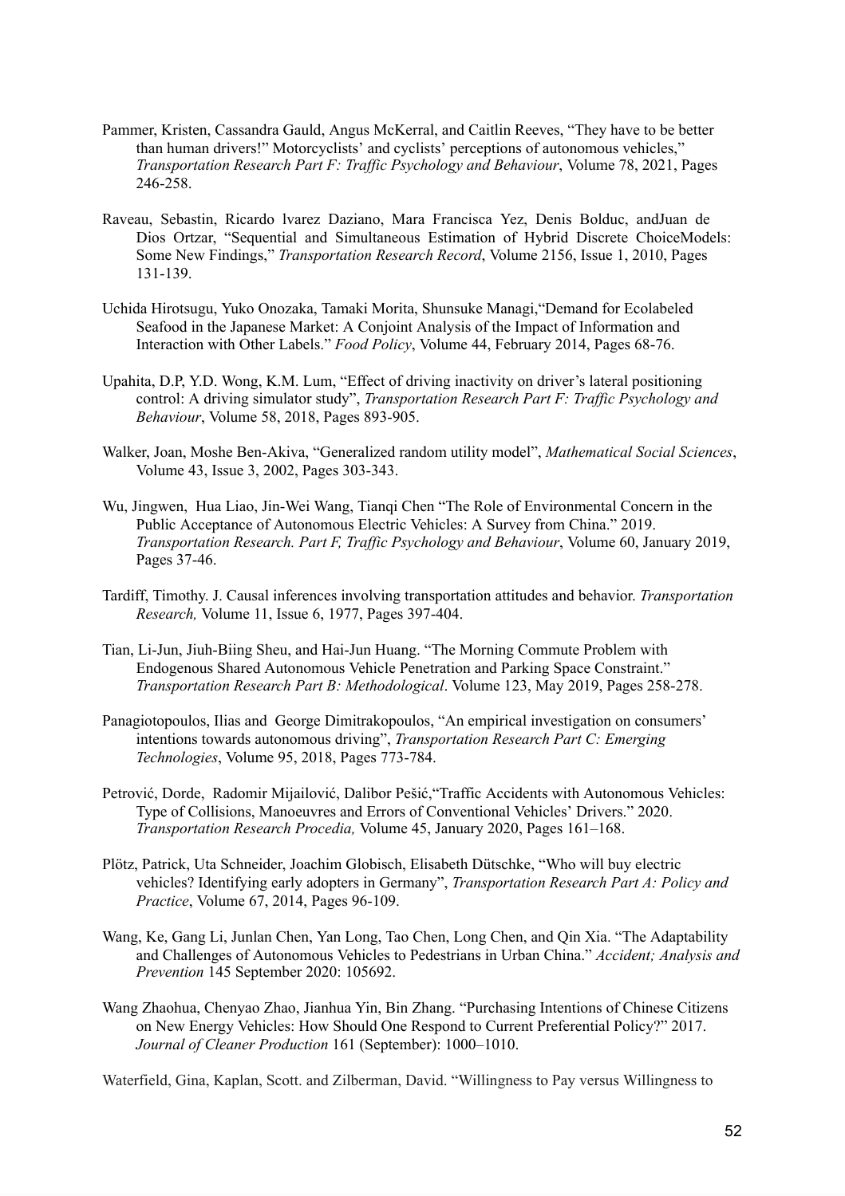Pammer, Kristen, Cassandra Gauld, Angus McKerral, and Caitlin Reeves, "They have to be better than human drivers!" Motorcyclists' and cyclists' perceptions of autonomous vehicles," *Transportation Research Part F: Traffic Psychology and Behaviour*, Volume 78, 2021, Pages 246-258.

Raveau, Sebastin, Ricardo lvarez Daziano, Mara Francisca Yez, Denis Bolduc, andJuan de Dios Ortzar, "Sequential and Simultaneous Estimation of Hybrid Discrete ChoiceModels: Some New Findings," *Transportation Research Record*, Volume 2156, Issue 1, 2010, Pages 131-139.

Uchida Hirotsugu, Yuko Onozaka, Tamaki Morita, Shunsuke Managi,"Demand for Ecolabeled Seafood in the Japanese Market: A Conjoint Analysis of the Impact of Information and Interaction with Other Labels." *Food Policy*, Volume 44, February 2014, Pages 68-76.

Upahita, D.P, Y.D. Wong, K.M. Lum, "Effect of driving inactivity on driver's lateral positioning control: A driving simulator study", *Transportation Research Part F: Traffic Psychology and Behaviour*, Volume 58, 2018, Pages 893-905.

Walker, Joan, Moshe Ben-Akiva, "Generalized random utility model", *Mathematical Social Sciences*, Volume 43, Issue 3, 2002, Pages 303-343.

Wu, Jingwen, Hua Liao, Jin-Wei Wang, Tianqi Chen "The Role of Environmental Concern in the Public Acceptance of Autonomous Electric Vehicles: A Survey from China." 2019. *Transportation Research. Part F, Traffic Psychology and Behaviour*, Volume 60, January 2019, Pages 37-46.

Tardiff, Timothy. J. Causal inferences involving transportation attitudes and behavior. *Transportation Research,* Volume 11, Issue 6, 1977, Pages 397-404.

Tian, Li-Jun, Jiuh-Biing Sheu, and Hai-Jun Huang. "The Morning Commute Problem with Endogenous Shared Autonomous Vehicle Penetration and Parking Space Constraint." *Transportation Research Part B: Methodological*. Volume 123, May 2019, Pages 258-278.

Panagiotopoulos, Ilias and George Dimitrakopoulos, "An empirical investigation on consumers' intentions towards autonomous driving", *Transportation Research Part C: Emerging Technologies*, Volume 95, 2018, Pages 773-784.

Petrović, Dorde, Radomir Mijailović, Dalibor Pešić,"Traffic Accidents with Autonomous Vehicles: Type of Collisions, Manoeuvres and Errors of Conventional Vehicles' Drivers." 2020. *Transportation Research Procedia,* Volume 45, January 2020, Pages 161–168.

Plötz, Patrick, Uta Schneider, Joachim Globisch, Elisabeth Dütschke, "Who will buy electric vehicles? Identifying early adopters in Germany", *Transportation Research Part A: Policy and Practice*, Volume 67, 2014, Pages 96-109.

Wang, Ke, Gang Li, Junlan Chen, Yan Long, Tao Chen, Long Chen, and Qin Xia. "The Adaptability and Challenges of Autonomous Vehicles to Pedestrians in Urban China." *Accident; Analysis and Prevention* 145 September 2020: 105692.

Wang Zhaohua, Chenyao Zhao, Jianhua Yin, Bin Zhang. "Purchasing Intentions of Chinese Citizens on New Energy Vehicles: How Should One Respond to Current Preferential Policy?" 2017. *Journal of Cleaner Production* 161 (September): 1000–1010.

Waterfield, Gina, Kaplan, Scott. and Zilberman, David. "Willingness to Pay versus Willingness to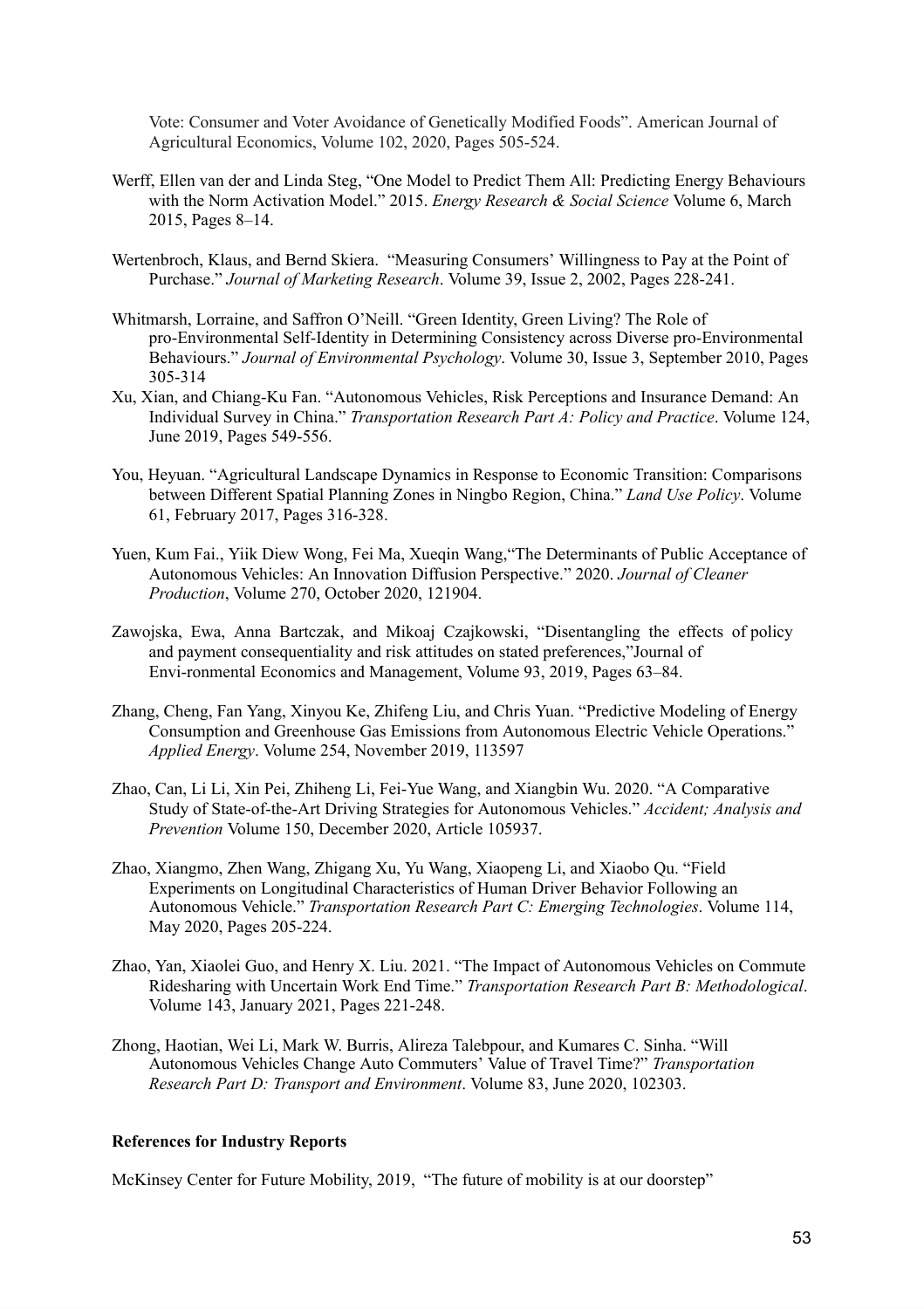Vote: Consumer and Voter Avoidance of Genetically Modified Foods". American Journal of Agricultural Economics, Volume 102, 2020, Pages 505-524.

Werff, Ellen van der and Linda Steg, "One Model to Predict Them All: Predicting Energy Behaviours with the Norm Activation Model." 2015. *Energy Research & Social Science* Volume 6, March 2015, Pages 8–14.

Wertenbroch, Klaus, and Bernd Skiera. "Measuring Consumers' Willingness to Pay at the Point of Purchase." *Journal of Marketing Research*. Volume 39, Issue 2, 2002, Pages 228-241.

Whitmarsh, Lorraine, and Saffron O'Neill. "Green Identity, Green Living? The Role of pro-Environmental Self-Identity in Determining Consistency across Diverse pro-Environmental Behaviours." *Journal of Environmental Psychology*. Volume 30, Issue 3, September 2010, Pages 305-314

Xu, Xian, and Chiang-Ku Fan. "Autonomous Vehicles, Risk Perceptions and Insurance Demand: An Individual Survey in China." *Transportation Research Part A: Policy and Practice*. Volume 124, June 2019, Pages 549-556.

You, Heyuan. "Agricultural Landscape Dynamics in Response to Economic Transition: Comparisons between Different Spatial Planning Zones in Ningbo Region, China." *Land Use Policy*. Volume 61, February 2017, Pages 316-328.

Yuen, Kum Fai., Yiik Diew Wong, Fei Ma, Xueqin Wang,"The Determinants of Public Acceptance of Autonomous Vehicles: An Innovation Diffusion Perspective." 2020. *Journal of Cleaner Production*, Volume 270, October 2020, 121904.

Zawojska, Ewa, Anna Bartczak, and Mikoaj Czajkowski, "Disentangling the effects of policy and payment consequentiality and risk attitudes on stated preferences,"Journal of Envi-ronmental Economics and Management, Volume 93, 2019, Pages 63–84.

Zhang, Cheng, Fan Yang, Xinyou Ke, Zhifeng Liu, and Chris Yuan. "Predictive Modeling of Energy Consumption and Greenhouse Gas Emissions from Autonomous Electric Vehicle Operations." *Applied Energy*. Volume 254, November 2019, 113597

Zhao, Can, Li Li, Xin Pei, Zhiheng Li, Fei-Yue Wang, and Xiangbin Wu. 2020. "A Comparative Study of State-of-the-Art Driving Strategies for Autonomous Vehicles." *Accident; Analysis and Prevention* Volume 150, December 2020, Article 105937.

Zhao, Xiangmo, Zhen Wang, Zhigang Xu, Yu Wang, Xiaopeng Li, and Xiaobo Qu. "Field Experiments on Longitudinal Characteristics of Human Driver Behavior Following an Autonomous Vehicle." *Transportation Research Part C: Emerging Technologies*. Volume 114, May 2020, Pages 205-224.

Zhao, Yan, Xiaolei Guo, and Henry X. Liu. 2021. "The Impact of Autonomous Vehicles on Commute Ridesharing with Uncertain Work End Time." *Transportation Research Part B: Methodological*. Volume 143, January 2021, Pages 221-248.

Zhong, Haotian, Wei Li, Mark W. Burris, Alireza Talebpour, and Kumares C. Sinha. "Will Autonomous Vehicles Change Auto Commuters' Value of Travel Time?" *Transportation Research Part D: Transport and Environment*. Volume 83, June 2020, 102303.

**References for Industry Reports**

McKinsey Center for Future Mobility, 2019, "The future of mobility is at our doorstep"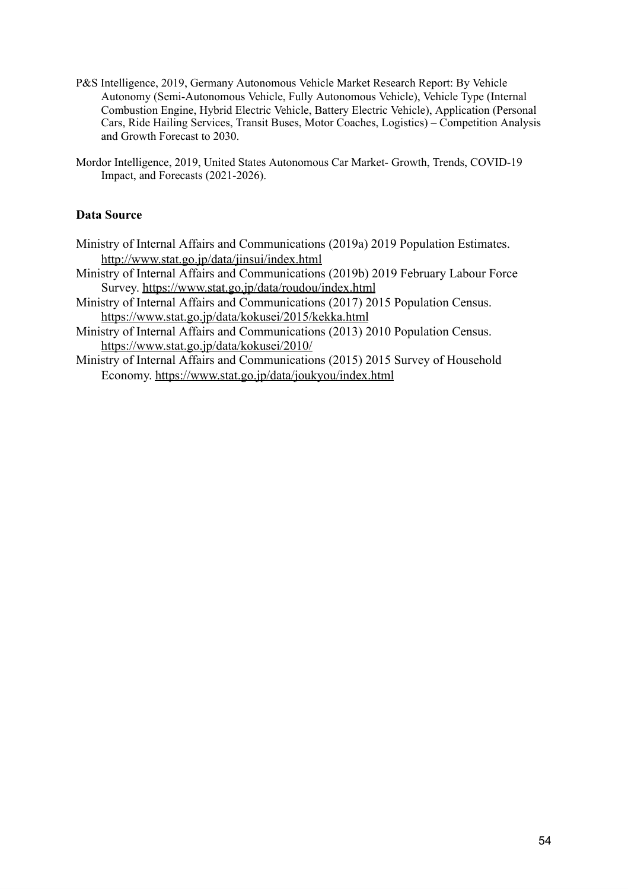P&S Intelligence, 2019, Germany Autonomous Vehicle Market Research Report: By Vehicle Autonomy (Semi-Autonomous Vehicle, Fully Autonomous Vehicle), Vehicle Type (Internal Combustion Engine, Hybrid Electric Vehicle, Battery Electric Vehicle), Application (Personal Cars, Ride Hailing Services, Transit Buses, Motor Coaches, Logistics) – Competition Analysis and Growth Forecast to 2030.

Mordor Intelligence, 2019, United States Autonomous Car Market- Growth, Trends, COVID-19 Impact, and Forecasts (2021-2026).

## Data Source

Ministry of Internal Affairs and Communications (2019a) 2019 Population Estimates. http://www.stat.go.jp/data/jinsui/index.html

Ministry of Internal Affairs and Communications (2019b) 2019 February Labour Force Survey. https://www.stat.go.jp/data/roudou/index.html

Ministry of Internal Affairs and Communications (2017) 2015 Population Census. https://www.stat.go.jp/data/kokusei/2015/kekka.html

Ministry of Internal Affairs and Communications (2013) 2010 Population Census. https://www.stat.go.jp/data/kokusei/2010/

Ministry of Internal Affairs and Communications (2015) 2015 Survey of Household Economy. https://www.stat.go.jp/data/joukyou/index.html